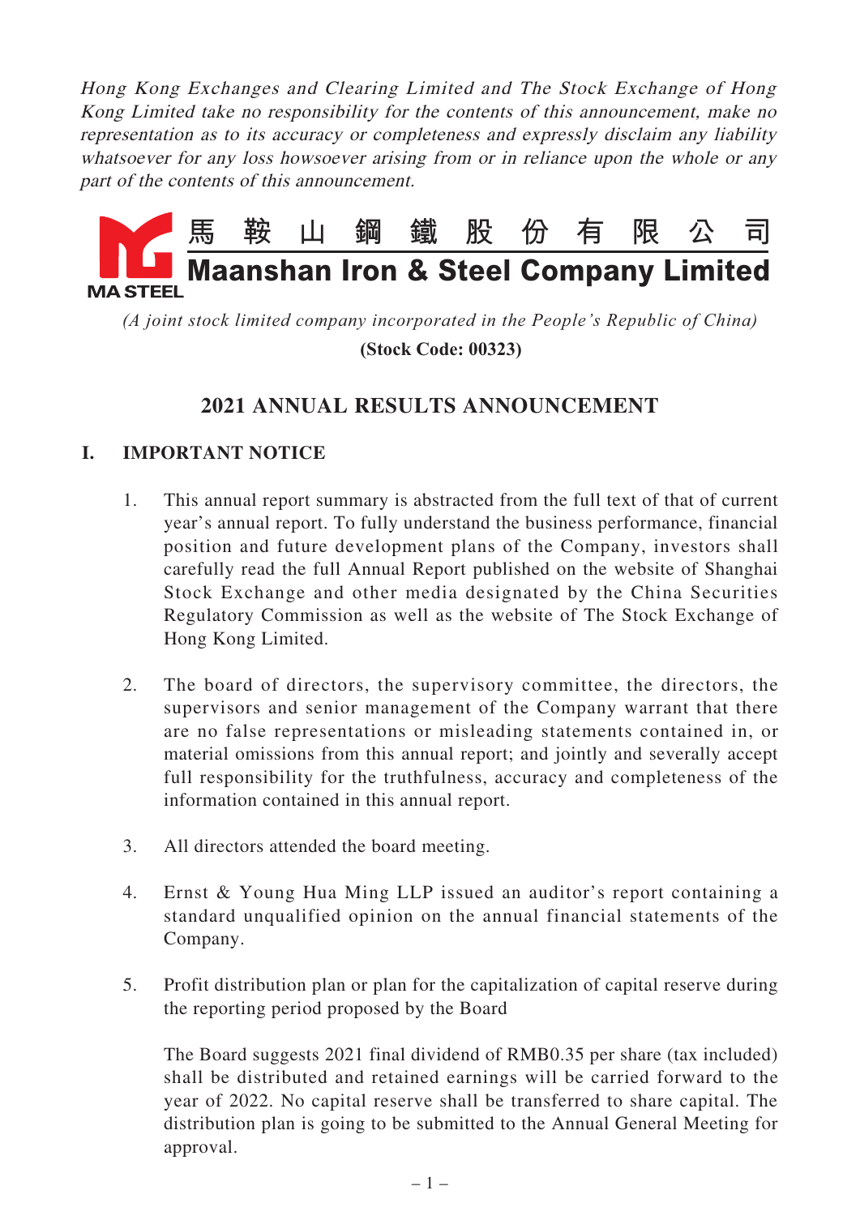*Hong Kong Exchanges and Clearing Limited and The Stock Exchange of Hong Kong Limited take no responsibility for the contents of this announcement, make no representation as to its accuracy or completeness and expressly disclaim any liability whatsoever for any loss howsoever arising from or in reliance upon the whole or any part of the contents of this announcement.*

# 馬鞍山鋼鐵股份有限公司
# Maanshan Iron & Steel Company Limited

MA STEEL

*(A joint stock limited company incorporated in the People's Republic of China)*

**(Stock Code: 00323)**

## 2021 ANNUAL RESULTS ANNOUNCEMENT

## I. IMPORTANT NOTICE

1. This annual report summary is abstracted from the full text of that of current year's annual report. To fully understand the business performance, financial position and future development plans of the Company, investors shall carefully read the full Annual Report published on the website of Shanghai Stock Exchange and other media designated by the China Securities Regulatory Commission as well as the website of The Stock Exchange of Hong Kong Limited.

2. The board of directors, the supervisory committee, the directors, the supervisors and senior management of the Company warrant that there are no false representations or misleading statements contained in, or material omissions from this annual report; and jointly and severally accept full responsibility for the truthfulness, accuracy and completeness of the information contained in this annual report.

3. All directors attended the board meeting.

4. Ernst & Young Hua Ming LLP issued an auditor's report containing a standard unqualified opinion on the annual financial statements of the Company.

5. Profit distribution plan or plan for the capitalization of capital reserve during the reporting period proposed by the Board

   The Board suggests 2021 final dividend of RMB0.35 per share (tax included) shall be distributed and retained earnings will be carried forward to the year of 2022. No capital reserve shall be transferred to share capital. The distribution plan is going to be submitted to the Annual General Meeting for approval.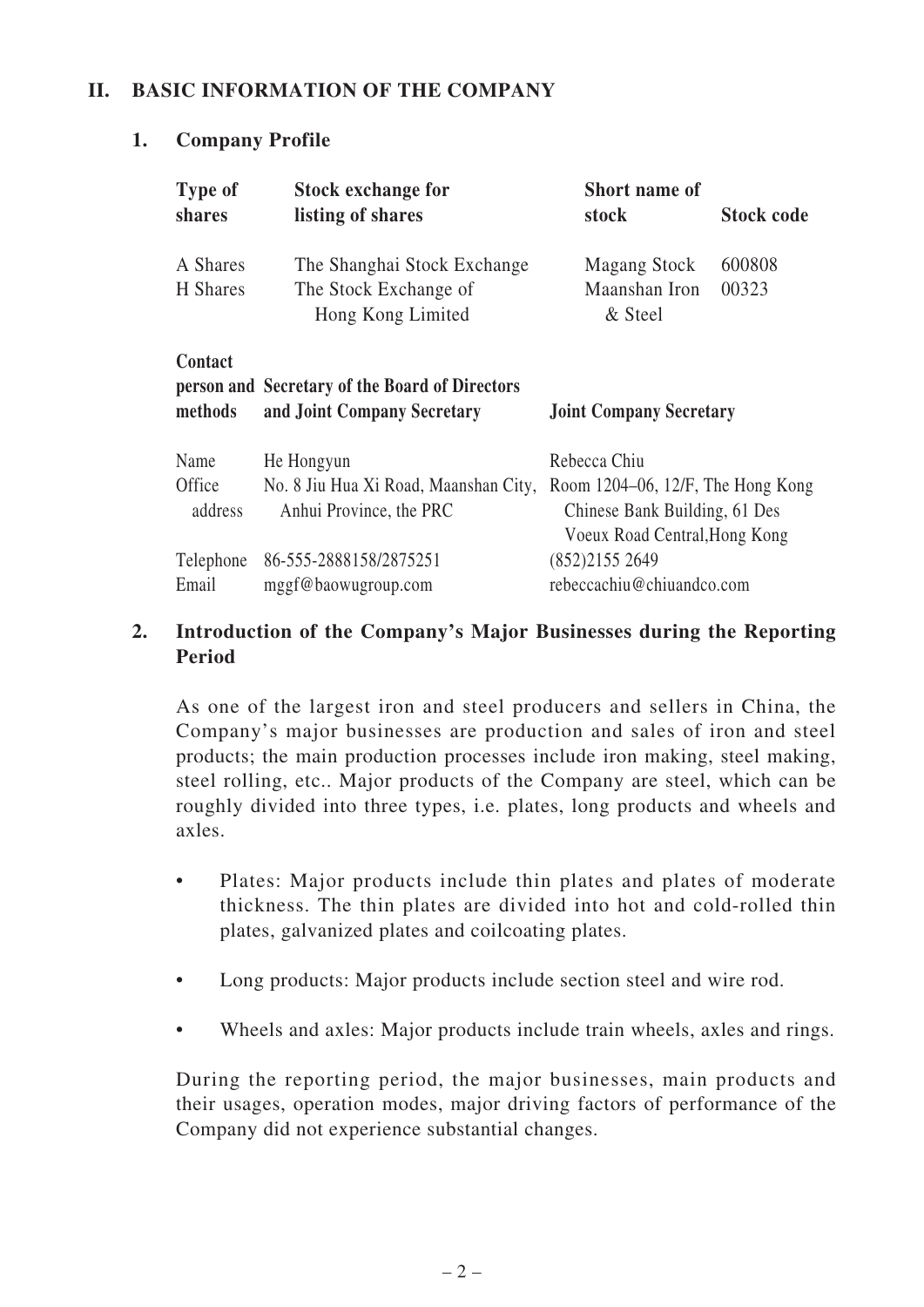## II. BASIC INFORMATION OF THE COMPANY

### 1. Company Profile

| Type of shares | Stock exchange for listing of shares | Short name of stock | Stock code |
|---|---|---|---|
| A Shares | The Shanghai Stock Exchange | Magang Stock | 600808 |
| H Shares | The Stock Exchange of Hong Kong Limited | Maanshan Iron & Steel | 00323 |

| Contact person and methods | Secretary of the Board of Directors and Joint Company Secretary | Joint Company Secretary |
|---|---|---|
| Name | He Hongyun | Rebecca Chiu |
| Office address | No. 8 Jiu Hua Xi Road, Maanshan City, Anhui Province, the PRC | Room 1204–06, 12/F, The Hong Kong Chinese Bank Building, 61 Des Voeux Road Central,Hong Kong |
| Telephone | 86-555-2888158/2875251 | (852)2155 2649 |
| Email | mggf@baowugroup.com | rebeccachiu@chiuandco.com |

### 2. Introduction of the Company's Major Businesses during the Reporting Period

As one of the largest iron and steel producers and sellers in China, the Company's major businesses are production and sales of iron and steel products; the main production processes include iron making, steel making, steel rolling, etc.. Major products of the Company are steel, which can be roughly divided into three types, i.e. plates, long products and wheels and axles.

- Plates: Major products include thin plates and plates of moderate thickness. The thin plates are divided into hot and cold-rolled thin plates, galvanized plates and coilcoating plates.
- Long products: Major products include section steel and wire rod.
- Wheels and axles: Major products include train wheels, axles and rings.

During the reporting period, the major businesses, main products and their usages, operation modes, major driving factors of performance of the Company did not experience substantial changes.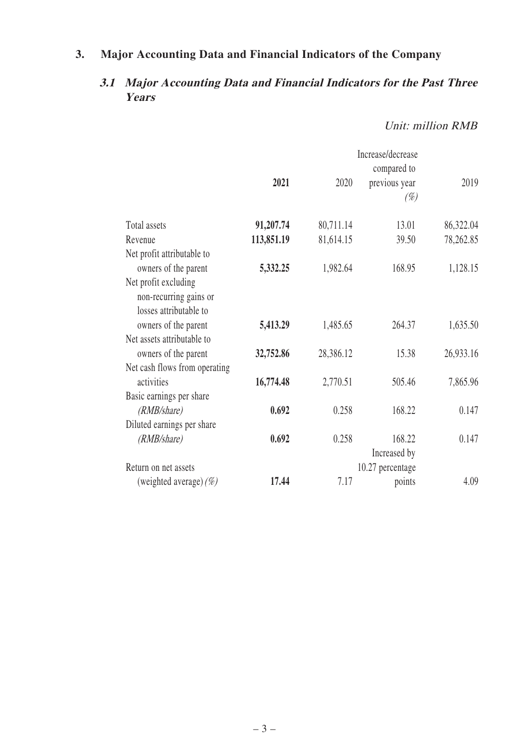## 3. Major Accounting Data and Financial Indicators of the Company

### *3.1 Major Accounting Data and Financial Indicators for the Past Three Years*

*Unit: million RMB*

| | **2021** | 2020 | Increase/decrease compared to previous year *(%)* | 2019 |
|---|---|---|---|---|
| Total assets | **91,207.74** | 80,711.14 | 13.01 | 86,322.04 |
| Revenue | **113,851.19** | 81,614.15 | 39.50 | 78,262.85 |
| Net profit attributable to owners of the parent | **5,332.25** | 1,982.64 | 168.95 | 1,128.15 |
| Net profit excluding non-recurring gains or losses attributable to owners of the parent | **5,413.29** | 1,485.65 | 264.37 | 1,635.50 |
| Net assets attributable to owners of the parent | **32,752.86** | 28,386.12 | 15.38 | 26,933.16 |
| Net cash flows from operating activities | **16,774.48** | 2,770.51 | 505.46 | 7,865.96 |
| Basic earnings per share *(RMB/share)* | **0.692** | 0.258 | 168.22 | 0.147 |
| Diluted earnings per share *(RMB/share)* | **0.692** | 0.258 | 168.22 | 0.147 |
| Return on net assets (weighted average) *(%)* | **17.44** | 7.17 | Increased by 10.27 percentage points | 4.09 |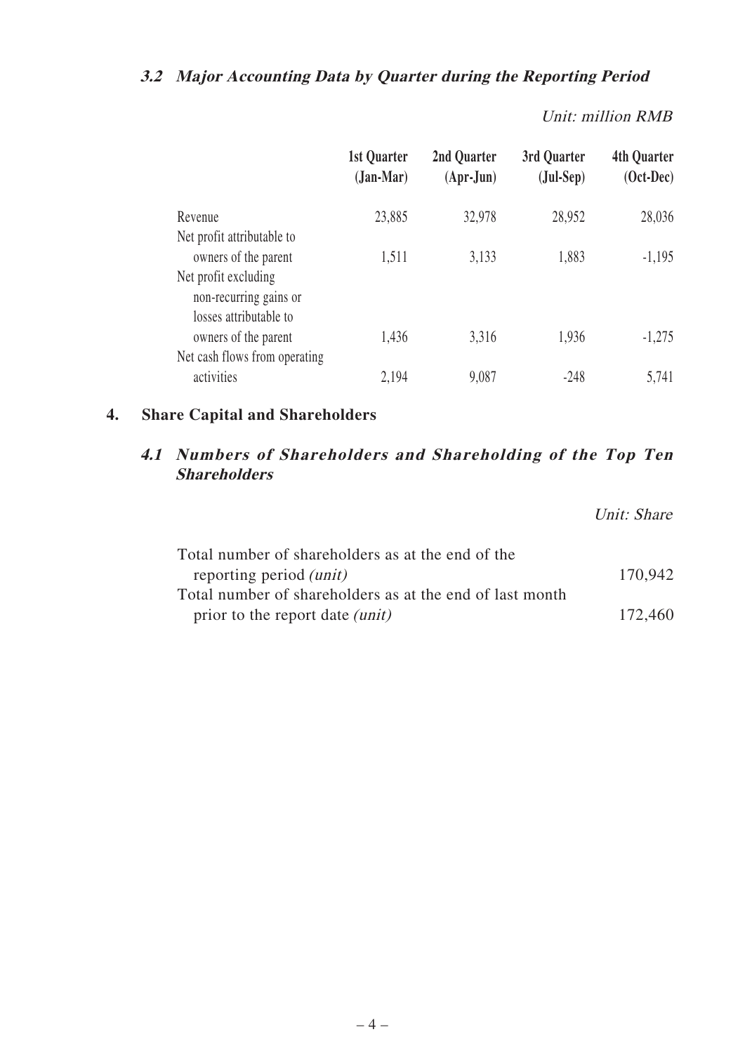### 3.2 Major Accounting Data by Quarter during the Reporting Period

*Unit: million RMB*

| | 1st Quarter (Jan-Mar) | 2nd Quarter (Apr-Jun) | 3rd Quarter (Jul-Sep) | 4th Quarter (Oct-Dec) |
|---|---|---|---|---|
| Revenue | 23,885 | 32,978 | 28,952 | 28,036 |
| Net profit attributable to owners of the parent | 1,511 | 3,133 | 1,883 | -1,195 |
| Net profit excluding non-recurring gains or losses attributable to owners of the parent | 1,436 | 3,316 | 1,936 | -1,275 |
| Net cash flows from operating activities | 2,194 | 9,087 | -248 | 5,741 |

## 4. Share Capital and Shareholders

### 4.1 Numbers of Shareholders and Shareholding of the Top Ten Shareholders

*Unit: Share*

| | |
|---|---|
| Total number of shareholders as at the end of the reporting period *(unit)* | 170,942 |
| Total number of shareholders as at the end of last month prior to the report date *(unit)* | 172,460 |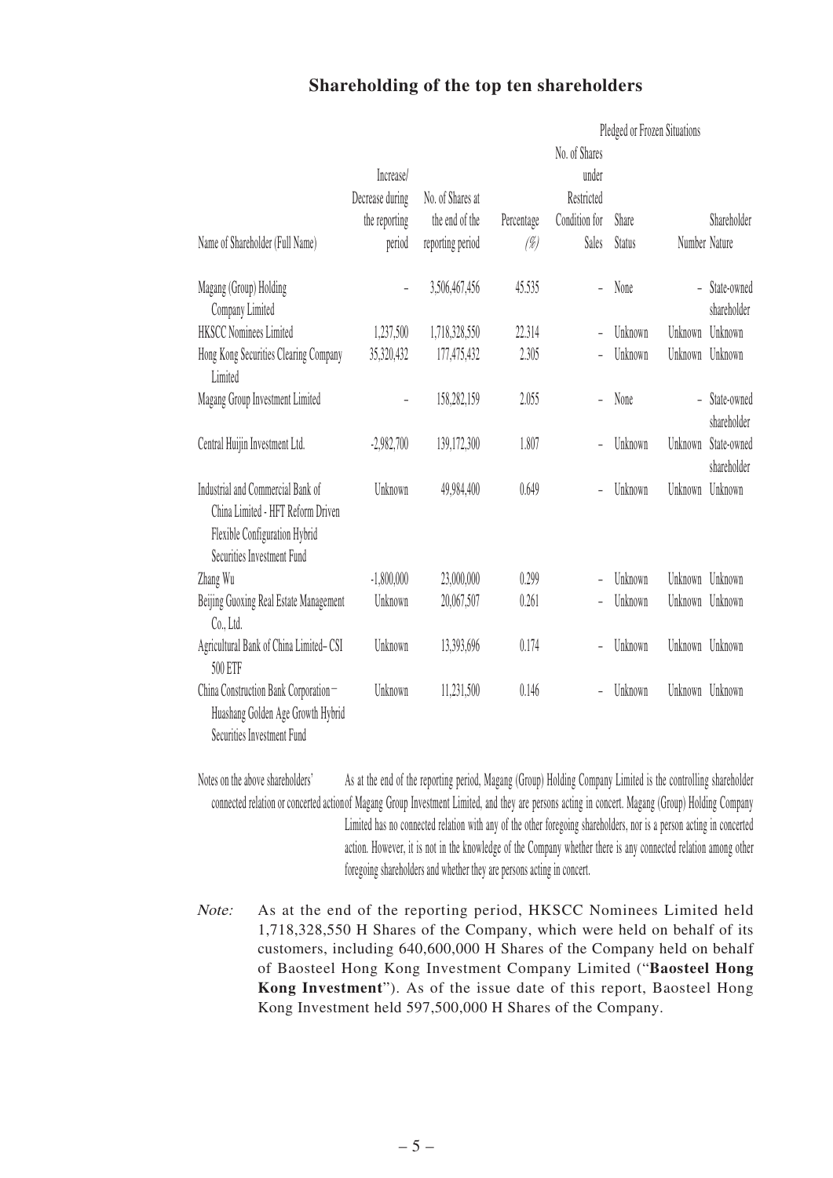## Shareholding of the top ten shareholders

| Name of Shareholder (Full Name) | Increase/ Decrease during the reporting period | No. of Shares at the end of the reporting period | Percentage (%) | No. of Shares under Restricted Condition for Sales | Pledged or Frozen Situations Share Status | Number | Shareholder Nature |
|---|---|---|---|---|---|---|---|
| Magang (Group) Holding Company Limited | – | 3,506,467,456 | 45.535 | – | None | – | State-owned shareholder |
| HKSCC Nominees Limited | 1,237,500 | 1,718,328,550 | 22.314 | – | Unknown | Unknown | Unknown |
| Hong Kong Securities Clearing Company Limited | 35,320,432 | 177,475,432 | 2.305 | – | Unknown | Unknown | Unknown |
| Magang Group Investment Limited | – | 158,282,159 | 2.055 | – | None | – | State-owned shareholder |
| Central Huijin Investment Ltd. | -2,982,700 | 139,172,300 | 1.807 | – | Unknown | Unknown | State-owned shareholder |
| Industrial and Commercial Bank of China Limited - HFT Reform Driven Flexible Configuration Hybrid Securities Investment Fund | Unknown | 49,984,400 | 0.649 | – | Unknown | Unknown | Unknown |
| Zhang Wu | -1,800,000 | 23,000,000 | 0.299 | – | Unknown | Unknown | Unknown |
| Beijing Guoxing Real Estate Management Co., Ltd. | Unknown | 20,067,507 | 0.261 | – | Unknown | Unknown | Unknown |
| Agricultural Bank of China Limited– CSI 500 ETF | Unknown | 13,393,696 | 0.174 | – | Unknown | Unknown | Unknown |
| China Construction Bank Corporation – Huashang Golden Age Growth Hybrid Securities Investment Fund | Unknown | 11,231,500 | 0.146 | – | Unknown | Unknown | Unknown |

Notes on the above shareholders' connected relation or concerted action: As at the end of the reporting period, Magang (Group) Holding Company Limited is the controlling shareholder of Magang Group Investment Limited, and they are persons acting in concert. Magang (Group) Holding Company Limited has no connected relation with any of the other foregoing shareholders, nor is a person acting in concerted action. However, it is not in the knowledge of the Company whether there is any connected relation among other foregoing shareholders and whether they are persons acting in concert.

*Note:* As at the end of the reporting period, HKSCC Nominees Limited held 1,718,328,550 H Shares of the Company, which were held on behalf of its customers, including 640,600,000 H Shares of the Company held on behalf of Baosteel Hong Kong Investment Company Limited ("**Baosteel Hong Kong Investment**"). As of the issue date of this report, Baosteel Hong Kong Investment held 597,500,000 H Shares of the Company.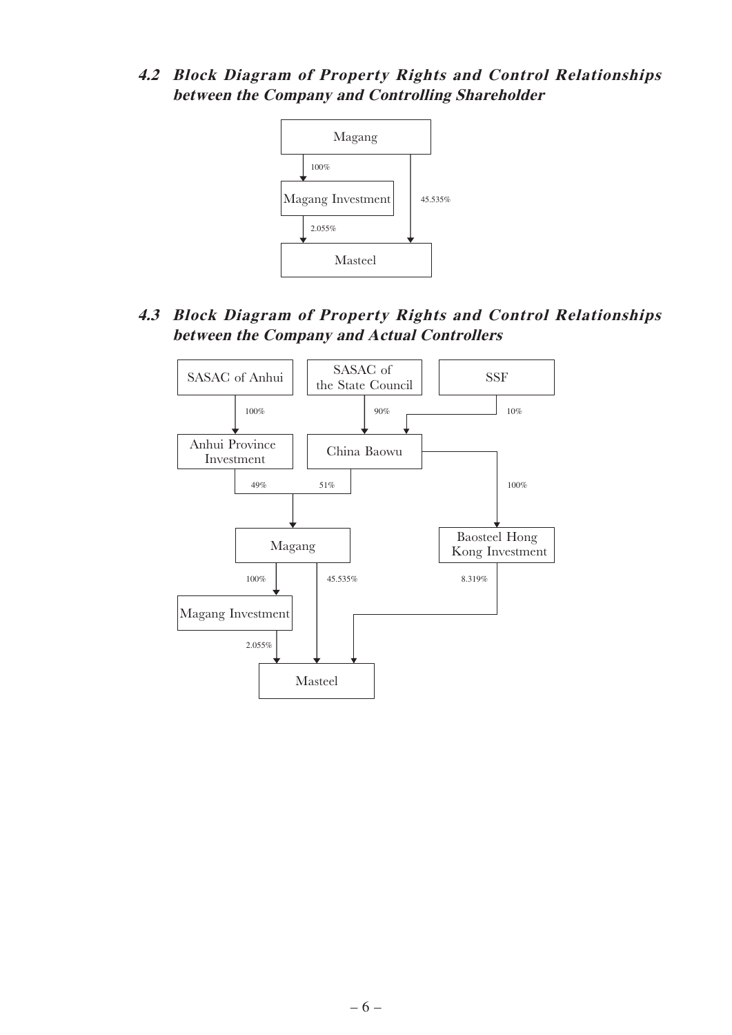### 4.2 Block Diagram of Property Rights and Control Relationships between the Company and Controlling Shareholder

Magang

100%

Magang Investment

45.535%

2.055%

Masteel

### 4.3 Block Diagram of Property Rights and Control Relationships between the Company and Actual Controllers

SASAC of Anhui

SASAC of the State Council

SSF

100%

90%

10%

Anhui Province Investment

China Baowu

49%

51%

100%

Magang

Baosteel Hong Kong Investment

100%

45.535%

8.319%

Magang Investment

2.055%

Masteel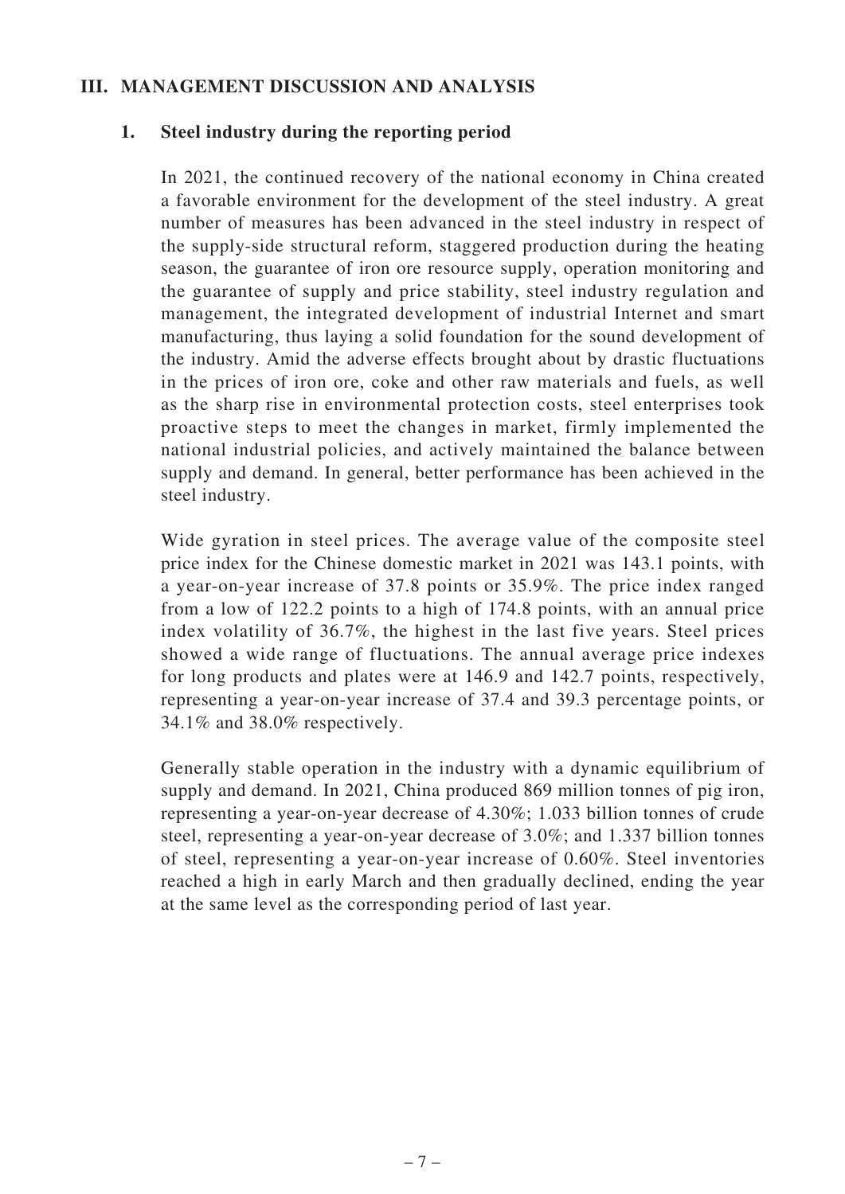## III. MANAGEMENT DISCUSSION AND ANALYSIS

### 1. Steel industry during the reporting period

In 2021, the continued recovery of the national economy in China created a favorable environment for the development of the steel industry. A great number of measures has been advanced in the steel industry in respect of the supply-side structural reform, staggered production during the heating season, the guarantee of iron ore resource supply, operation monitoring and the guarantee of supply and price stability, steel industry regulation and management, the integrated development of industrial Internet and smart manufacturing, thus laying a solid foundation for the sound development of the industry. Amid the adverse effects brought about by drastic fluctuations in the prices of iron ore, coke and other raw materials and fuels, as well as the sharp rise in environmental protection costs, steel enterprises took proactive steps to meet the changes in market, firmly implemented the national industrial policies, and actively maintained the balance between supply and demand. In general, better performance has been achieved in the steel industry.

Wide gyration in steel prices. The average value of the composite steel price index for the Chinese domestic market in 2021 was 143.1 points, with a year-on-year increase of 37.8 points or 35.9%. The price index ranged from a low of 122.2 points to a high of 174.8 points, with an annual price index volatility of 36.7%, the highest in the last five years. Steel prices showed a wide range of fluctuations. The annual average price indexes for long products and plates were at 146.9 and 142.7 points, respectively, representing a year-on-year increase of 37.4 and 39.3 percentage points, or 34.1% and 38.0% respectively.

Generally stable operation in the industry with a dynamic equilibrium of supply and demand. In 2021, China produced 869 million tonnes of pig iron, representing a year-on-year decrease of 4.30%; 1.033 billion tonnes of crude steel, representing a year-on-year decrease of 3.0%; and 1.337 billion tonnes of steel, representing a year-on-year increase of 0.60%. Steel inventories reached a high in early March and then gradually declined, ending the year at the same level as the corresponding period of last year.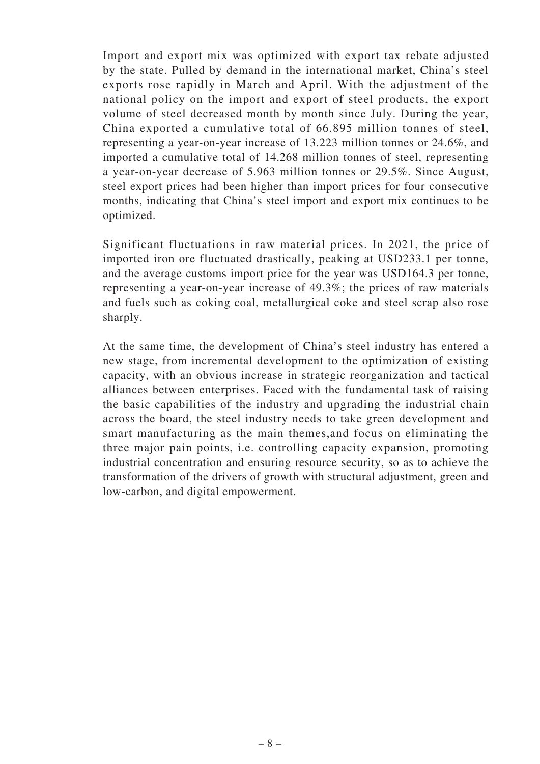Import and export mix was optimized with export tax rebate adjusted by the state. Pulled by demand in the international market, China's steel exports rose rapidly in March and April. With the adjustment of the national policy on the import and export of steel products, the export volume of steel decreased month by month since July. During the year, China exported a cumulative total of 66.895 million tonnes of steel, representing a year-on-year increase of 13.223 million tonnes or 24.6%, and imported a cumulative total of 14.268 million tonnes of steel, representing a year-on-year decrease of 5.963 million tonnes or 29.5%. Since August, steel export prices had been higher than import prices for four consecutive months, indicating that China's steel import and export mix continues to be optimized.

Significant fluctuations in raw material prices. In 2021, the price of imported iron ore fluctuated drastically, peaking at USD233.1 per tonne, and the average customs import price for the year was USD164.3 per tonne, representing a year-on-year increase of 49.3%; the prices of raw materials and fuels such as coking coal, metallurgical coke and steel scrap also rose sharply.

At the same time, the development of China's steel industry has entered a new stage, from incremental development to the optimization of existing capacity, with an obvious increase in strategic reorganization and tactical alliances between enterprises. Faced with the fundamental task of raising the basic capabilities of the industry and upgrading the industrial chain across the board, the steel industry needs to take green development and smart manufacturing as the main themes,and focus on eliminating the three major pain points, i.e. controlling capacity expansion, promoting industrial concentration and ensuring resource security, so as to achieve the transformation of the drivers of growth with structural adjustment, green and low-carbon, and digital empowerment.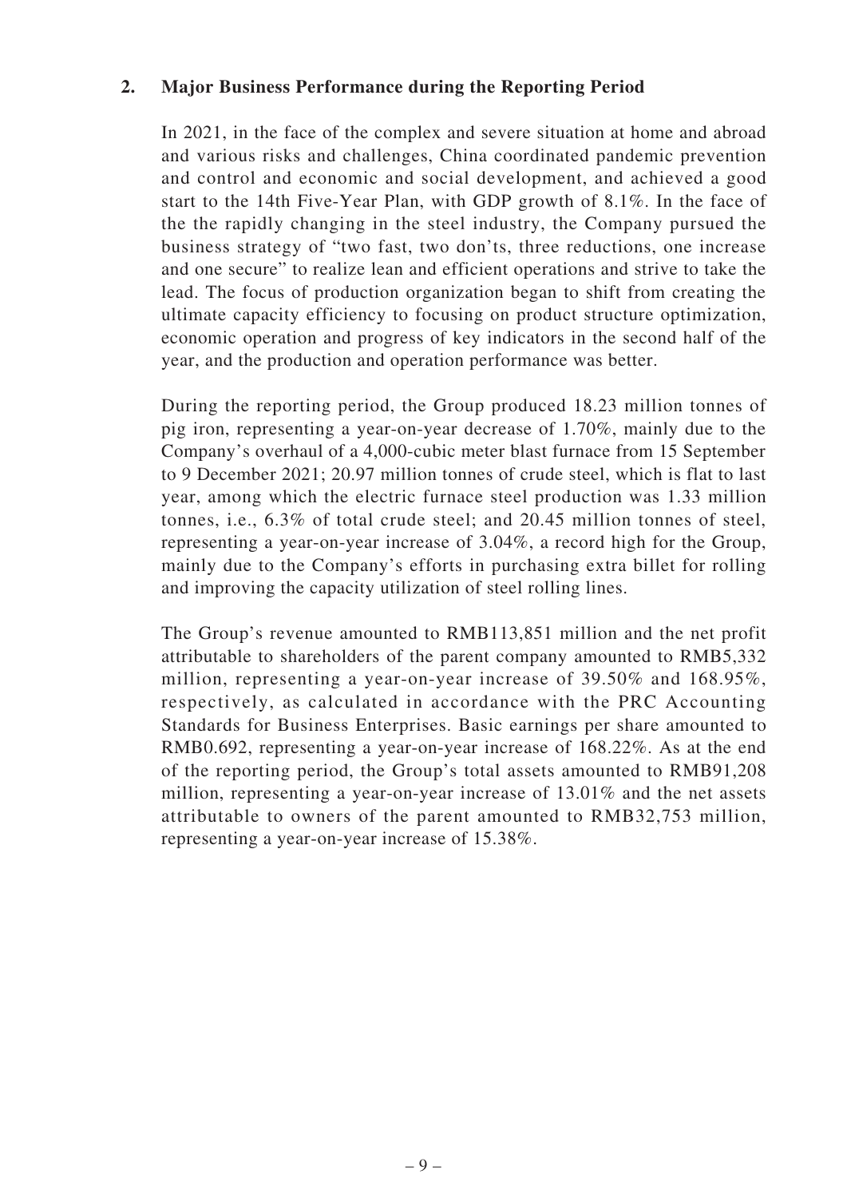## 2. Major Business Performance during the Reporting Period

In 2021, in the face of the complex and severe situation at home and abroad and various risks and challenges, China coordinated pandemic prevention and control and economic and social development, and achieved a good start to the 14th Five-Year Plan, with GDP growth of 8.1%. In the face of the the rapidly changing in the steel industry, the Company pursued the business strategy of "two fast, two don'ts, three reductions, one increase and one secure" to realize lean and efficient operations and strive to take the lead. The focus of production organization began to shift from creating the ultimate capacity efficiency to focusing on product structure optimization, economic operation and progress of key indicators in the second half of the year, and the production and operation performance was better.

During the reporting period, the Group produced 18.23 million tonnes of pig iron, representing a year-on-year decrease of 1.70%, mainly due to the Company's overhaul of a 4,000-cubic meter blast furnace from 15 September to 9 December 2021; 20.97 million tonnes of crude steel, which is flat to last year, among which the electric furnace steel production was 1.33 million tonnes, i.e., 6.3% of total crude steel; and 20.45 million tonnes of steel, representing a year-on-year increase of 3.04%, a record high for the Group, mainly due to the Company's efforts in purchasing extra billet for rolling and improving the capacity utilization of steel rolling lines.

The Group's revenue amounted to RMB113,851 million and the net profit attributable to shareholders of the parent company amounted to RMB5,332 million, representing a year-on-year increase of 39.50% and 168.95%, respectively, as calculated in accordance with the PRC Accounting Standards for Business Enterprises. Basic earnings per share amounted to RMB0.692, representing a year-on-year increase of 168.22%. As at the end of the reporting period, the Group's total assets amounted to RMB91,208 million, representing a year-on-year increase of 13.01% and the net assets attributable to owners of the parent amounted to RMB32,753 million, representing a year-on-year increase of 15.38%.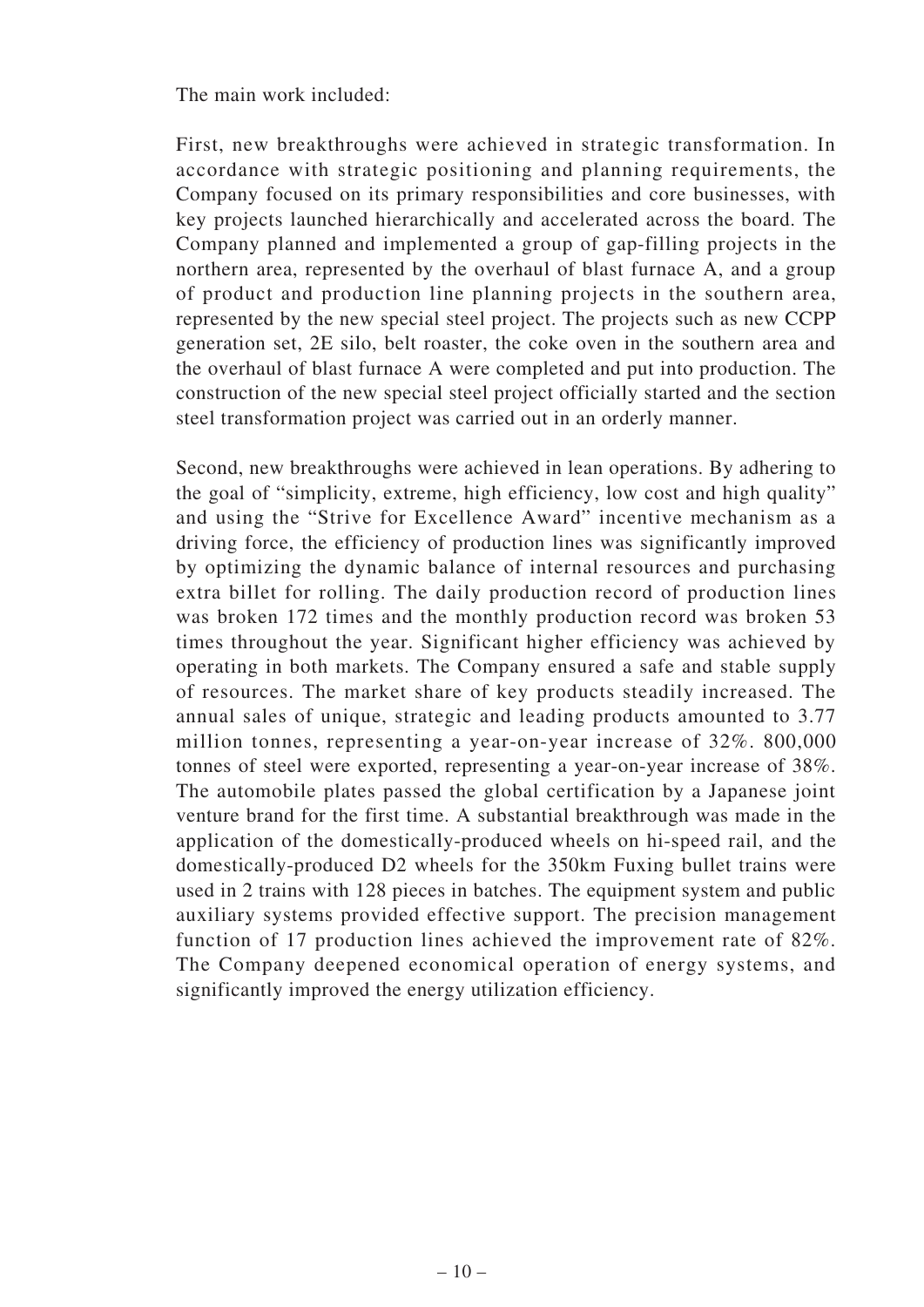The main work included:

First, new breakthroughs were achieved in strategic transformation. In accordance with strategic positioning and planning requirements, the Company focused on its primary responsibilities and core businesses, with key projects launched hierarchically and accelerated across the board. The Company planned and implemented a group of gap-filling projects in the northern area, represented by the overhaul of blast furnace A, and a group of product and production line planning projects in the southern area, represented by the new special steel project. The projects such as new CCPP generation set, 2E silo, belt roaster, the coke oven in the southern area and the overhaul of blast furnace A were completed and put into production. The construction of the new special steel project officially started and the section steel transformation project was carried out in an orderly manner.

Second, new breakthroughs were achieved in lean operations. By adhering to the goal of "simplicity, extreme, high efficiency, low cost and high quality" and using the "Strive for Excellence Award" incentive mechanism as a driving force, the efficiency of production lines was significantly improved by optimizing the dynamic balance of internal resources and purchasing extra billet for rolling. The daily production record of production lines was broken 172 times and the monthly production record was broken 53 times throughout the year. Significant higher efficiency was achieved by operating in both markets. The Company ensured a safe and stable supply of resources. The market share of key products steadily increased. The annual sales of unique, strategic and leading products amounted to 3.77 million tonnes, representing a year-on-year increase of 32%. 800,000 tonnes of steel were exported, representing a year-on-year increase of 38%. The automobile plates passed the global certification by a Japanese joint venture brand for the first time. A substantial breakthrough was made in the application of the domestically-produced wheels on hi-speed rail, and the domestically-produced D2 wheels for the 350km Fuxing bullet trains were used in 2 trains with 128 pieces in batches. The equipment system and public auxiliary systems provided effective support. The precision management function of 17 production lines achieved the improvement rate of 82%. The Company deepened economical operation of energy systems, and significantly improved the energy utilization efficiency.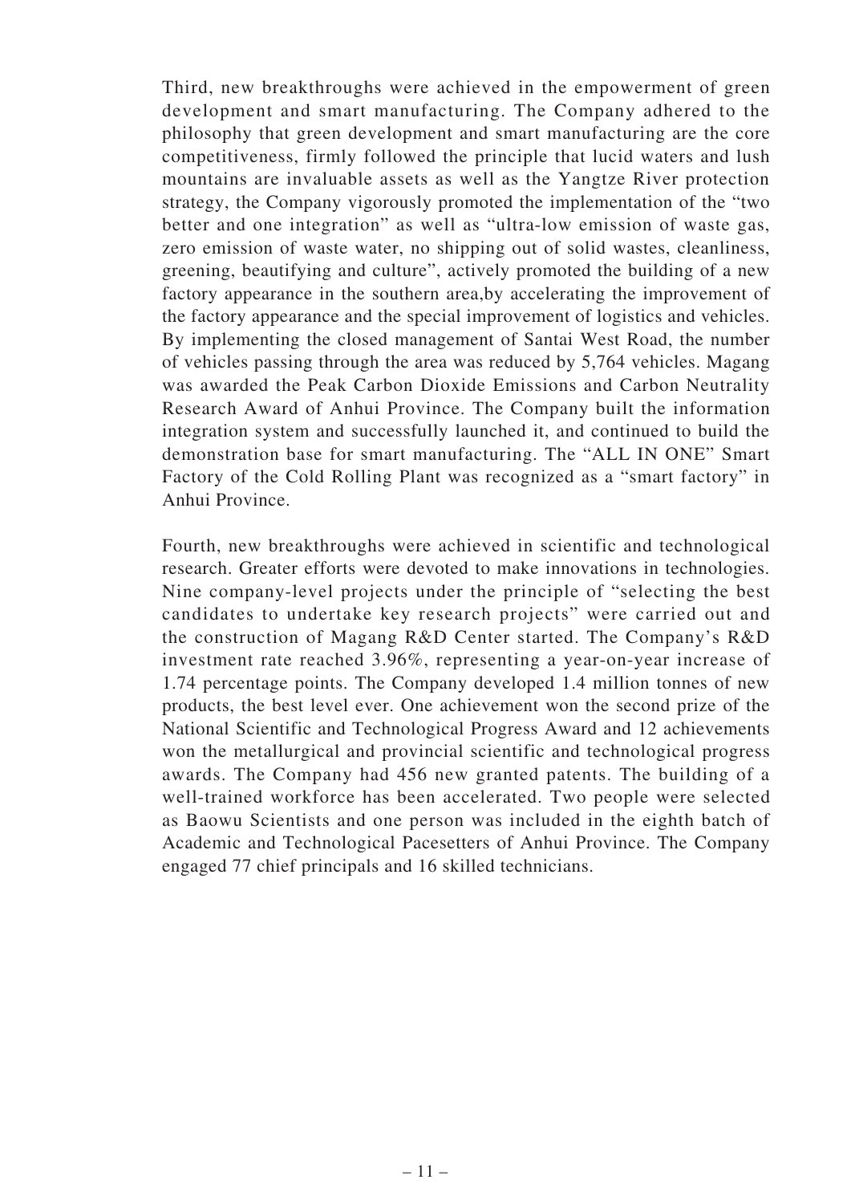Third, new breakthroughs were achieved in the empowerment of green development and smart manufacturing. The Company adhered to the philosophy that green development and smart manufacturing are the core competitiveness, firmly followed the principle that lucid waters and lush mountains are invaluable assets as well as the Yangtze River protection strategy, the Company vigorously promoted the implementation of the "two better and one integration" as well as "ultra-low emission of waste gas, zero emission of waste water, no shipping out of solid wastes, cleanliness, greening, beautifying and culture", actively promoted the building of a new factory appearance in the southern area,by accelerating the improvement of the factory appearance and the special improvement of logistics and vehicles. By implementing the closed management of Santai West Road, the number of vehicles passing through the area was reduced by 5,764 vehicles. Magang was awarded the Peak Carbon Dioxide Emissions and Carbon Neutrality Research Award of Anhui Province. The Company built the information integration system and successfully launched it, and continued to build the demonstration base for smart manufacturing. The "ALL IN ONE" Smart Factory of the Cold Rolling Plant was recognized as a "smart factory" in Anhui Province.

Fourth, new breakthroughs were achieved in scientific and technological research. Greater efforts were devoted to make innovations in technologies. Nine company-level projects under the principle of "selecting the best candidates to undertake key research projects" were carried out and the construction of Magang R&D Center started. The Company's R&D investment rate reached 3.96%, representing a year-on-year increase of 1.74 percentage points. The Company developed 1.4 million tonnes of new products, the best level ever. One achievement won the second prize of the National Scientific and Technological Progress Award and 12 achievements won the metallurgical and provincial scientific and technological progress awards. The Company had 456 new granted patents. The building of a well-trained workforce has been accelerated. Two people were selected as Baowu Scientists and one person was included in the eighth batch of Academic and Technological Pacesetters of Anhui Province. The Company engaged 77 chief principals and 16 skilled technicians.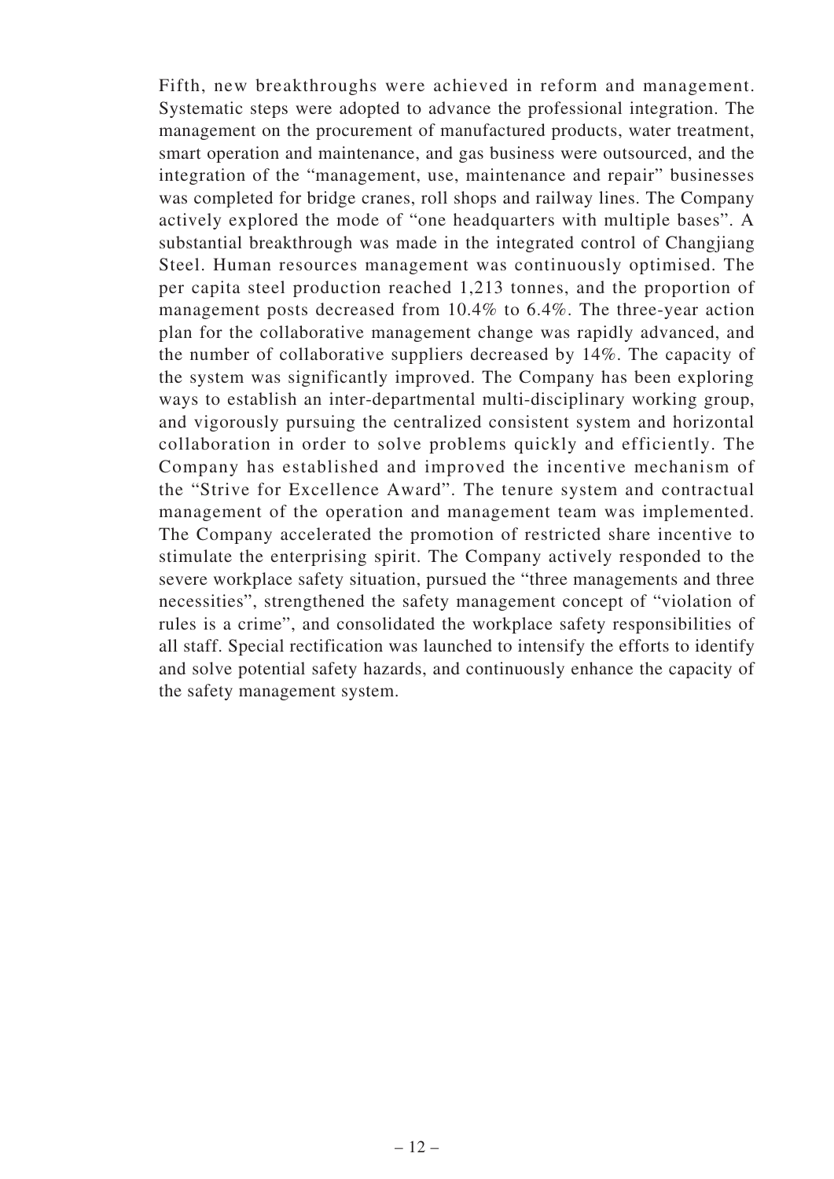Fifth, new breakthroughs were achieved in reform and management. Systematic steps were adopted to advance the professional integration. The management on the procurement of manufactured products, water treatment, smart operation and maintenance, and gas business were outsourced, and the integration of the "management, use, maintenance and repair" businesses was completed for bridge cranes, roll shops and railway lines. The Company actively explored the mode of "one headquarters with multiple bases". A substantial breakthrough was made in the integrated control of Changjiang Steel. Human resources management was continuously optimised. The per capita steel production reached 1,213 tonnes, and the proportion of management posts decreased from 10.4% to 6.4%. The three-year action plan for the collaborative management change was rapidly advanced, and the number of collaborative suppliers decreased by 14%. The capacity of the system was significantly improved. The Company has been exploring ways to establish an inter-departmental multi-disciplinary working group, and vigorously pursuing the centralized consistent system and horizontal collaboration in order to solve problems quickly and efficiently. The Company has established and improved the incentive mechanism of the "Strive for Excellence Award". The tenure system and contractual management of the operation and management team was implemented. The Company accelerated the promotion of restricted share incentive to stimulate the enterprising spirit. The Company actively responded to the severe workplace safety situation, pursued the "three managements and three necessities", strengthened the safety management concept of "violation of rules is a crime", and consolidated the workplace safety responsibilities of all staff. Special rectification was launched to intensify the efforts to identify and solve potential safety hazards, and continuously enhance the capacity of the safety management system.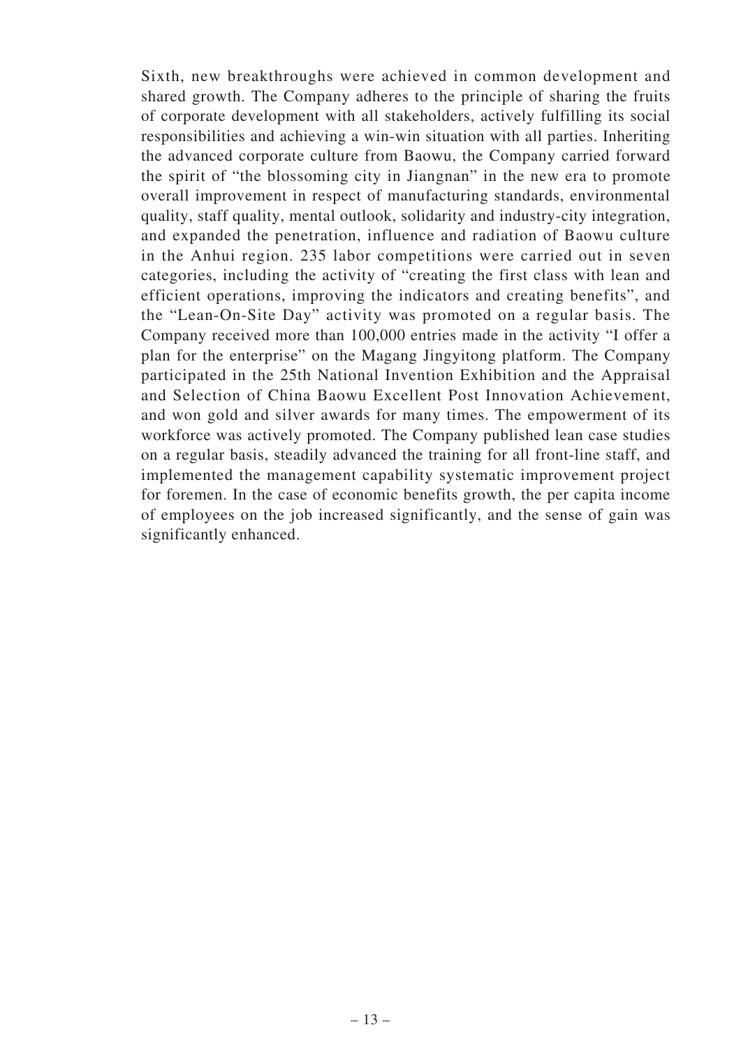Sixth, new breakthroughs were achieved in common development and shared growth. The Company adheres to the principle of sharing the fruits of corporate development with all stakeholders, actively fulfilling its social responsibilities and achieving a win-win situation with all parties. Inheriting the advanced corporate culture from Baowu, the Company carried forward the spirit of "the blossoming city in Jiangnan" in the new era to promote overall improvement in respect of manufacturing standards, environmental quality, staff quality, mental outlook, solidarity and industry-city integration, and expanded the penetration, influence and radiation of Baowu culture in the Anhui region. 235 labor competitions were carried out in seven categories, including the activity of "creating the first class with lean and efficient operations, improving the indicators and creating benefits", and the "Lean-On-Site Day" activity was promoted on a regular basis. The Company received more than 100,000 entries made in the activity "I offer a plan for the enterprise" on the Magang Jingyitong platform. The Company participated in the 25th National Invention Exhibition and the Appraisal and Selection of China Baowu Excellent Post Innovation Achievement, and won gold and silver awards for many times. The empowerment of its workforce was actively promoted. The Company published lean case studies on a regular basis, steadily advanced the training for all front-line staff, and implemented the management capability systematic improvement project for foremen. In the case of economic benefits growth, the per capita income of employees on the job increased significantly, and the sense of gain was significantly enhanced.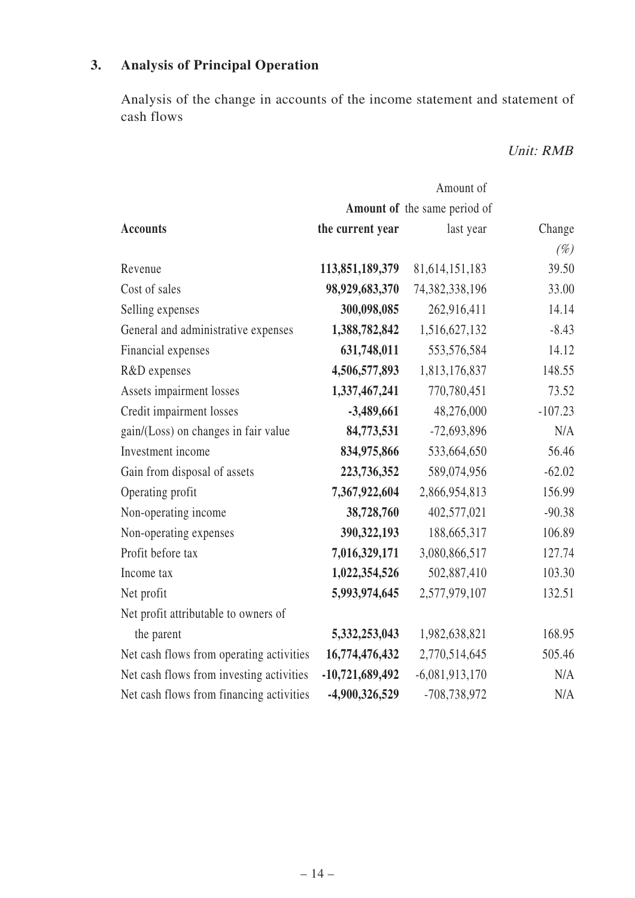### 3. Analysis of Principal Operation

Analysis of the change in accounts of the income statement and statement of cash flows

*Unit: RMB*

| Accounts | Amount of the current year | Amount of the same period of last year | Change (%) |
|---|---|---|---|
| Revenue | **113,851,189,379** | 81,614,151,183 | 39.50 |
| Cost of sales | **98,929,683,370** | 74,382,338,196 | 33.00 |
| Selling expenses | **300,098,085** | 262,916,411 | 14.14 |
| General and administrative expenses | **1,388,782,842** | 1,516,627,132 | -8.43 |
| Financial expenses | **631,748,011** | 553,576,584 | 14.12 |
| R&D expenses | **4,506,577,893** | 1,813,176,837 | 148.55 |
| Assets impairment losses | **1,337,467,241** | 770,780,451 | 73.52 |
| Credit impairment losses | **-3,489,661** | 48,276,000 | -107.23 |
| gain/(Loss) on changes in fair value | **84,773,531** | -72,693,896 | N/A |
| Investment income | **834,975,866** | 533,664,650 | 56.46 |
| Gain from disposal of assets | **223,736,352** | 589,074,956 | -62.02 |
| Operating profit | **7,367,922,604** | 2,866,954,813 | 156.99 |
| Non-operating income | **38,728,760** | 402,577,021 | -90.38 |
| Non-operating expenses | **390,322,193** | 188,665,317 | 106.89 |
| Profit before tax | **7,016,329,171** | 3,080,866,517 | 127.74 |
| Income tax | **1,022,354,526** | 502,887,410 | 103.30 |
| Net profit | **5,993,974,645** | 2,577,979,107 | 132.51 |
| Net profit attributable to owners of the parent | **5,332,253,043** | 1,982,638,821 | 168.95 |
| Net cash flows from operating activities | **16,774,476,432** | 2,770,514,645 | 505.46 |
| Net cash flows from investing activities | **-10,721,689,492** | -6,081,913,170 | N/A |
| Net cash flows from financing activities | **-4,900,326,529** | -708,738,972 | N/A |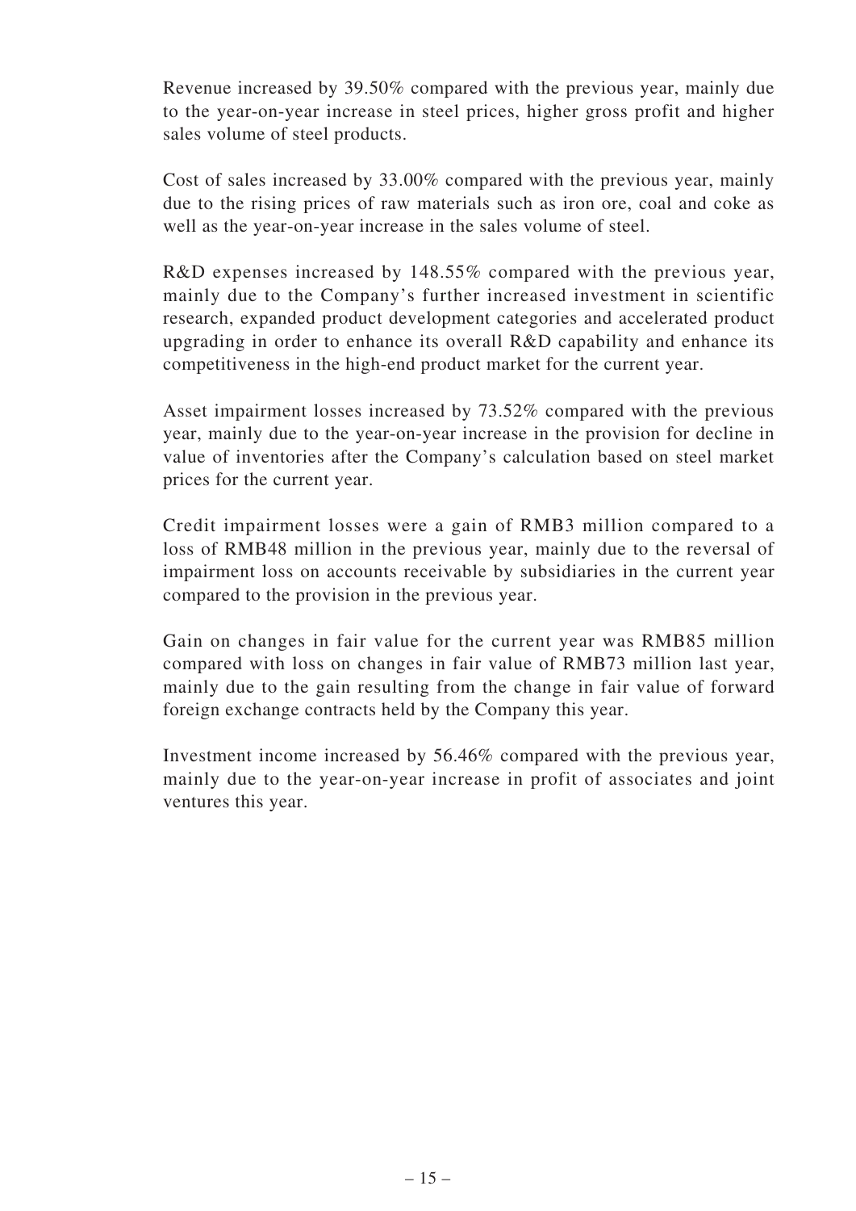Revenue increased by 39.50% compared with the previous year, mainly due to the year-on-year increase in steel prices, higher gross profit and higher sales volume of steel products.

Cost of sales increased by 33.00% compared with the previous year, mainly due to the rising prices of raw materials such as iron ore, coal and coke as well as the year-on-year increase in the sales volume of steel.

R&D expenses increased by 148.55% compared with the previous year, mainly due to the Company's further increased investment in scientific research, expanded product development categories and accelerated product upgrading in order to enhance its overall R&D capability and enhance its competitiveness in the high-end product market for the current year.

Asset impairment losses increased by 73.52% compared with the previous year, mainly due to the year-on-year increase in the provision for decline in value of inventories after the Company's calculation based on steel market prices for the current year.

Credit impairment losses were a gain of RMB3 million compared to a loss of RMB48 million in the previous year, mainly due to the reversal of impairment loss on accounts receivable by subsidiaries in the current year compared to the provision in the previous year.

Gain on changes in fair value for the current year was RMB85 million compared with loss on changes in fair value of RMB73 million last year, mainly due to the gain resulting from the change in fair value of forward foreign exchange contracts held by the Company this year.

Investment income increased by 56.46% compared with the previous year, mainly due to the year-on-year increase in profit of associates and joint ventures this year.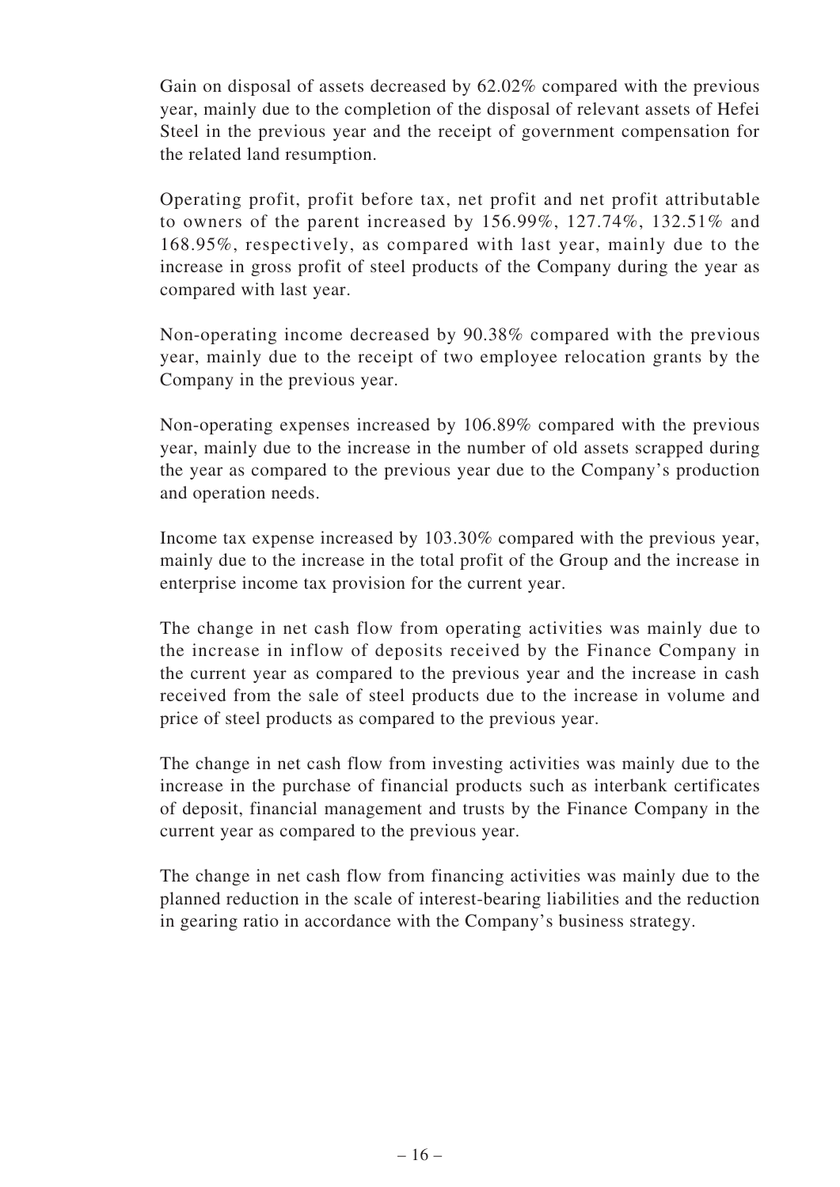Gain on disposal of assets decreased by 62.02% compared with the previous year, mainly due to the completion of the disposal of relevant assets of Hefei Steel in the previous year and the receipt of government compensation for the related land resumption.

Operating profit, profit before tax, net profit and net profit attributable to owners of the parent increased by 156.99%, 127.74%, 132.51% and 168.95%, respectively, as compared with last year, mainly due to the increase in gross profit of steel products of the Company during the year as compared with last year.

Non-operating income decreased by 90.38% compared with the previous year, mainly due to the receipt of two employee relocation grants by the Company in the previous year.

Non-operating expenses increased by 106.89% compared with the previous year, mainly due to the increase in the number of old assets scrapped during the year as compared to the previous year due to the Company's production and operation needs.

Income tax expense increased by 103.30% compared with the previous year, mainly due to the increase in the total profit of the Group and the increase in enterprise income tax provision for the current year.

The change in net cash flow from operating activities was mainly due to the increase in inflow of deposits received by the Finance Company in the current year as compared to the previous year and the increase in cash received from the sale of steel products due to the increase in volume and price of steel products as compared to the previous year.

The change in net cash flow from investing activities was mainly due to the increase in the purchase of financial products such as interbank certificates of deposit, financial management and trusts by the Finance Company in the current year as compared to the previous year.

The change in net cash flow from financing activities was mainly due to the planned reduction in the scale of interest-bearing liabilities and the reduction in gearing ratio in accordance with the Company's business strategy.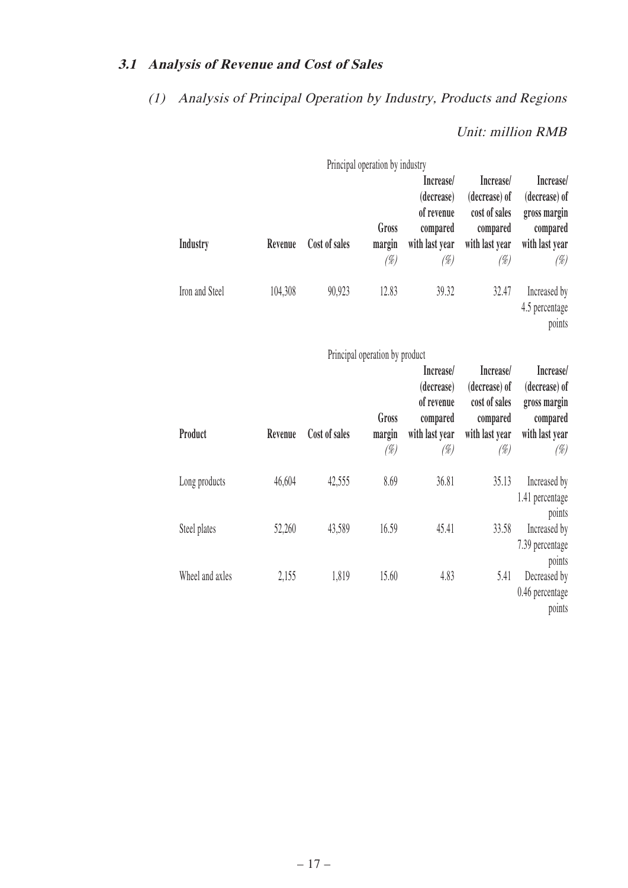### 3.1 Analysis of Revenue and Cost of Sales

#### (1) Analysis of Principal Operation by Industry, Products and Regions

*Unit: million RMB*

Principal operation by industry

| Industry | Revenue | Cost of sales | Gross margin (%) | Increase/ (decrease) of revenue compared with last year (%) | Increase/ (decrease) of cost of sales compared with last year (%) | Increase/ (decrease) of gross margin compared with last year (%) |
|---|---|---|---|---|---|---|
| Iron and Steel | 104,308 | 90,923 | 12.83 | 39.32 | 32.47 | Increased by 4.5 percentage points |

Principal operation by product

| Product | Revenue | Cost of sales | Gross margin (%) | Increase/ (decrease) of revenue compared with last year (%) | Increase/ (decrease) of cost of sales compared with last year (%) | Increase/ (decrease) of gross margin compared with last year (%) |
|---|---|---|---|---|---|---|
| Long products | 46,604 | 42,555 | 8.69 | 36.81 | 35.13 | Increased by 1.41 percentage points |
| Steel plates | 52,260 | 43,589 | 16.59 | 45.41 | 33.58 | Increased by 7.39 percentage points |
| Wheel and axles | 2,155 | 1,819 | 15.60 | 4.83 | 5.41 | Decreased by 0.46 percentage points |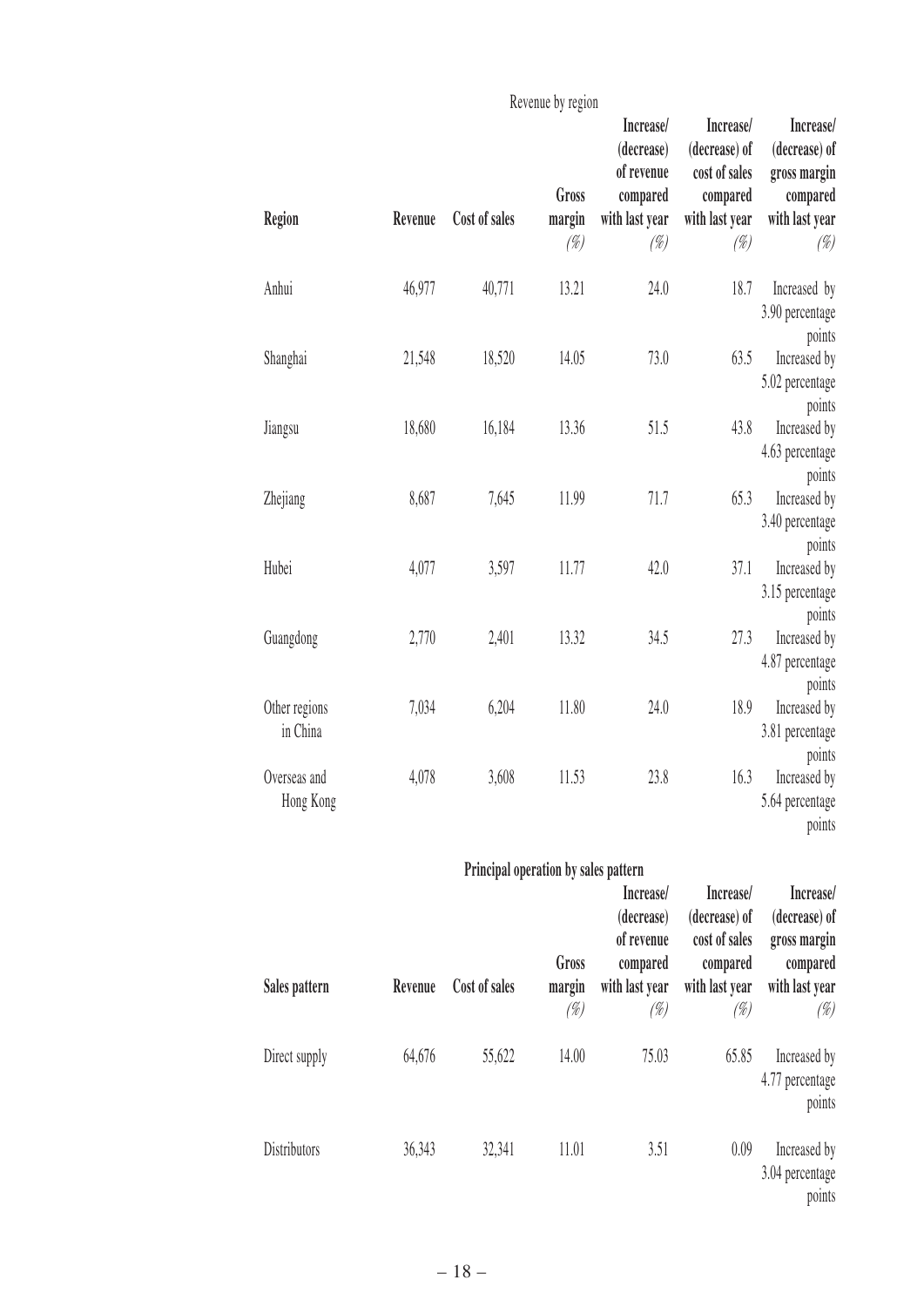Revenue by region

| Region | Revenue | Cost of sales | Gross margin (%) | Increase/ (decrease) of revenue compared with last year (%) | Increase/ (decrease) of cost of sales compared with last year (%) | Increase/ (decrease) of gross margin compared with last year (%) |
|---|---|---|---|---|---|---|
| Anhui | 46,977 | 40,771 | 13.21 | 24.0 | 18.7 | Increased by 3.90 percentage points |
| Shanghai | 21,548 | 18,520 | 14.05 | 73.0 | 63.5 | Increased by 5.02 percentage points |
| Jiangsu | 18,680 | 16,184 | 13.36 | 51.5 | 43.8 | Increased by 4.63 percentage points |
| Zhejiang | 8,687 | 7,645 | 11.99 | 71.7 | 65.3 | Increased by 3.40 percentage points |
| Hubei | 4,077 | 3,597 | 11.77 | 42.0 | 37.1 | Increased by 3.15 percentage points |
| Guangdong | 2,770 | 2,401 | 13.32 | 34.5 | 27.3 | Increased by 4.87 percentage points |
| Other regions in China | 7,034 | 6,204 | 11.80 | 24.0 | 18.9 | Increased by 3.81 percentage points |
| Overseas and Hong Kong | 4,078 | 3,608 | 11.53 | 23.8 | 16.3 | Increased by 5.64 percentage points |

**Principal operation by sales pattern**

| Sales pattern | Revenue | Cost of sales | Gross margin (%) | Increase/ (decrease) of revenue compared with last year (%) | Increase/ (decrease) of cost of sales compared with last year (%) | Increase/ (decrease) of gross margin compared with last year (%) |
|---|---|---|---|---|---|---|
| Direct supply | 64,676 | 55,622 | 14.00 | 75.03 | 65.85 | Increased by 4.77 percentage points |
| Distributors | 36,343 | 32,341 | 11.01 | 3.51 | 0.09 | Increased by 3.04 percentage points |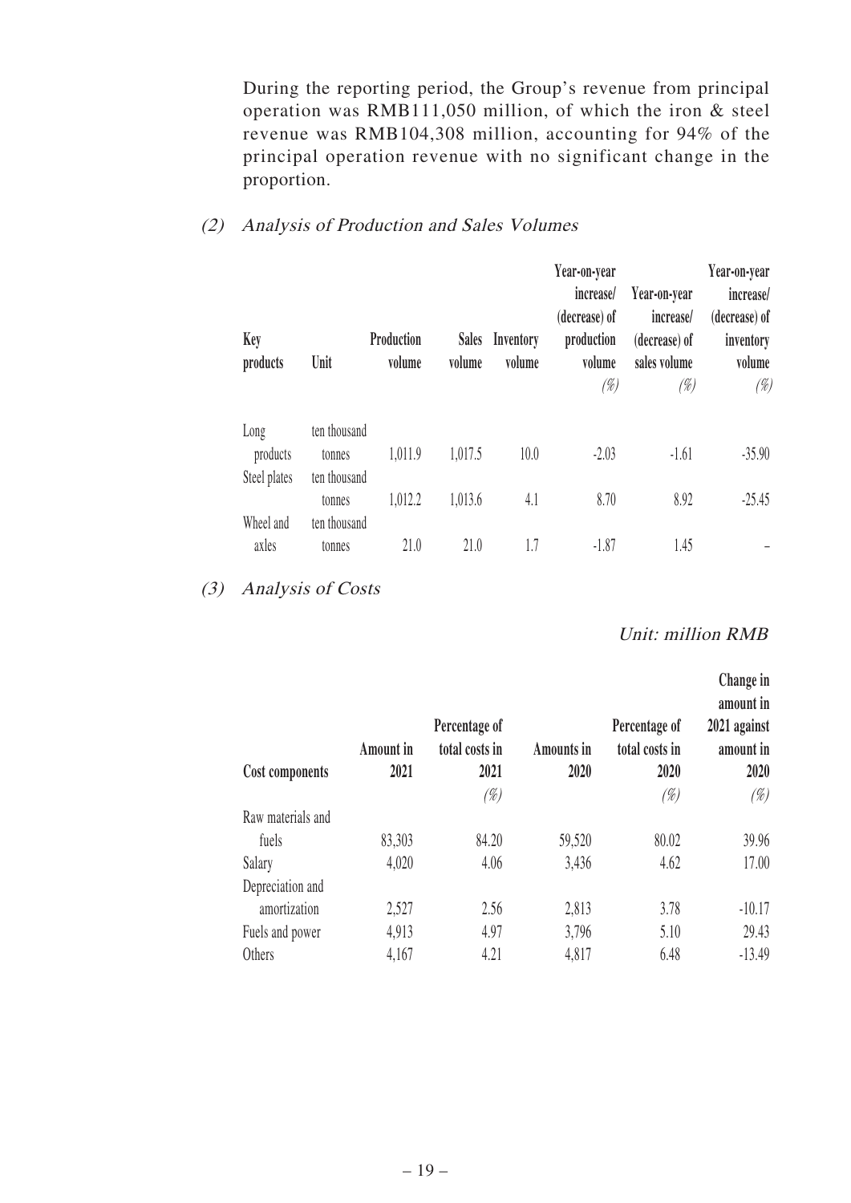During the reporting period, the Group's revenue from principal operation was RMB111,050 million, of which the iron & steel revenue was RMB104,308 million, accounting for 94% of the principal operation revenue with no significant change in the proportion.

### (2) *Analysis of Production and Sales Volumes*

| Key products | Unit | Production volume | Sales volume | Inventory volume | Year-on-year increase/ (decrease) of production volume (%) | Year-on-year increase/ (decrease) of sales volume (%) | Year-on-year increase/ (decrease) of inventory volume (%) |
|---|---|---|---|---|---|---|---|
| Long products | ten thousand tonnes | 1,011.9 | 1,017.5 | 10.0 | -2.03 | -1.61 | -35.90 |
| Steel plates | ten thousand tonnes | 1,012.2 | 1,013.6 | 4.1 | 8.70 | 8.92 | -25.45 |
| Wheel and axles | ten thousand tonnes | 21.0 | 21.0 | 1.7 | -1.87 | 1.45 | – |

### (3) *Analysis of Costs*

*Unit: million RMB*

| Cost components | Amount in 2021 | Percentage of total costs in 2021 (%) | Amounts in 2020 | Percentage of total costs in 2020 (%) | Change in amount in 2021 against amount in 2020 (%) |
|---|---|---|---|---|---|
| Raw materials and fuels | 83,303 | 84.20 | 59,520 | 80.02 | 39.96 |
| Salary | 4,020 | 4.06 | 3,436 | 4.62 | 17.00 |
| Depreciation and amortization | 2,527 | 2.56 | 2,813 | 3.78 | -10.17 |
| Fuels and power | 4,913 | 4.97 | 3,796 | 5.10 | 29.43 |
| Others | 4,167 | 4.21 | 4,817 | 6.48 | -13.49 |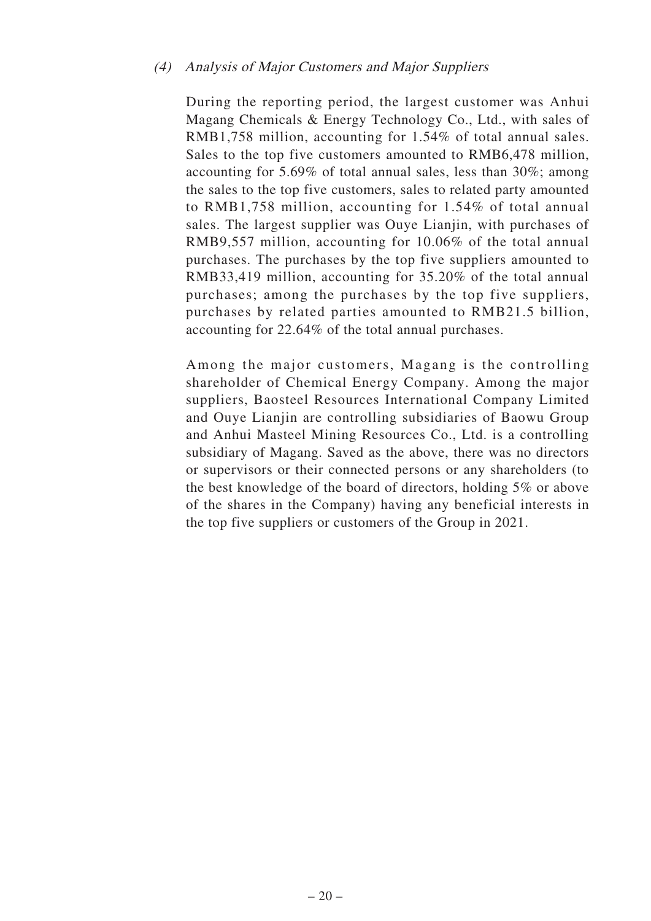### *(4) Analysis of Major Customers and Major Suppliers*

During the reporting period, the largest customer was Anhui Magang Chemicals & Energy Technology Co., Ltd., with sales of RMB1,758 million, accounting for 1.54% of total annual sales. Sales to the top five customers amounted to RMB6,478 million, accounting for 5.69% of total annual sales, less than 30%; among the sales to the top five customers, sales to related party amounted to RMB1,758 million, accounting for 1.54% of total annual sales. The largest supplier was Ouye Lianjin, with purchases of RMB9,557 million, accounting for 10.06% of the total annual purchases. The purchases by the top five suppliers amounted to RMB33,419 million, accounting for 35.20% of the total annual purchases; among the purchases by the top five suppliers, purchases by related parties amounted to RMB21.5 billion, accounting for 22.64% of the total annual purchases.

Among the major customers, Magang is the controlling shareholder of Chemical Energy Company. Among the major suppliers, Baosteel Resources International Company Limited and Ouye Lianjin are controlling subsidiaries of Baowu Group and Anhui Masteel Mining Resources Co., Ltd. is a controlling subsidiary of Magang. Saved as the above, there was no directors or supervisors or their connected persons or any shareholders (to the best knowledge of the board of directors, holding 5% or above of the shares in the Company) having any beneficial interests in the top five suppliers or customers of the Group in 2021.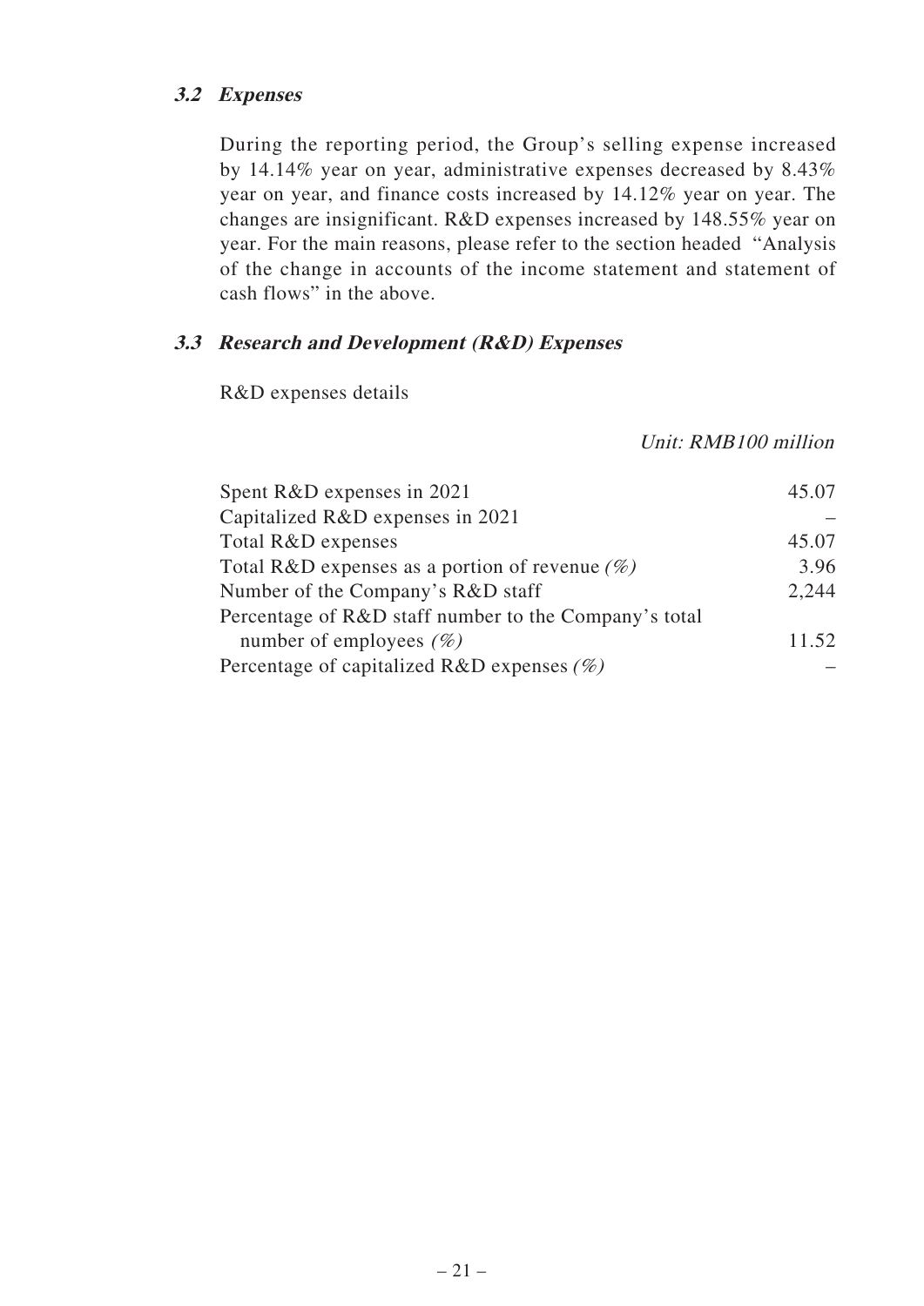### *3.2 Expenses*

During the reporting period, the Group's selling expense increased by 14.14% year on year, administrative expenses decreased by 8.43% year on year, and finance costs increased by 14.12% year on year. The changes are insignificant. R&D expenses increased by 148.55% year on year. For the main reasons, please refer to the section headed "Analysis of the change in accounts of the income statement and statement of cash flows" in the above.

### *3.3 Research and Development (R&D) Expenses*

R&D expenses details

*Unit: RMB100 million*

| | |
|---|---|
| Spent R&D expenses in 2021 | 45.07 |
| Capitalized R&D expenses in 2021 | – |
| Total R&D expenses | 45.07 |
| Total R&D expenses as a portion of revenue *(%)* | 3.96 |
| Number of the Company's R&D staff | 2,244 |
| Percentage of R&D staff number to the Company's total number of employees *(%)* | 11.52 |
| Percentage of capitalized R&D expenses *(%)* | – |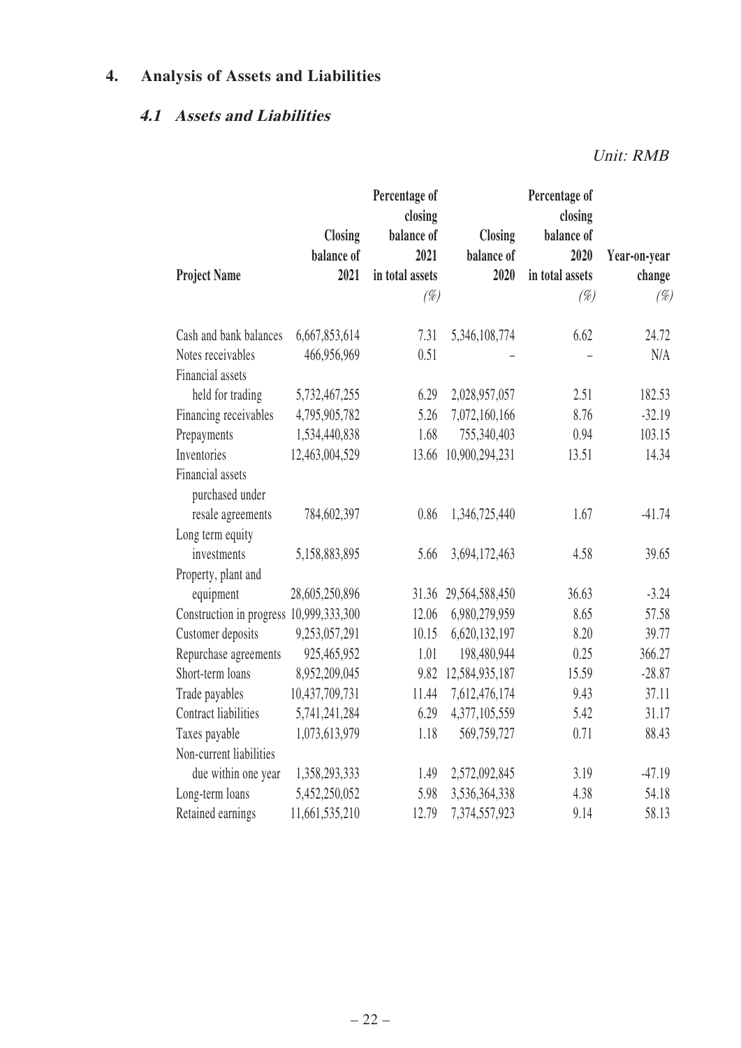# 4. Analysis of Assets and Liabilities

## 4.1 Assets and Liabilities

*Unit: RMB*

| Project Name | Closing balance of 2021 | Percentage of closing balance of 2021 in total assets (%) | Closing balance of 2020 | Percentage of closing balance of 2020 in total assets (%) | Year-on-year change (%) |
|---|---|---|---|---|---|
| Cash and bank balances | 6,667,853,614 | 7.31 | 5,346,108,774 | 6.62 | 24.72 |
| Notes receivables | 466,956,969 | 0.51 | – | – | N/A |
| Financial assets held for trading | 5,732,467,255 | 6.29 | 2,028,957,057 | 2.51 | 182.53 |
| Financing receivables | 4,795,905,782 | 5.26 | 7,072,160,166 | 8.76 | -32.19 |
| Prepayments | 1,534,440,838 | 1.68 | 755,340,403 | 0.94 | 103.15 |
| Inventories | 12,463,004,529 | 13.66 | 10,900,294,231 | 13.51 | 14.34 |
| Financial assets purchased under resale agreements | 784,602,397 | 0.86 | 1,346,725,440 | 1.67 | -41.74 |
| Long term equity investments | 5,158,883,895 | 5.66 | 3,694,172,463 | 4.58 | 39.65 |
| Property, plant and equipment | 28,605,250,896 | 31.36 | 29,564,588,450 | 36.63 | -3.24 |
| Construction in progress | 10,999,333,300 | 12.06 | 6,980,279,959 | 8.65 | 57.58 |
| Customer deposits | 9,253,057,291 | 10.15 | 6,620,132,197 | 8.20 | 39.77 |
| Repurchase agreements | 925,465,952 | 1.01 | 198,480,944 | 0.25 | 366.27 |
| Short-term loans | 8,952,209,045 | 9.82 | 12,584,935,187 | 15.59 | -28.87 |
| Trade payables | 10,437,709,731 | 11.44 | 7,612,476,174 | 9.43 | 37.11 |
| Contract liabilities | 5,741,241,284 | 6.29 | 4,377,105,559 | 5.42 | 31.17 |
| Taxes payable | 1,073,613,979 | 1.18 | 569,759,727 | 0.71 | 88.43 |
| Non-current liabilities due within one year | 1,358,293,333 | 1.49 | 2,572,092,845 | 3.19 | -47.19 |
| Long-term loans | 5,452,250,052 | 5.98 | 3,536,364,338 | 4.38 | 54.18 |
| Retained earnings | 11,661,535,210 | 12.79 | 7,374,557,923 | 9.14 | 58.13 |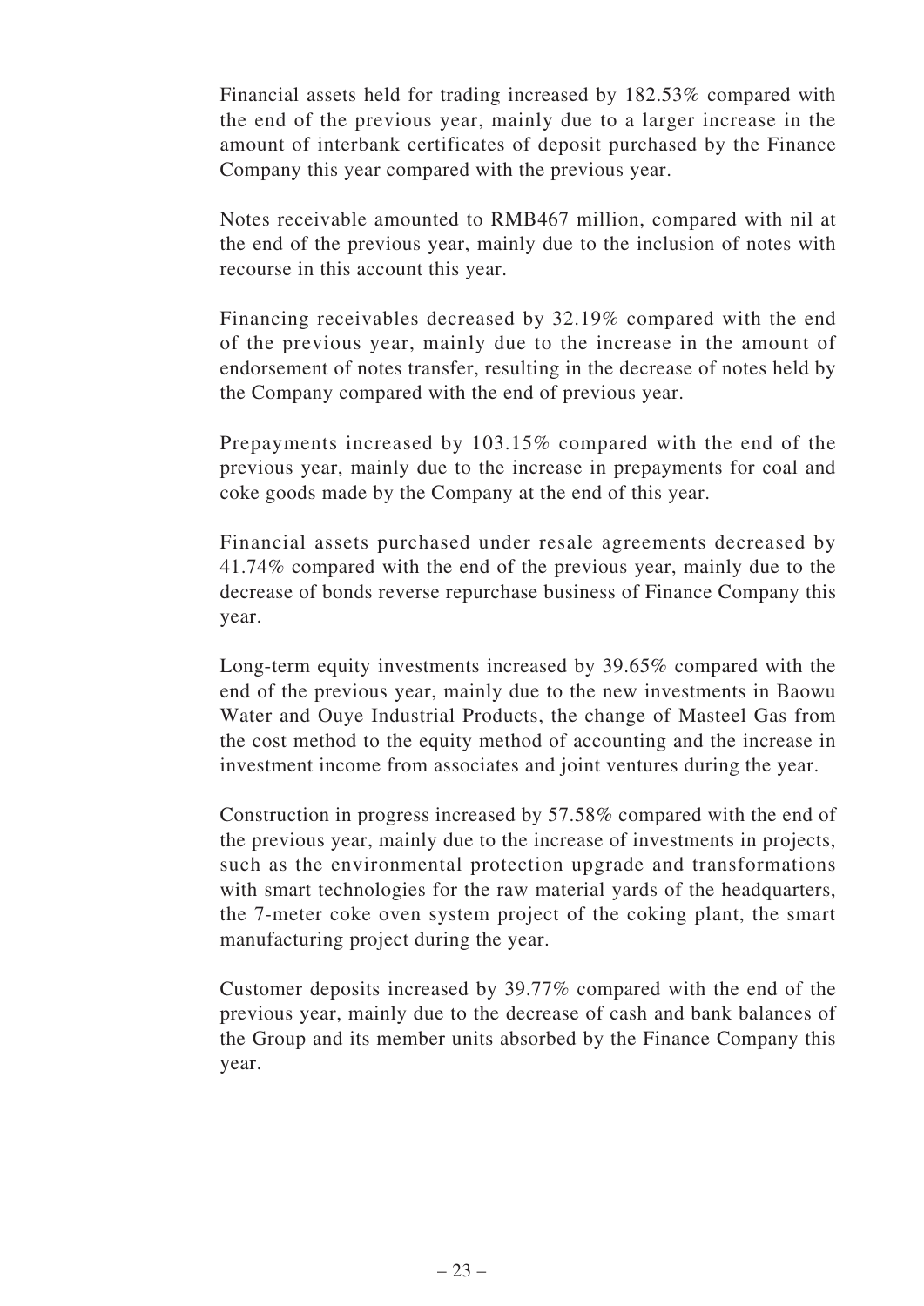Financial assets held for trading increased by 182.53% compared with the end of the previous year, mainly due to a larger increase in the amount of interbank certificates of deposit purchased by the Finance Company this year compared with the previous year.

Notes receivable amounted to RMB467 million, compared with nil at the end of the previous year, mainly due to the inclusion of notes with recourse in this account this year.

Financing receivables decreased by 32.19% compared with the end of the previous year, mainly due to the increase in the amount of endorsement of notes transfer, resulting in the decrease of notes held by the Company compared with the end of previous year.

Prepayments increased by 103.15% compared with the end of the previous year, mainly due to the increase in prepayments for coal and coke goods made by the Company at the end of this year.

Financial assets purchased under resale agreements decreased by 41.74% compared with the end of the previous year, mainly due to the decrease of bonds reverse repurchase business of Finance Company this year.

Long-term equity investments increased by 39.65% compared with the end of the previous year, mainly due to the new investments in Baowu Water and Ouye Industrial Products, the change of Masteel Gas from the cost method to the equity method of accounting and the increase in investment income from associates and joint ventures during the year.

Construction in progress increased by 57.58% compared with the end of the previous year, mainly due to the increase of investments in projects, such as the environmental protection upgrade and transformations with smart technologies for the raw material yards of the headquarters, the 7-meter coke oven system project of the coking plant, the smart manufacturing project during the year.

Customer deposits increased by 39.77% compared with the end of the previous year, mainly due to the decrease of cash and bank balances of the Group and its member units absorbed by the Finance Company this year.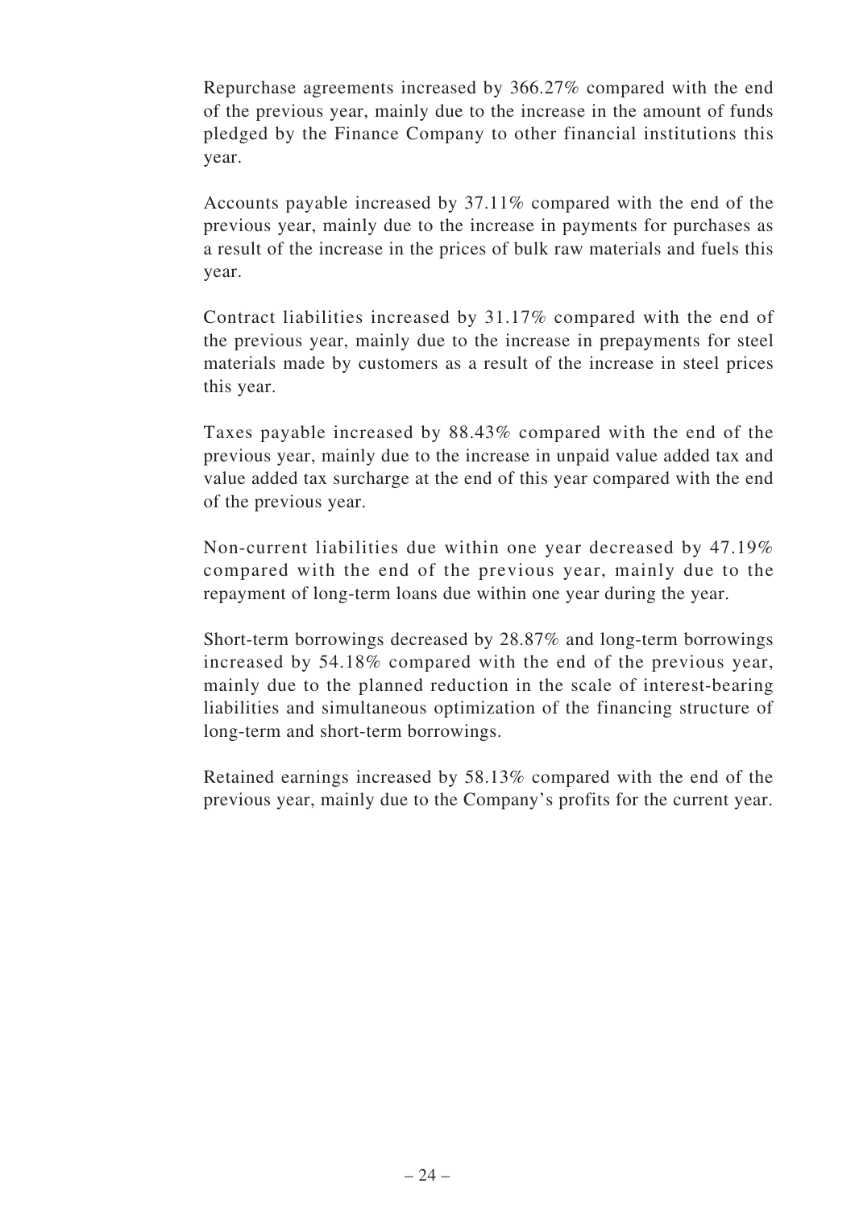Repurchase agreements increased by 366.27% compared with the end of the previous year, mainly due to the increase in the amount of funds pledged by the Finance Company to other financial institutions this year.

Accounts payable increased by 37.11% compared with the end of the previous year, mainly due to the increase in payments for purchases as a result of the increase in the prices of bulk raw materials and fuels this year.

Contract liabilities increased by 31.17% compared with the end of the previous year, mainly due to the increase in prepayments for steel materials made by customers as a result of the increase in steel prices this year.

Taxes payable increased by 88.43% compared with the end of the previous year, mainly due to the increase in unpaid value added tax and value added tax surcharge at the end of this year compared with the end of the previous year.

Non-current liabilities due within one year decreased by 47.19% compared with the end of the previous year, mainly due to the repayment of long-term loans due within one year during the year.

Short-term borrowings decreased by 28.87% and long-term borrowings increased by 54.18% compared with the end of the previous year, mainly due to the planned reduction in the scale of interest-bearing liabilities and simultaneous optimization of the financing structure of long-term and short-term borrowings.

Retained earnings increased by 58.13% compared with the end of the previous year, mainly due to the Company's profits for the current year.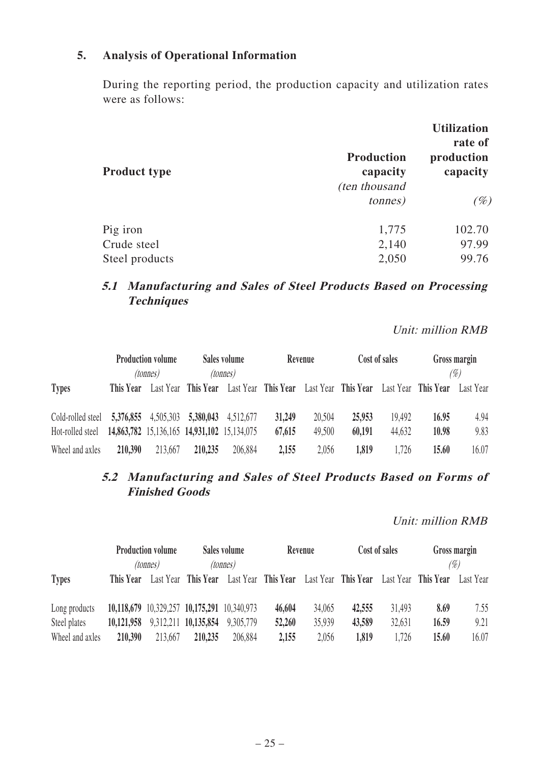## 5. Analysis of Operational Information

During the reporting period, the production capacity and utilization rates were as follows:

| Product type | Production capacity *(ten thousand tonnes)* | Utilization rate of production capacity *(%)* |
|---|---|---|
| Pig iron | 1,775 | 102.70 |
| Crude steel | 2,140 | 97.99 |
| Steel products | 2,050 | 99.76 |

### *5.1 Manufacturing and Sales of Steel Products Based on Processing Techniques*

*Unit: million RMB*

| Types | Production volume *(tonnes)* | | Sales volume *(tonnes)* | | Revenue | | Cost of sales | | Gross margin *(%)* | |
|---|---|---|---|---|---|---|---|---|---|---|
| | **This Year** | Last Year | **This Year** | Last Year | **This Year** | Last Year | **This Year** | Last Year | **This Year** | Last Year |
| Cold-rolled steel | **5,376,855** | 4,505,303 | **5,380,043** | 4,512,677 | **31,249** | 20,504 | **25,953** | 19,492 | **16.95** | 4.94 |
| Hot-rolled steel | **14,863,782** | 15,136,165 | **14,931,102** | 15,134,075 | **67,615** | 49,500 | **60,191** | 44,632 | **10.98** | 9.83 |
| Wheel and axles | **210,390** | 213,667 | **210,235** | 206,884 | **2,155** | 2,056 | **1,819** | 1,726 | **15.60** | 16.07 |

### *5.2 Manufacturing and Sales of Steel Products Based on Forms of Finished Goods*

*Unit: million RMB*

| Types | Production volume *(tonnes)* | | Sales volume *(tonnes)* | | Revenue | | Cost of sales | | Gross margin *(%)* | |
|---|---|---|---|---|---|---|---|---|---|---|
| | **This Year** | Last Year | **This Year** | Last Year | **This Year** | Last Year | **This Year** | Last Year | **This Year** | Last Year |
| Long products | **10,118,679** | 10,329,257 | **10,175,291** | 10,340,973 | **46,604** | 34,065 | **42,555** | 31,493 | **8.69** | 7.55 |
| Steel plates | **10,121,958** | 9,312,211 | **10,135,854** | 9,305,779 | **52,260** | 35,939 | **43,589** | 32,631 | **16.59** | 9.21 |
| Wheel and axles | **210,390** | 213,667 | **210,235** | 206,884 | **2,155** | 2,056 | **1,819** | 1,726 | **15.60** | 16.07 |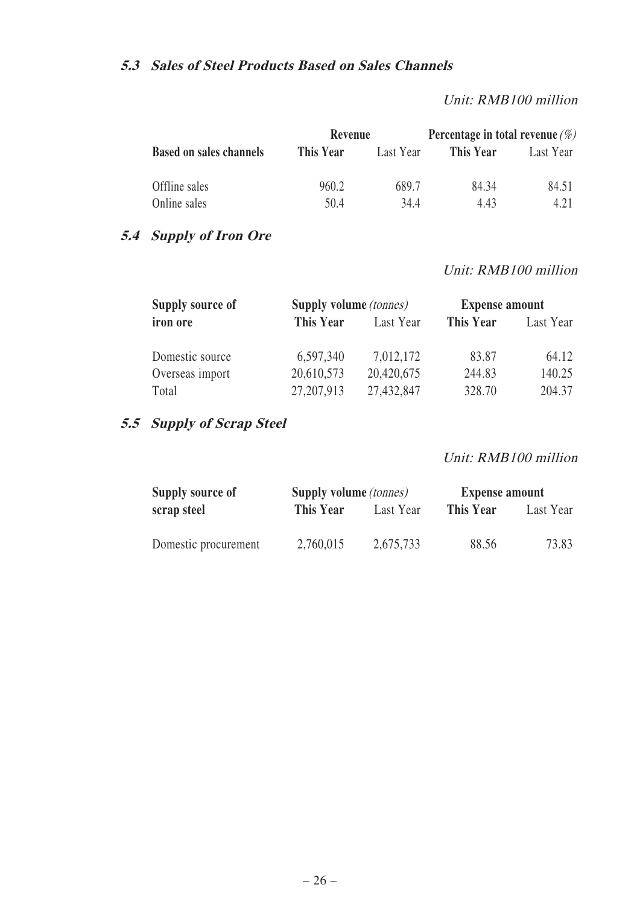### 5.3 *Sales of Steel Products Based on Sales Channels*

*Unit: RMB100 million*

| Based on sales channels | Revenue | | Percentage in total revenue *(%)* | |
|---|---|---|---|---|
| | **This Year** | Last Year | **This Year** | Last Year |
| Offline sales | 960.2 | 689.7 | 84.34 | 84.51 |
| Online sales | 50.4 | 34.4 | 4.43 | 4.21 |

### 5.4 *Supply of Iron Ore*

*Unit: RMB100 million*

| Supply source of iron ore | Supply volume *(tonnes)* | | Expense amount | |
|---|---|---|---|---|
| | **This Year** | Last Year | **This Year** | Last Year |
| Domestic source | 6,597,340 | 7,012,172 | 83.87 | 64.12 |
| Overseas import | 20,610,573 | 20,420,675 | 244.83 | 140.25 |
| Total | 27,207,913 | 27,432,847 | 328.70 | 204.37 |

### 5.5 *Supply of Scrap Steel*

*Unit: RMB100 million*

| Supply source of scrap steel | Supply volume *(tonnes)* | | Expense amount | |
|---|---|---|---|---|
| | **This Year** | Last Year | **This Year** | Last Year |
| Domestic procurement | 2,760,015 | 2,675,733 | 88.56 | 73.83 |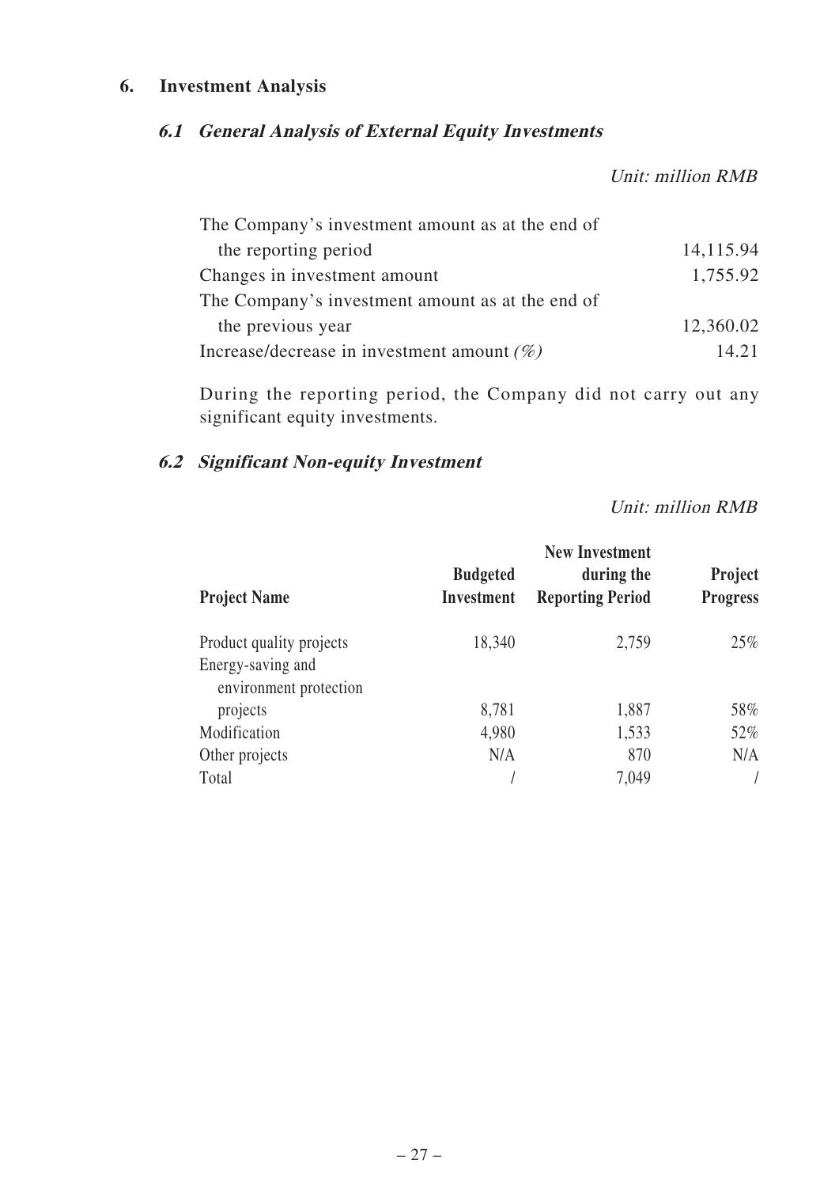## 6. Investment Analysis

### *6.1 General Analysis of External Equity Investments*

*Unit: million RMB*

| | |
|---|---|
| The Company's investment amount as at the end of the reporting period | 14,115.94 |
| Changes in investment amount | 1,755.92 |
| The Company's investment amount as at the end of the previous year | 12,360.02 |
| Increase/decrease in investment amount *(%)* | 14.21 |

During the reporting period, the Company did not carry out any significant equity investments.

### *6.2 Significant Non-equity Investment*

*Unit: million RMB*

| Project Name | Budgeted Investment | New Investment during the Reporting Period | Project Progress |
|---|---|---|---|
| Product quality projects | 18,340 | 2,759 | 25% |
| Energy-saving and environment protection projects | 8,781 | 1,887 | 58% |
| Modification | 4,980 | 1,533 | 52% |
| Other projects | N/A | 870 | N/A |
| Total | / | 7,049 | / |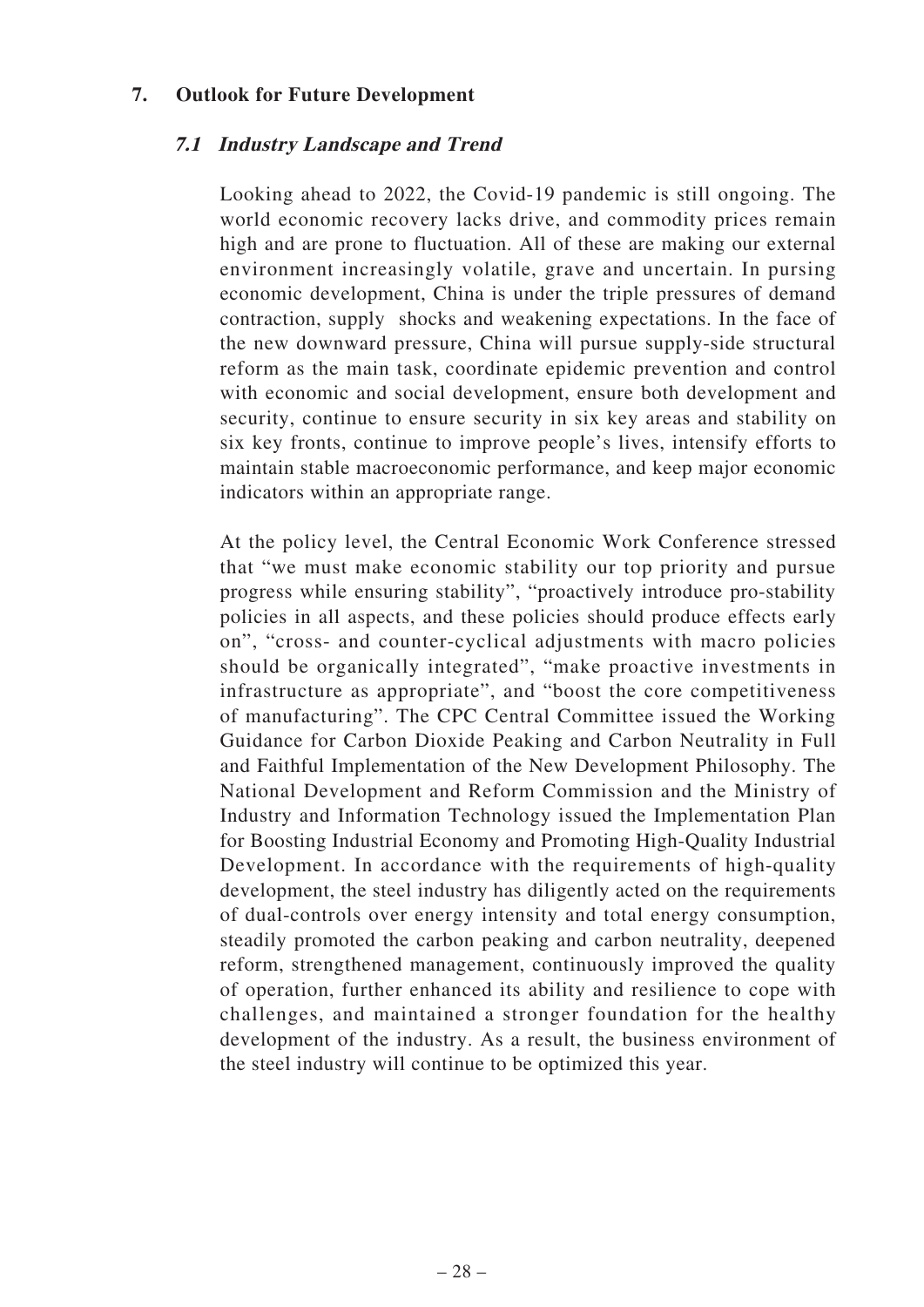## 7. Outlook for Future Development

### *7.1 Industry Landscape and Trend*

Looking ahead to 2022, the Covid-19 pandemic is still ongoing. The world economic recovery lacks drive, and commodity prices remain high and are prone to fluctuation. All of these are making our external environment increasingly volatile, grave and uncertain. In pursing economic development, China is under the triple pressures of demand contraction, supply shocks and weakening expectations. In the face of the new downward pressure, China will pursue supply-side structural reform as the main task, coordinate epidemic prevention and control with economic and social development, ensure both development and security, continue to ensure security in six key areas and stability on six key fronts, continue to improve people's lives, intensify efforts to maintain stable macroeconomic performance, and keep major economic indicators within an appropriate range.

At the policy level, the Central Economic Work Conference stressed that "we must make economic stability our top priority and pursue progress while ensuring stability", "proactively introduce pro-stability policies in all aspects, and these policies should produce effects early on", "cross- and counter-cyclical adjustments with macro policies should be organically integrated", "make proactive investments in infrastructure as appropriate", and "boost the core competitiveness of manufacturing". The CPC Central Committee issued the Working Guidance for Carbon Dioxide Peaking and Carbon Neutrality in Full and Faithful Implementation of the New Development Philosophy. The National Development and Reform Commission and the Ministry of Industry and Information Technology issued the Implementation Plan for Boosting Industrial Economy and Promoting High-Quality Industrial Development. In accordance with the requirements of high-quality development, the steel industry has diligently acted on the requirements of dual-controls over energy intensity and total energy consumption, steadily promoted the carbon peaking and carbon neutrality, deepened reform, strengthened management, continuously improved the quality of operation, further enhanced its ability and resilience to cope with challenges, and maintained a stronger foundation for the healthy development of the industry. As a result, the business environment of the steel industry will continue to be optimized this year.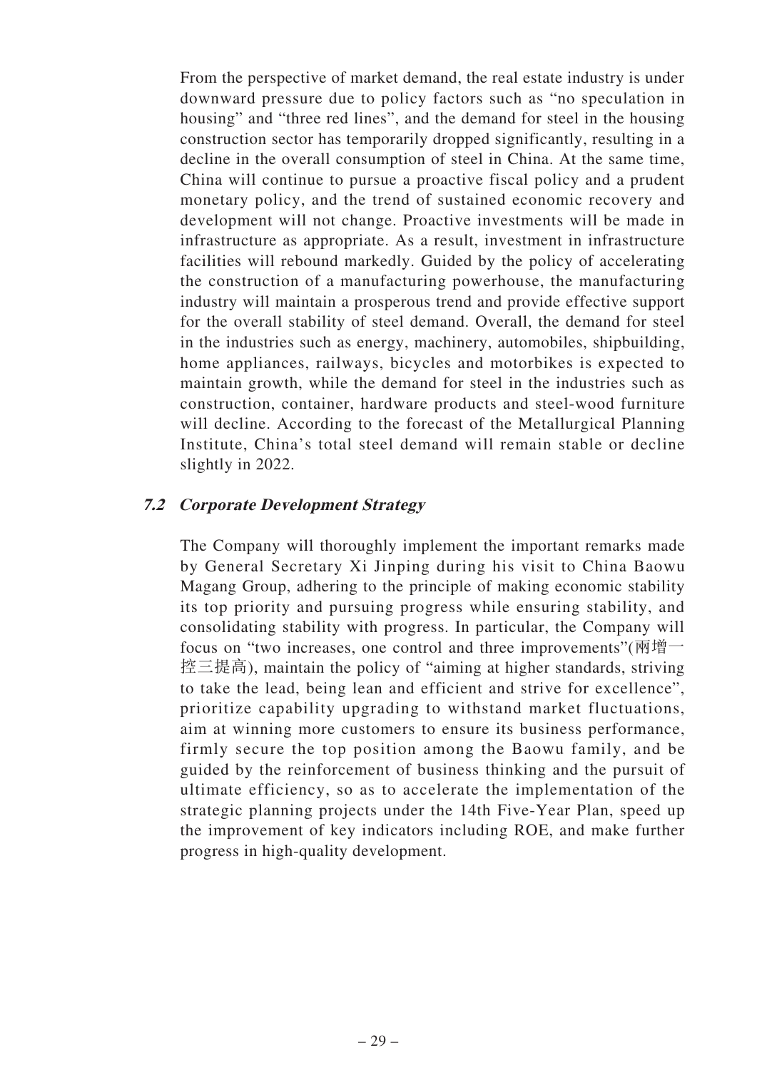From the perspective of market demand, the real estate industry is under downward pressure due to policy factors such as "no speculation in housing" and "three red lines", and the demand for steel in the housing construction sector has temporarily dropped significantly, resulting in a decline in the overall consumption of steel in China. At the same time, China will continue to pursue a proactive fiscal policy and a prudent monetary policy, and the trend of sustained economic recovery and development will not change. Proactive investments will be made in infrastructure as appropriate. As a result, investment in infrastructure facilities will rebound markedly. Guided by the policy of accelerating the construction of a manufacturing powerhouse, the manufacturing industry will maintain a prosperous trend and provide effective support for the overall stability of steel demand. Overall, the demand for steel in the industries such as energy, machinery, automobiles, shipbuilding, home appliances, railways, bicycles and motorbikes is expected to maintain growth, while the demand for steel in the industries such as construction, container, hardware products and steel-wood furniture will decline. According to the forecast of the Metallurgical Planning Institute, China's total steel demand will remain stable or decline slightly in 2022.

### *7.2 Corporate Development Strategy*

The Company will thoroughly implement the important remarks made by General Secretary Xi Jinping during his visit to China Baowu Magang Group, adhering to the principle of making economic stability its top priority and pursuing progress while ensuring stability, and consolidating stability with progress. In particular, the Company will focus on "two increases, one control and three improvements"(兩增一控三提高), maintain the policy of "aiming at higher standards, striving to take the lead, being lean and efficient and strive for excellence", prioritize capability upgrading to withstand market fluctuations, aim at winning more customers to ensure its business performance, firmly secure the top position among the Baowu family, and be guided by the reinforcement of business thinking and the pursuit of ultimate efficiency, so as to accelerate the implementation of the strategic planning projects under the 14th Five-Year Plan, speed up the improvement of key indicators including ROE, and make further progress in high-quality development.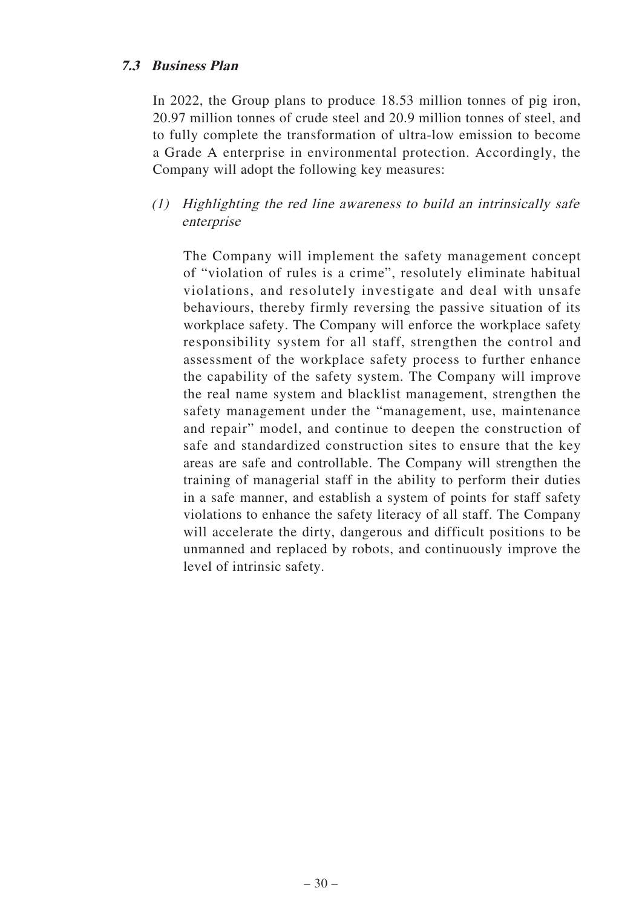### *7.3 Business Plan*

In 2022, the Group plans to produce 18.53 million tonnes of pig iron, 20.97 million tonnes of crude steel and 20.9 million tonnes of steel, and to fully complete the transformation of ultra-low emission to become a Grade A enterprise in environmental protection. Accordingly, the Company will adopt the following key measures:

*(1) Highlighting the red line awareness to build an intrinsically safe enterprise*

The Company will implement the safety management concept of "violation of rules is a crime", resolutely eliminate habitual violations, and resolutely investigate and deal with unsafe behaviours, thereby firmly reversing the passive situation of its workplace safety. The Company will enforce the workplace safety responsibility system for all staff, strengthen the control and assessment of the workplace safety process to further enhance the capability of the safety system. The Company will improve the real name system and blacklist management, strengthen the safety management under the "management, use, maintenance and repair" model, and continue to deepen the construction of safe and standardized construction sites to ensure that the key areas are safe and controllable. The Company will strengthen the training of managerial staff in the ability to perform their duties in a safe manner, and establish a system of points for staff safety violations to enhance the safety literacy of all staff. The Company will accelerate the dirty, dangerous and difficult positions to be unmanned and replaced by robots, and continuously improve the level of intrinsic safety.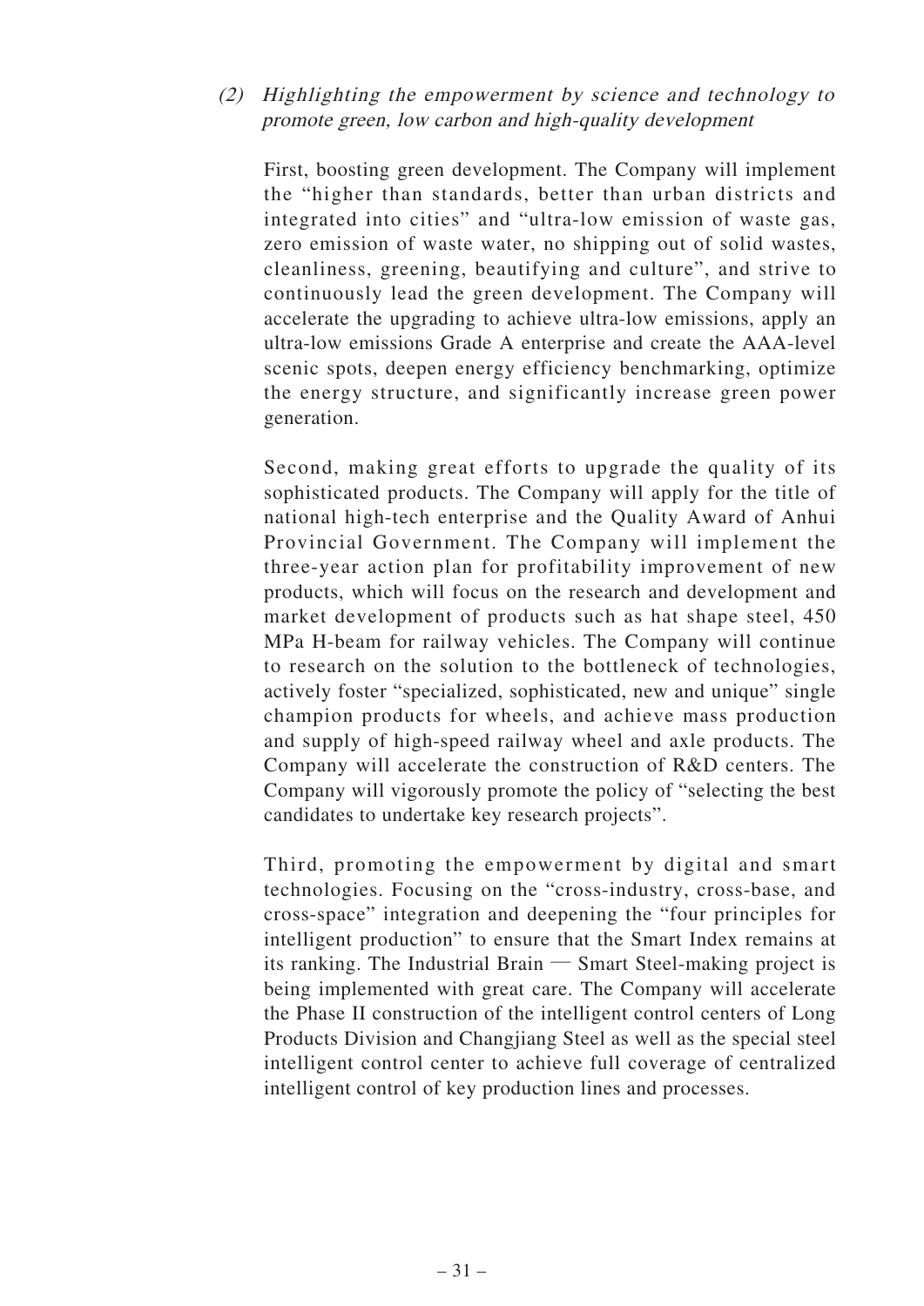*(2) Highlighting the empowerment by science and technology to promote green, low carbon and high-quality development*

First, boosting green development. The Company will implement the "higher than standards, better than urban districts and integrated into cities" and "ultra-low emission of waste gas, zero emission of waste water, no shipping out of solid wastes, cleanliness, greening, beautifying and culture", and strive to continuously lead the green development. The Company will accelerate the upgrading to achieve ultra-low emissions, apply an ultra-low emissions Grade A enterprise and create the AAA-level scenic spots, deepen energy efficiency benchmarking, optimize the energy structure, and significantly increase green power generation.

Second, making great efforts to upgrade the quality of its sophisticated products. The Company will apply for the title of national high-tech enterprise and the Quality Award of Anhui Provincial Government. The Company will implement the three-year action plan for profitability improvement of new products, which will focus on the research and development and market development of products such as hat shape steel, 450 MPa H-beam for railway vehicles. The Company will continue to research on the solution to the bottleneck of technologies, actively foster "specialized, sophisticated, new and unique" single champion products for wheels, and achieve mass production and supply of high-speed railway wheel and axle products. The Company will accelerate the construction of R&D centers. The Company will vigorously promote the policy of "selecting the best candidates to undertake key research projects".

Third, promoting the empowerment by digital and smart technologies. Focusing on the "cross-industry, cross-base, and cross-space" integration and deepening the "four principles for intelligent production" to ensure that the Smart Index remains at its ranking. The Industrial Brain — Smart Steel-making project is being implemented with great care. The Company will accelerate the Phase II construction of the intelligent control centers of Long Products Division and Changjiang Steel as well as the special steel intelligent control center to achieve full coverage of centralized intelligent control of key production lines and processes.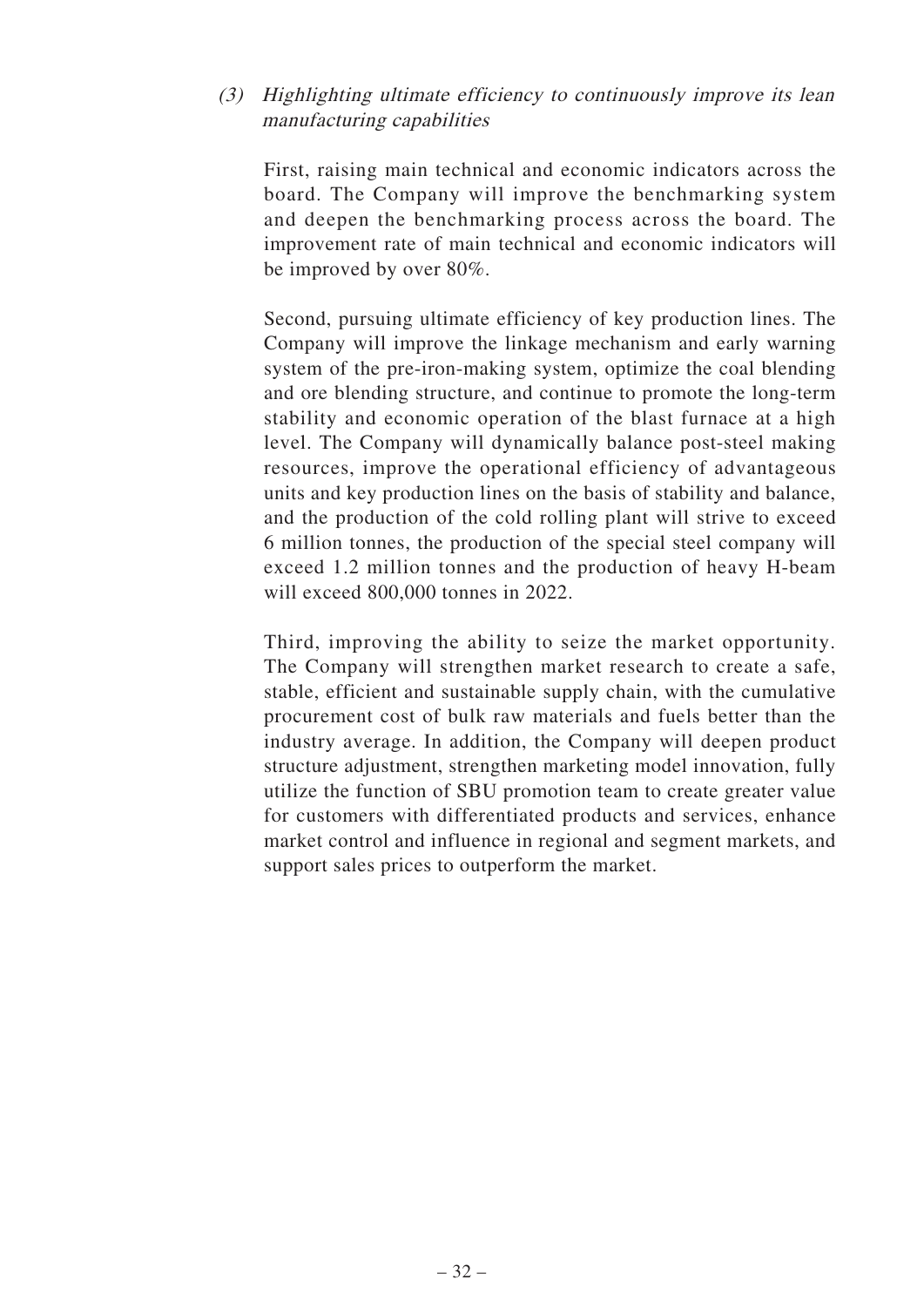*(3) Highlighting ultimate efficiency to continuously improve its lean manufacturing capabilities*

First, raising main technical and economic indicators across the board. The Company will improve the benchmarking system and deepen the benchmarking process across the board. The improvement rate of main technical and economic indicators will be improved by over 80%.

Second, pursuing ultimate efficiency of key production lines. The Company will improve the linkage mechanism and early warning system of the pre-iron-making system, optimize the coal blending and ore blending structure, and continue to promote the long-term stability and economic operation of the blast furnace at a high level. The Company will dynamically balance post-steel making resources, improve the operational efficiency of advantageous units and key production lines on the basis of stability and balance, and the production of the cold rolling plant will strive to exceed 6 million tonnes, the production of the special steel company will exceed 1.2 million tonnes and the production of heavy H-beam will exceed 800,000 tonnes in 2022.

Third, improving the ability to seize the market opportunity. The Company will strengthen market research to create a safe, stable, efficient and sustainable supply chain, with the cumulative procurement cost of bulk raw materials and fuels better than the industry average. In addition, the Company will deepen product structure adjustment, strengthen marketing model innovation, fully utilize the function of SBU promotion team to create greater value for customers with differentiated products and services, enhance market control and influence in regional and segment markets, and support sales prices to outperform the market.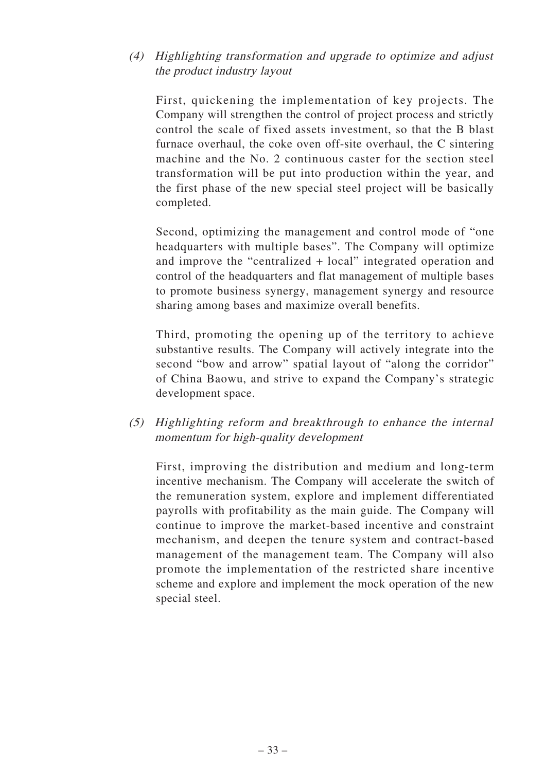*(4) Highlighting transformation and upgrade to optimize and adjust the product industry layout*

First, quickening the implementation of key projects. The Company will strengthen the control of project process and strictly control the scale of fixed assets investment, so that the B blast furnace overhaul, the coke oven off-site overhaul, the C sintering machine and the No. 2 continuous caster for the section steel transformation will be put into production within the year, and the first phase of the new special steel project will be basically completed.

Second, optimizing the management and control mode of "one headquarters with multiple bases". The Company will optimize and improve the "centralized + local" integrated operation and control of the headquarters and flat management of multiple bases to promote business synergy, management synergy and resource sharing among bases and maximize overall benefits.

Third, promoting the opening up of the territory to achieve substantive results. The Company will actively integrate into the second "bow and arrow" spatial layout of "along the corridor" of China Baowu, and strive to expand the Company's strategic development space.

*(5) Highlighting reform and breakthrough to enhance the internal momentum for high-quality development*

First, improving the distribution and medium and long-term incentive mechanism. The Company will accelerate the switch of the remuneration system, explore and implement differentiated payrolls with profitability as the main guide. The Company will continue to improve the market-based incentive and constraint mechanism, and deepen the tenure system and contract-based management of the management team. The Company will also promote the implementation of the restricted share incentive scheme and explore and implement the mock operation of the new special steel.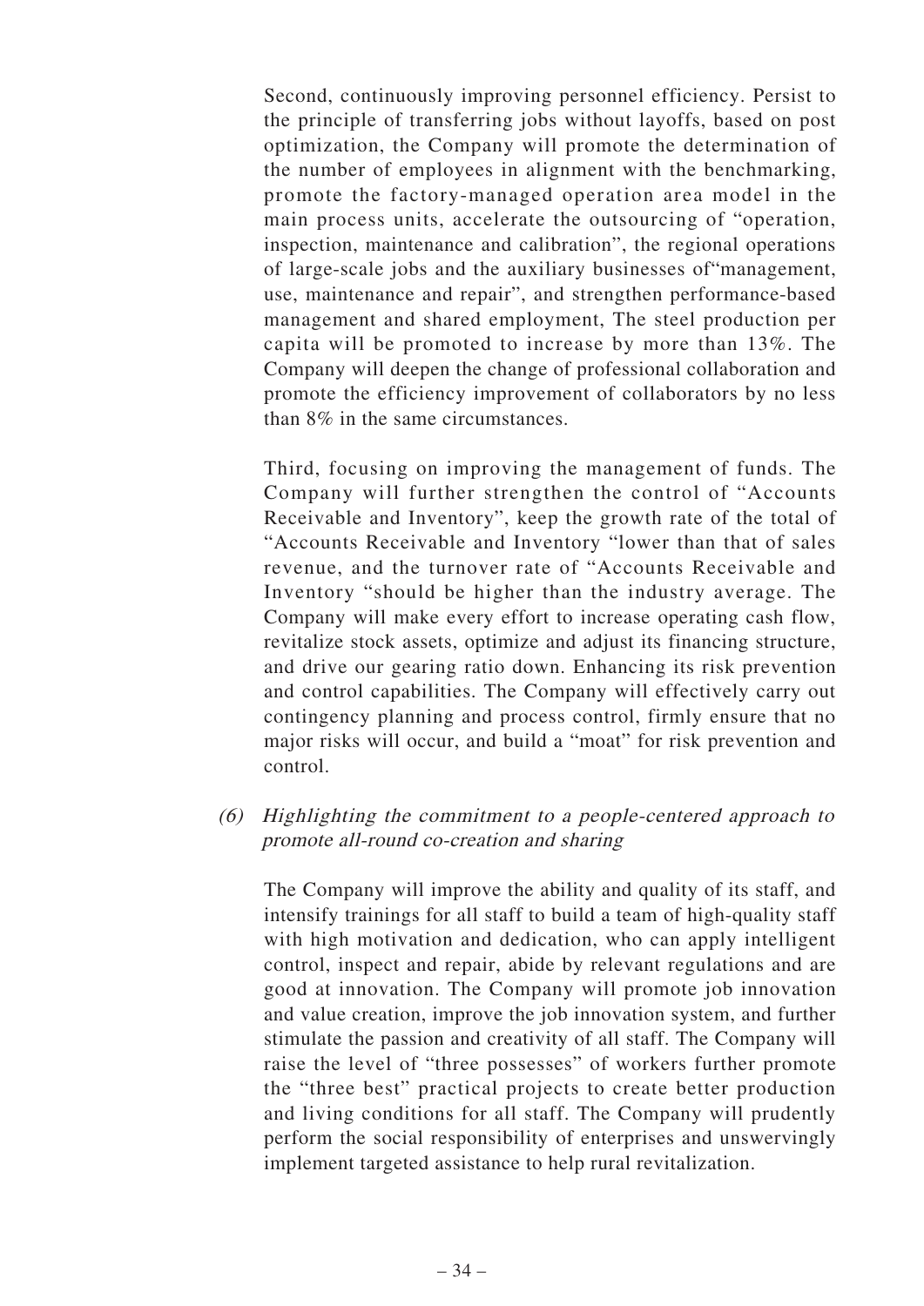Second, continuously improving personnel efficiency. Persist to the principle of transferring jobs without layoffs, based on post optimization, the Company will promote the determination of the number of employees in alignment with the benchmarking, promote the factory-managed operation area model in the main process units, accelerate the outsourcing of "operation, inspection, maintenance and calibration", the regional operations of large-scale jobs and the auxiliary businesses of"management, use, maintenance and repair", and strengthen performance-based management and shared employment, The steel production per capita will be promoted to increase by more than 13%. The Company will deepen the change of professional collaboration and promote the efficiency improvement of collaborators by no less than 8% in the same circumstances.

Third, focusing on improving the management of funds. The Company will further strengthen the control of "Accounts Receivable and Inventory", keep the growth rate of the total of "Accounts Receivable and Inventory "lower than that of sales revenue, and the turnover rate of "Accounts Receivable and Inventory "should be higher than the industry average. The Company will make every effort to increase operating cash flow, revitalize stock assets, optimize and adjust its financing structure, and drive our gearing ratio down. Enhancing its risk prevention and control capabilities. The Company will effectively carry out contingency planning and process control, firmly ensure that no major risks will occur, and build a "moat" for risk prevention and control.

*(6) Highlighting the commitment to a people-centered approach to promote all-round co-creation and sharing*

The Company will improve the ability and quality of its staff, and intensify trainings for all staff to build a team of high-quality staff with high motivation and dedication, who can apply intelligent control, inspect and repair, abide by relevant regulations and are good at innovation. The Company will promote job innovation and value creation, improve the job innovation system, and further stimulate the passion and creativity of all staff. The Company will raise the level of "three possesses" of workers further promote the "three best" practical projects to create better production and living conditions for all staff. The Company will prudently perform the social responsibility of enterprises and unswervingly implement targeted assistance to help rural revitalization.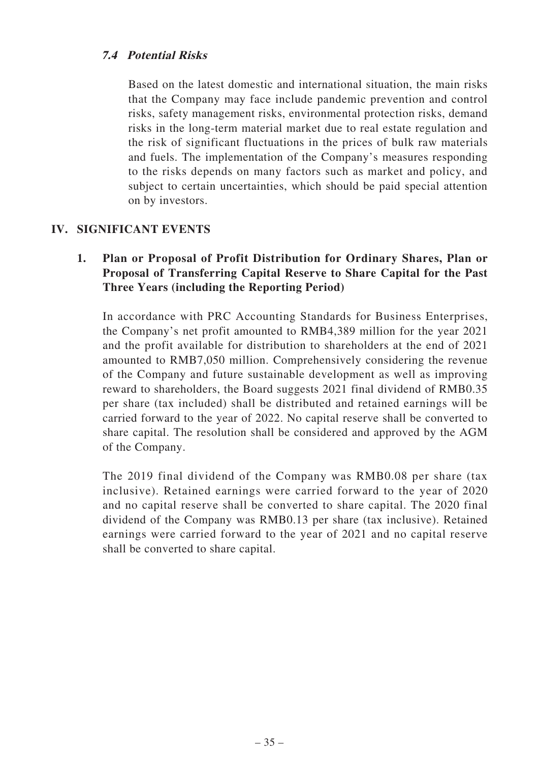### *7.4 Potential Risks*

Based on the latest domestic and international situation, the main risks that the Company may face include pandemic prevention and control risks, safety management risks, environmental protection risks, demand risks in the long-term material market due to real estate regulation and the risk of significant fluctuations in the prices of bulk raw materials and fuels. The implementation of the Company's measures responding to the risks depends on many factors such as market and policy, and subject to certain uncertainties, which should be paid special attention on by investors.

## IV. SIGNIFICANT EVENTS

### 1. Plan or Proposal of Profit Distribution for Ordinary Shares, Plan or Proposal of Transferring Capital Reserve to Share Capital for the Past Three Years (including the Reporting Period)

In accordance with PRC Accounting Standards for Business Enterprises, the Company's net profit amounted to RMB4,389 million for the year 2021 and the profit available for distribution to shareholders at the end of 2021 amounted to RMB7,050 million. Comprehensively considering the revenue of the Company and future sustainable development as well as improving reward to shareholders, the Board suggests 2021 final dividend of RMB0.35 per share (tax included) shall be distributed and retained earnings will be carried forward to the year of 2022. No capital reserve shall be converted to share capital. The resolution shall be considered and approved by the AGM of the Company.

The 2019 final dividend of the Company was RMB0.08 per share (tax inclusive). Retained earnings were carried forward to the year of 2020 and no capital reserve shall be converted to share capital. The 2020 final dividend of the Company was RMB0.13 per share (tax inclusive). Retained earnings were carried forward to the year of 2021 and no capital reserve shall be converted to share capital.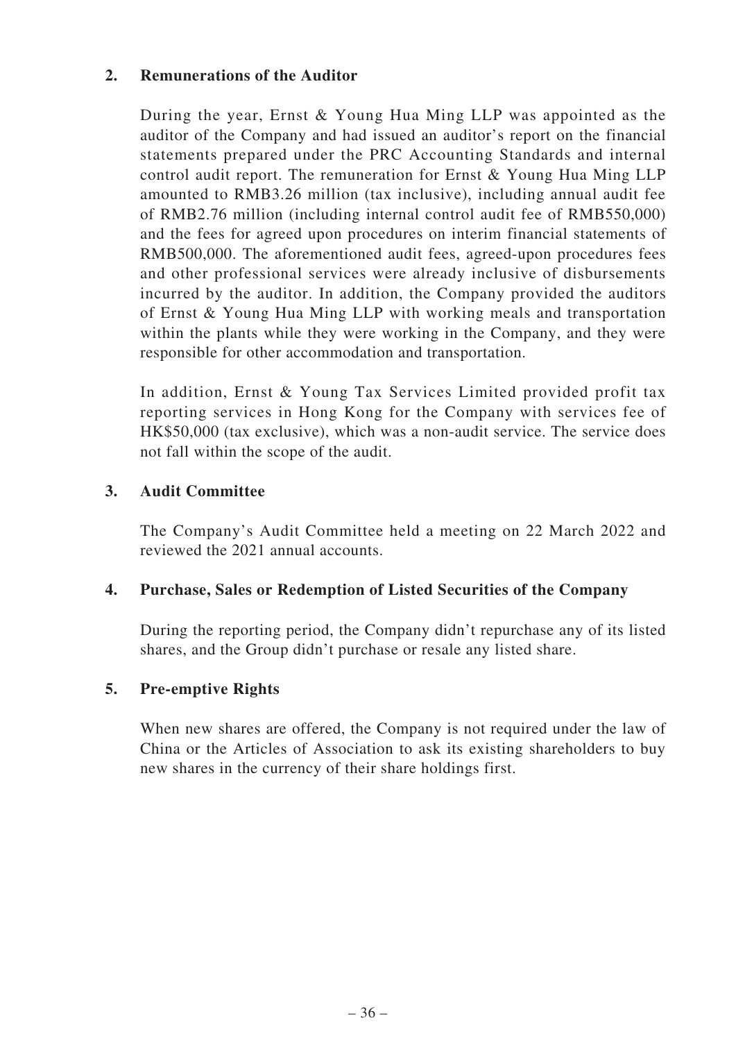## 2. Remunerations of the Auditor

During the year, Ernst & Young Hua Ming LLP was appointed as the auditor of the Company and had issued an auditor's report on the financial statements prepared under the PRC Accounting Standards and internal control audit report. The remuneration for Ernst & Young Hua Ming LLP amounted to RMB3.26 million (tax inclusive), including annual audit fee of RMB2.76 million (including internal control audit fee of RMB550,000) and the fees for agreed upon procedures on interim financial statements of RMB500,000. The aforementioned audit fees, agreed-upon procedures fees and other professional services were already inclusive of disbursements incurred by the auditor. In addition, the Company provided the auditors of Ernst & Young Hua Ming LLP with working meals and transportation within the plants while they were working in the Company, and they were responsible for other accommodation and transportation.

In addition, Ernst & Young Tax Services Limited provided profit tax reporting services in Hong Kong for the Company with services fee of HK$50,000 (tax exclusive), which was a non-audit service. The service does not fall within the scope of the audit.

## 3. Audit Committee

The Company's Audit Committee held a meeting on 22 March 2022 and reviewed the 2021 annual accounts.

## 4. Purchase, Sales or Redemption of Listed Securities of the Company

During the reporting period, the Company didn't repurchase any of its listed shares, and the Group didn't purchase or resale any listed share.

## 5. Pre-emptive Rights

When new shares are offered, the Company is not required under the law of China or the Articles of Association to ask its existing shareholders to buy new shares in the currency of their share holdings first.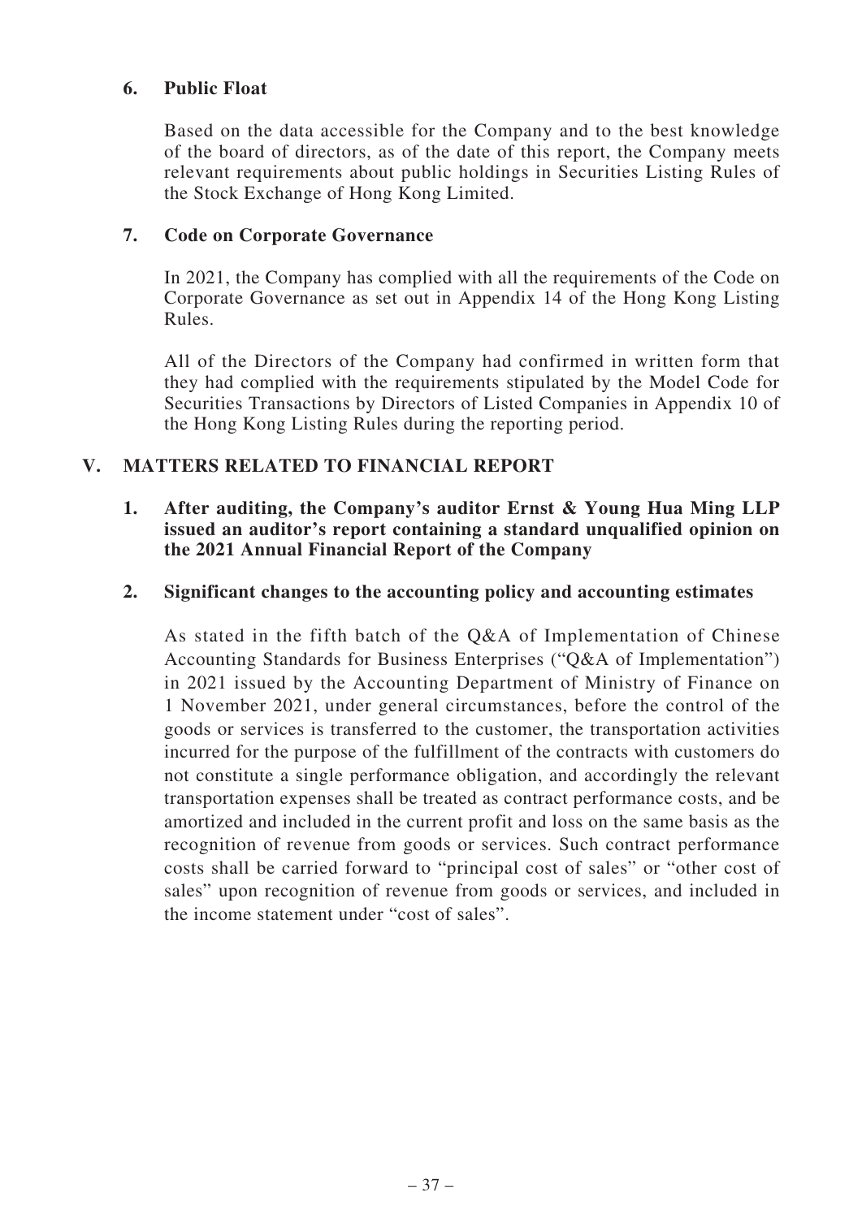### 6. Public Float

Based on the data accessible for the Company and to the best knowledge of the board of directors, as of the date of this report, the Company meets relevant requirements about public holdings in Securities Listing Rules of the Stock Exchange of Hong Kong Limited.

### 7. Code on Corporate Governance

In 2021, the Company has complied with all the requirements of the Code on Corporate Governance as set out in Appendix 14 of the Hong Kong Listing Rules.

All of the Directors of the Company had confirmed in written form that they had complied with the requirements stipulated by the Model Code for Securities Transactions by Directors of Listed Companies in Appendix 10 of the Hong Kong Listing Rules during the reporting period.

## V. MATTERS RELATED TO FINANCIAL REPORT

### 1. After auditing, the Company's auditor Ernst & Young Hua Ming LLP issued an auditor's report containing a standard unqualified opinion on the 2021 Annual Financial Report of the Company

### 2. Significant changes to the accounting policy and accounting estimates

As stated in the fifth batch of the Q&A of Implementation of Chinese Accounting Standards for Business Enterprises ("Q&A of Implementation") in 2021 issued by the Accounting Department of Ministry of Finance on 1 November 2021, under general circumstances, before the control of the goods or services is transferred to the customer, the transportation activities incurred for the purpose of the fulfillment of the contracts with customers do not constitute a single performance obligation, and accordingly the relevant transportation expenses shall be treated as contract performance costs, and be amortized and included in the current profit and loss on the same basis as the recognition of revenue from goods or services. Such contract performance costs shall be carried forward to "principal cost of sales" or "other cost of sales" upon recognition of revenue from goods or services, and included in the income statement under "cost of sales".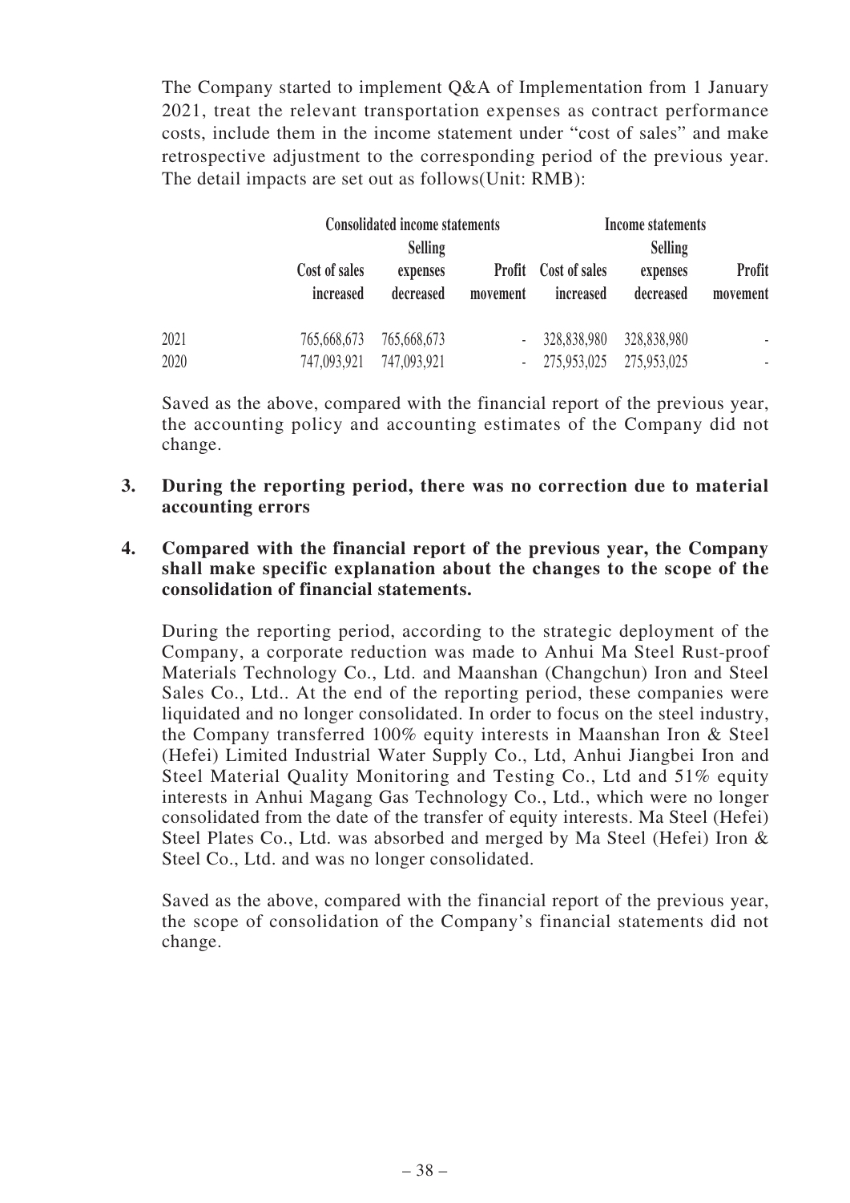The Company started to implement Q&A of Implementation from 1 January 2021, treat the relevant transportation expenses as contract performance costs, include them in the income statement under "cost of sales" and make retrospective adjustment to the corresponding period of the previous year. The detail impacts are set out as follows(Unit: RMB):

| | Consolidated income statements | | | Income statements | | |
|---|---|---|---|---|---|---|
| | Cost of sales increased | Selling expenses decreased | Profit movement | Cost of sales increased | Selling expenses decreased | Profit movement |
| 2021 | 765,668,673 | 765,668,673 | - | 328,838,980 | 328,838,980 | - |
| 2020 | 747,093,921 | 747,093,921 | - | 275,953,025 | 275,953,025 | - |

Saved as the above, compared with the financial report of the previous year, the accounting policy and accounting estimates of the Company did not change.

**3. During the reporting period, there was no correction due to material accounting errors**

**4. Compared with the financial report of the previous year, the Company shall make specific explanation about the changes to the scope of the consolidation of financial statements.**

During the reporting period, according to the strategic deployment of the Company, a corporate reduction was made to Anhui Ma Steel Rust-proof Materials Technology Co., Ltd. and Maanshan (Changchun) Iron and Steel Sales Co., Ltd.. At the end of the reporting period, these companies were liquidated and no longer consolidated. In order to focus on the steel industry, the Company transferred 100% equity interests in Maanshan Iron & Steel (Hefei) Limited Industrial Water Supply Co., Ltd, Anhui Jiangbei Iron and Steel Material Quality Monitoring and Testing Co., Ltd and 51% equity interests in Anhui Magang Gas Technology Co., Ltd., which were no longer consolidated from the date of the transfer of equity interests. Ma Steel (Hefei) Steel Plates Co., Ltd. was absorbed and merged by Ma Steel (Hefei) Iron & Steel Co., Ltd. and was no longer consolidated.

Saved as the above, compared with the financial report of the previous year, the scope of consolidation of the Company's financial statements did not change.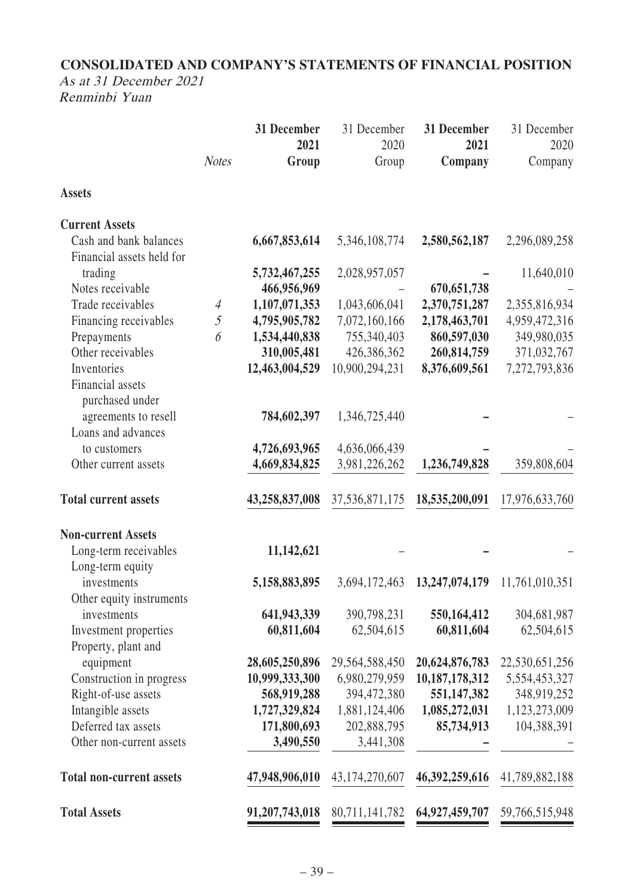**CONSOLIDATED AND COMPANY'S STATEMENTS OF FINANCIAL POSITION**

*As at 31 December 2021*

*Renminbi Yuan*

| | *Notes* | **31 December 2021 Group** | 31 December 2020 Group | **31 December 2021 Company** | 31 December 2020 Company |
|---|---|---|---|---|---|
| **Assets** | | | | | |
| **Current Assets** | | | | | |
| Cash and bank balances | | **6,667,853,614** | 5,346,108,774 | **2,580,562,187** | 2,296,089,258 |
| Financial assets held for trading | | **5,732,467,255** | 2,028,957,057 | **–** | 11,640,010 |
| Notes receivable | | **466,956,969** | – | **670,651,738** | – |
| Trade receivables | *4* | **1,107,071,353** | 1,043,606,041 | **2,370,751,287** | 2,355,816,934 |
| Financing receivables | *5* | **4,795,905,782** | 7,072,160,166 | **2,178,463,701** | 4,959,472,316 |
| Prepayments | *6* | **1,534,440,838** | 755,340,403 | **860,597,030** | 349,980,035 |
| Other receivables | | **310,005,481** | 426,386,362 | **260,814,759** | 371,032,767 |
| Inventories | | **12,463,004,529** | 10,900,294,231 | **8,376,609,561** | 7,272,793,836 |
| Financial assets purchased under agreements to resell | | **784,602,397** | 1,346,725,440 | **–** | – |
| Loans and advances to customers | | **4,726,693,965** | 4,636,066,439 | **–** | – |
| Other current assets | | **4,669,834,825** | 3,981,226,262 | **1,236,749,828** | 359,808,604 |
| **Total current assets** | | **43,258,837,008** | 37,536,871,175 | **18,535,200,091** | 17,976,633,760 |
| **Non-current Assets** | | | | | |
| Long-term receivables | | **11,142,621** | – | **–** | – |
| Long-term equity investments | | **5,158,883,895** | 3,694,172,463 | **13,247,074,179** | 11,761,010,351 |
| Other equity instruments investments | | **641,943,339** | 390,798,231 | **550,164,412** | 304,681,987 |
| Investment properties | | **60,811,604** | 62,504,615 | **60,811,604** | 62,504,615 |
| Property, plant and equipment | | **28,605,250,896** | 29,564,588,450 | **20,624,876,783** | 22,530,651,256 |
| Construction in progress | | **10,999,333,300** | 6,980,279,959 | **10,187,178,312** | 5,554,453,327 |
| Right-of-use assets | | **568,919,288** | 394,472,380 | **551,147,382** | 348,919,252 |
| Intangible assets | | **1,727,329,824** | 1,881,124,406 | **1,085,272,031** | 1,123,273,009 |
| Deferred tax assets | | **171,800,693** | 202,888,795 | **85,734,913** | 104,388,391 |
| Other non-current assets | | **3,490,550** | 3,441,308 | **–** | – |
| **Total non-current assets** | | **47,948,906,010** | 43,174,270,607 | **46,392,259,616** | 41,789,882,188 |
| **Total Assets** | | **91,207,743,018** | 80,711,141,782 | **64,927,459,707** | 59,766,515,948 |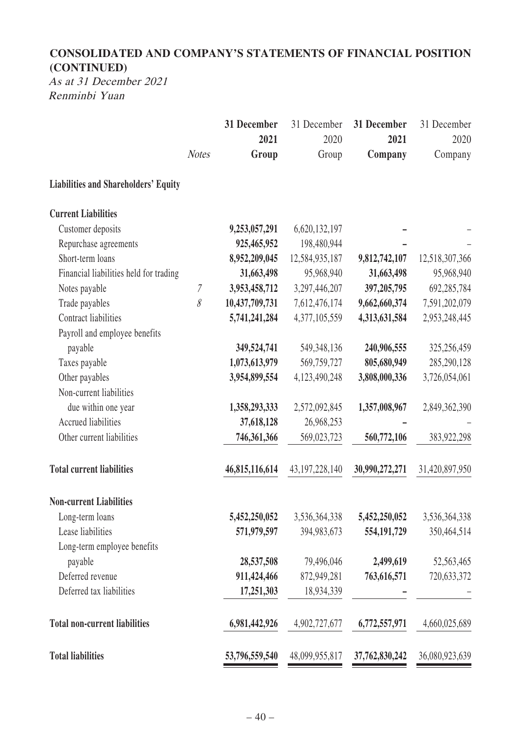# CONSOLIDATED AND COMPANY'S STATEMENTS OF FINANCIAL POSITION (CONTINUED)

*As at 31 December 2021*
*Renminbi Yuan*

| | Notes | 31 December 2021 Group | 31 December 2020 Group | 31 December 2021 Company | 31 December 2020 Company |
|---|---|---|---|---|---|
| **Liabilities and Shareholders' Equity** | | | | | |
| **Current Liabilities** | | | | | |
| Customer deposits | | **9,253,057,291** | 6,620,132,197 | **–** | – |
| Repurchase agreements | | **925,465,952** | 198,480,944 | **–** | – |
| Short-term loans | | **8,952,209,045** | 12,584,935,187 | **9,812,742,107** | 12,518,307,366 |
| Financial liabilities held for trading | | **31,663,498** | 95,968,940 | **31,663,498** | 95,968,940 |
| Notes payable | 7 | **3,953,458,712** | 3,297,446,207 | **397,205,795** | 692,285,784 |
| Trade payables | 8 | **10,437,709,731** | 7,612,476,174 | **9,662,660,374** | 7,591,202,079 |
| Contract liabilities | | **5,741,241,284** | 4,377,105,559 | **4,313,631,584** | 2,953,248,445 |
| Payroll and employee benefits payable | | **349,524,741** | 549,348,136 | **240,906,555** | 325,256,459 |
| Taxes payable | | **1,073,613,979** | 569,759,727 | **805,680,949** | 285,290,128 |
| Other payables | | **3,954,899,554** | 4,123,490,248 | **3,808,000,336** | 3,726,054,061 |
| Non-current liabilities due within one year | | **1,358,293,333** | 2,572,092,845 | **1,357,008,967** | 2,849,362,390 |
| Accrued liabilities | | **37,618,128** | 26,968,253 | **–** | – |
| Other current liabilities | | **746,361,366** | 569,023,723 | **560,772,106** | 383,922,298 |
| **Total current liabilities** | | **46,815,116,614** | 43,197,228,140 | **30,990,272,271** | 31,420,897,950 |
| **Non-current Liabilities** | | | | | |
| Long-term loans | | **5,452,250,052** | 3,536,364,338 | **5,452,250,052** | 3,536,364,338 |
| Lease liabilities | | **571,979,597** | 394,983,673 | **554,191,729** | 350,464,514 |
| Long-term employee benefits payable | | **28,537,508** | 79,496,046 | **2,499,619** | 52,563,465 |
| Deferred revenue | | **911,424,466** | 872,949,281 | **763,616,571** | 720,633,372 |
| Deferred tax liabilities | | **17,251,303** | 18,934,339 | **–** | – |
| **Total non-current liabilities** | | **6,981,442,926** | 4,902,727,677 | **6,772,557,971** | 4,660,025,689 |
| **Total liabilities** | | **53,796,559,540** | 48,099,955,817 | **37,762,830,242** | 36,080,923,639 |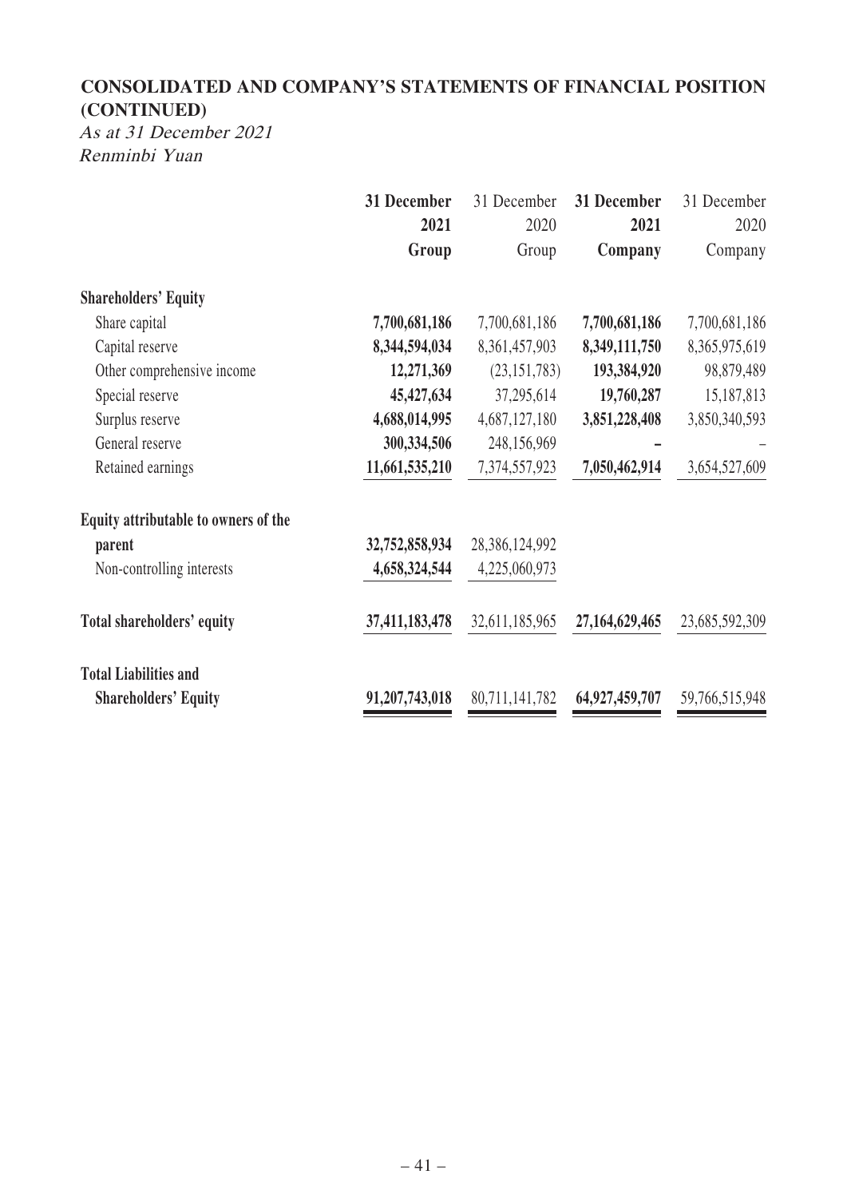## CONSOLIDATED AND COMPANY'S STATEMENTS OF FINANCIAL POSITION (CONTINUED)

*As at 31 December 2021*
*Renminbi Yuan*

| | **31 December 2021 Group** | 31 December 2020 Group | **31 December 2021 Company** | 31 December 2020 Company |
|---|---|---|---|---|
| **Shareholders' Equity** | | | | |
| Share capital | **7,700,681,186** | 7,700,681,186 | **7,700,681,186** | 7,700,681,186 |
| Capital reserve | **8,344,594,034** | 8,361,457,903 | **8,349,111,750** | 8,365,975,619 |
| Other comprehensive income | **12,271,369** | (23,151,783) | **193,384,920** | 98,879,489 |
| Special reserve | **45,427,634** | 37,295,614 | **19,760,287** | 15,187,813 |
| Surplus reserve | **4,688,014,995** | 4,687,127,180 | **3,851,228,408** | 3,850,340,593 |
| General reserve | **300,334,506** | 248,156,969 | **–** | – |
| Retained earnings | **11,661,535,210** | 7,374,557,923 | **7,050,462,914** | 3,654,527,609 |
| **Equity attributable to owners of the parent** | **32,752,858,934** | 28,386,124,992 | | |
| Non-controlling interests | **4,658,324,544** | 4,225,060,973 | | |
| **Total shareholders' equity** | **37,411,183,478** | 32,611,185,965 | **27,164,629,465** | 23,685,592,309 |
| **Total Liabilities and Shareholders' Equity** | **91,207,743,018** | 80,711,141,782 | **64,927,459,707** | 59,766,515,948 |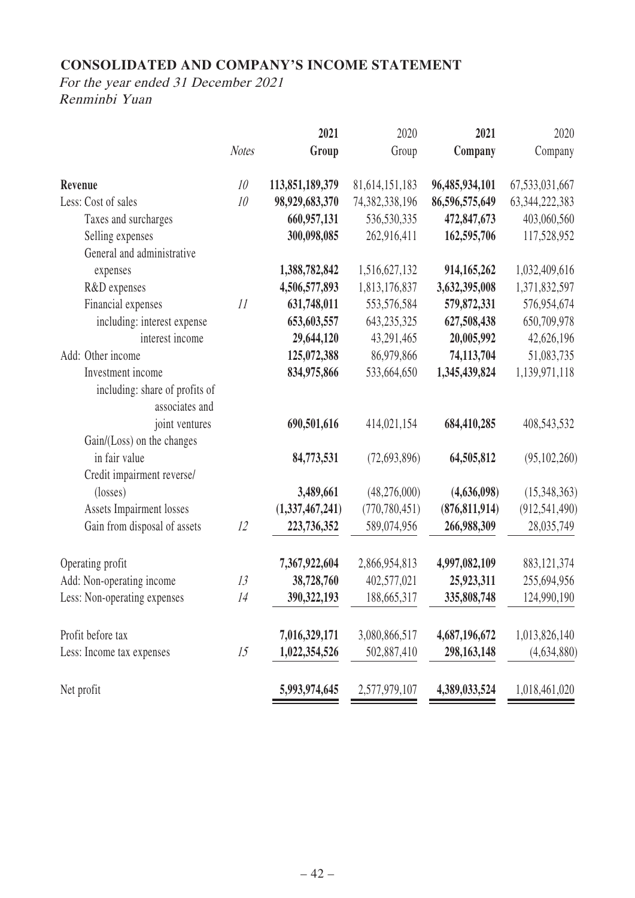## CONSOLIDATED AND COMPANY'S INCOME STATEMENT

*For the year ended 31 December 2021*
*Renminbi Yuan*

| | *Notes* | **2021 Group** | 2020 Group | **2021 Company** | 2020 Company |
|---|---|---|---|---|---|
| **Revenue** | *10* | **113,851,189,379** | 81,614,151,183 | **96,485,934,101** | 67,533,031,667 |
| Less: Cost of sales | *10* | **98,929,683,370** | 74,382,338,196 | **86,596,575,649** | 63,344,222,383 |
| Taxes and surcharges | | **660,957,131** | 536,530,335 | **472,847,673** | 403,060,560 |
| Selling expenses | | **300,098,085** | 262,916,411 | **162,595,706** | 117,528,952 |
| General and administrative expenses | | **1,388,782,842** | 1,516,627,132 | **914,165,262** | 1,032,409,616 |
| R&D expenses | | **4,506,577,893** | 1,813,176,837 | **3,632,395,008** | 1,371,832,597 |
| Financial expenses | *11* | **631,748,011** | 553,576,584 | **579,872,331** | 576,954,674 |
| including: interest expense | | **653,603,557** | 643,235,325 | **627,508,438** | 650,709,978 |
| interest income | | **29,644,120** | 43,291,465 | **20,005,992** | 42,626,196 |
| Add: Other income | | **125,072,388** | 86,979,866 | **74,113,704** | 51,083,735 |
| Investment income | | **834,975,866** | 533,664,650 | **1,345,439,824** | 1,139,971,118 |
| including: share of profits of associates and joint ventures | | **690,501,616** | 414,021,154 | **684,410,285** | 408,543,532 |
| Gain/(Loss) on the changes in fair value | | **84,773,531** | (72,693,896) | **64,505,812** | (95,102,260) |
| Credit impairment reverse/(losses) | | **3,489,661** | (48,276,000) | **(4,636,098)** | (15,348,363) |
| Assets Impairment losses | | **(1,337,467,241)** | (770,780,451) | **(876,811,914)** | (912,541,490) |
| Gain from disposal of assets | *12* | **223,736,352** | 589,074,956 | **266,988,309** | 28,035,749 |
| Operating profit | | **7,367,922,604** | 2,866,954,813 | **4,997,082,109** | 883,121,374 |
| Add: Non-operating income | *13* | **38,728,760** | 402,577,021 | **25,923,311** | 255,694,956 |
| Less: Non-operating expenses | *14* | **390,322,193** | 188,665,317 | **335,808,748** | 124,990,190 |
| Profit before tax | | **7,016,329,171** | 3,080,866,517 | **4,687,196,672** | 1,013,826,140 |
| Less: Income tax expenses | *15* | **1,022,354,526** | 502,887,410 | **298,163,148** | (4,634,880) |
| Net profit | | **5,993,974,645** | 2,577,979,107 | **4,389,033,524** | 1,018,461,020 |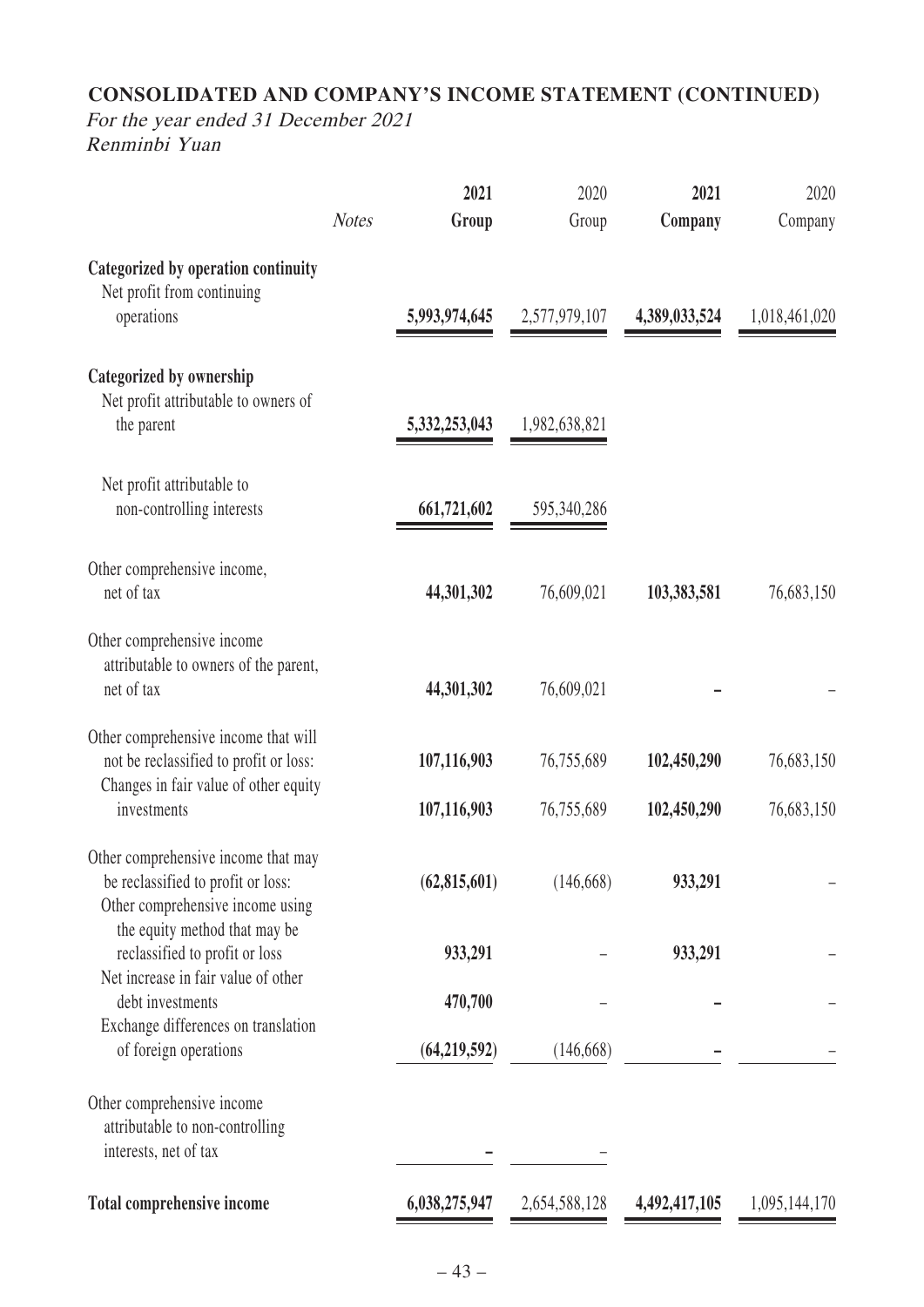## CONSOLIDATED AND COMPANY'S INCOME STATEMENT (CONTINUED)

*For the year ended 31 December 2021*
*Renminbi Yuan*

| | *Notes* | 2021 Group | 2020 Group | 2021 Company | 2020 Company |
|---|---|---|---|---|---|
| **Categorized by operation continuity** | | | | | |
| Net profit from continuing operations | | **5,993,974,645** | 2,577,979,107 | **4,389,033,524** | 1,018,461,020 |
| **Categorized by ownership** | | | | | |
| Net profit attributable to owners of the parent | | **5,332,253,043** | 1,982,638,821 | | |
| Net profit attributable to non-controlling interests | | **661,721,602** | 595,340,286 | | |
| Other comprehensive income, net of tax | | **44,301,302** | 76,609,021 | **103,383,581** | 76,683,150 |
| Other comprehensive income attributable to owners of the parent, net of tax | | **44,301,302** | 76,609,021 | **–** | – |
| Other comprehensive income that will not be reclassified to profit or loss: | | **107,116,903** | 76,755,689 | **102,450,290** | 76,683,150 |
| Changes in fair value of other equity investments | | **107,116,903** | 76,755,689 | **102,450,290** | 76,683,150 |
| Other comprehensive income that may be reclassified to profit or loss: | | **(62,815,601)** | (146,668) | **933,291** | – |
| Other comprehensive income using the equity method that may be reclassified to profit or loss | | **933,291** | – | **933,291** | – |
| Net increase in fair value of other debt investments | | **470,700** | – | **–** | – |
| Exchange differences on translation of foreign operations | | **(64,219,592)** | (146,668) | **–** | – |
| Other comprehensive income attributable to non-controlling interests, net of tax | | **–** | – | | |
| **Total comprehensive income** | | **6,038,275,947** | 2,654,588,128 | **4,492,417,105** | 1,095,144,170 |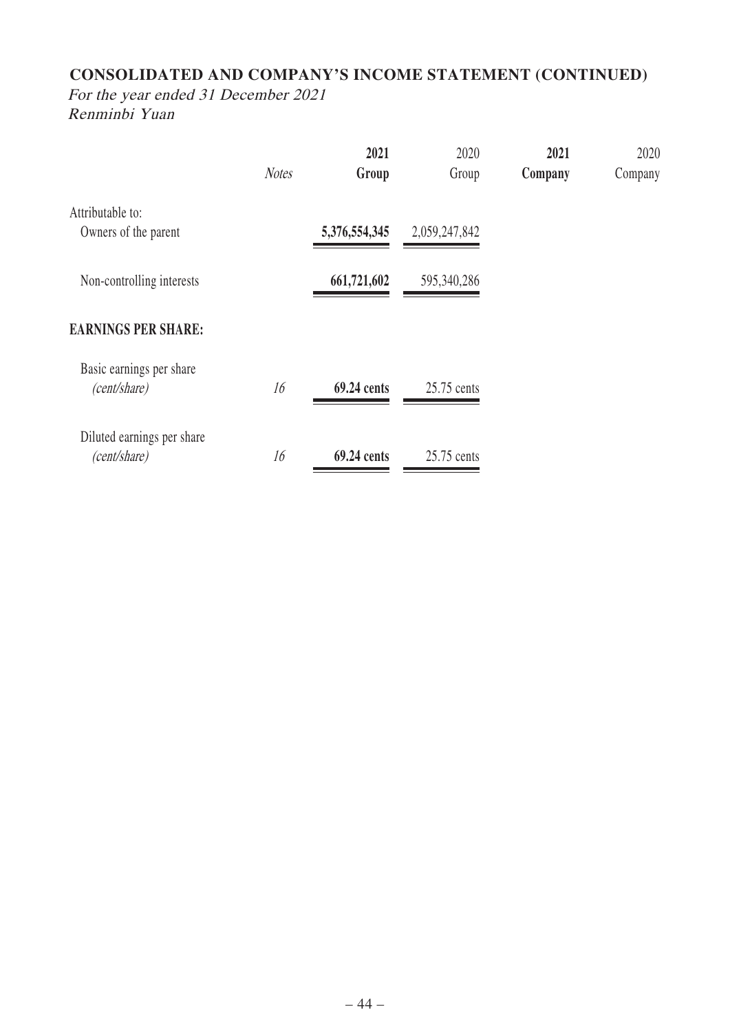## CONSOLIDATED AND COMPANY'S INCOME STATEMENT (CONTINUED)

*For the year ended 31 December 2021*
*Renminbi Yuan*

| | *Notes* | **2021 Group** | 2020 Group | **2021 Company** | 2020 Company |
|---|---|---|---|---|---|
| Attributable to: | | | | | |
| Owners of the parent | | **5,376,554,345** | 2,059,247,842 | | |
| Non-controlling interests | | **661,721,602** | 595,340,286 | | |
| **EARNINGS PER SHARE:** | | | | | |
| Basic earnings per share *(cent/share)* | *16* | **69.24 cents** | 25.75 cents | | |
| Diluted earnings per share *(cent/share)* | *16* | **69.24 cents** | 25.75 cents | | |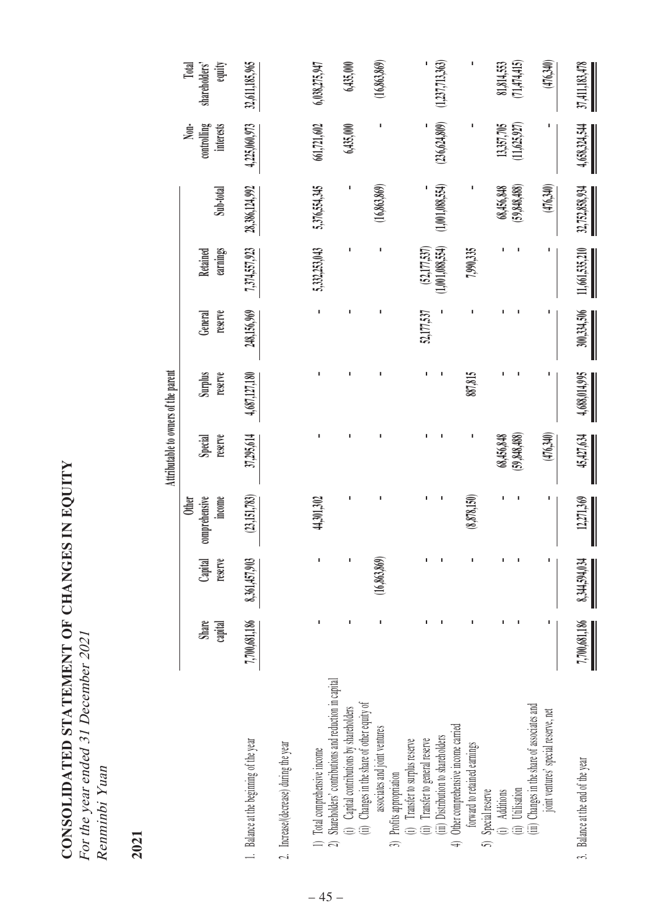# CONSOLIDATED STATEMENT OF CHANGES IN EQUITY

*For the year ended 31 December 2021*

*Renminbi Yuan*

**2021**

| | Attributable to owners of the parent | | | | | | | | Non-controlling interests | Total shareholders' equity |
|---|---|---|---|---|---|---|---|---|---|---|
| | Share capital | Capital reserve | Other comprehensive income | Special reserve | Surplus reserve | General reserve | Retained earnings | Sub-total | | |
| 1. Balance at the beginning of the year | 7,700,681,186 | 8,361,457,903 | (23,151,783) | 37,295,614 | 4,687,127,180 | 248,156,969 | 7,374,557,923 | 28,386,124,992 | 4,225,060,973 | 32,611,185,965 |
| 2. Increase/(decrease) during the year | | | | | | | | | | |
| 1) Total comprehensive income | - | - | 44,301,302 | - | - | - | 5,332,253,043 | 5,376,554,345 | 661,721,602 | 6,038,275,947 |
| 2) Shareholders' contributions and reduction in capital | | | | | | | | | | |
| (i) Capital contributions by shareholders | - | - | - | - | - | - | - | - | 6,435,000 | 6,435,000 |
| (ii) Changes in the share of other equity of associates and joint ventures | - | (16,863,869) | - | - | - | - | - | (16,863,869) | - | (16,863,869) |
| 3) Profits appropriation | | | | | | | | | | |
| (i) Transfer to surplus reserve | - | - | - | - | - | - | - | - | - | - |
| (ii) Transfer to general reserve | - | - | - | - | - | 52,177,537 | (52,177,537) | - | - | - |
| (iii) Distribution to shareholders | - | - | - | - | - | - | (1,001,088,554) | (1,001,088,554) | (236,624,809) | (1,237,713,363) |
| 4) Other comprehensive income carried forward to retained earnings | - | - | (8,878,150) | - | 887,815 | - | 7,990,335 | - | - | - |
| 5) Special reserve | | | | | | | | | | |
| (i) Additions | - | - | - | 68,456,848 | - | - | - | 68,456,848 | 13,357,705 | 81,814,553 |
| (ii) Utilisation | - | - | - | (59,848,488) | - | - | - | (59,848,488) | (11,625,927) | (71,474,415) |
| (iii) Changes in the share of associates and joint ventures' special reserve, net | - | - | - | (476,340) | - | - | - | (476,340) | - | (476,340) |
| 3. Balance at the end of the year | 7,700,681,186 | 8,344,594,034 | 12,271,369 | 45,427,634 | 4,688,014,995 | 300,334,506 | 11,661,535,210 | 32,752,858,934 | 4,658,324,544 | 37,411,183,478 |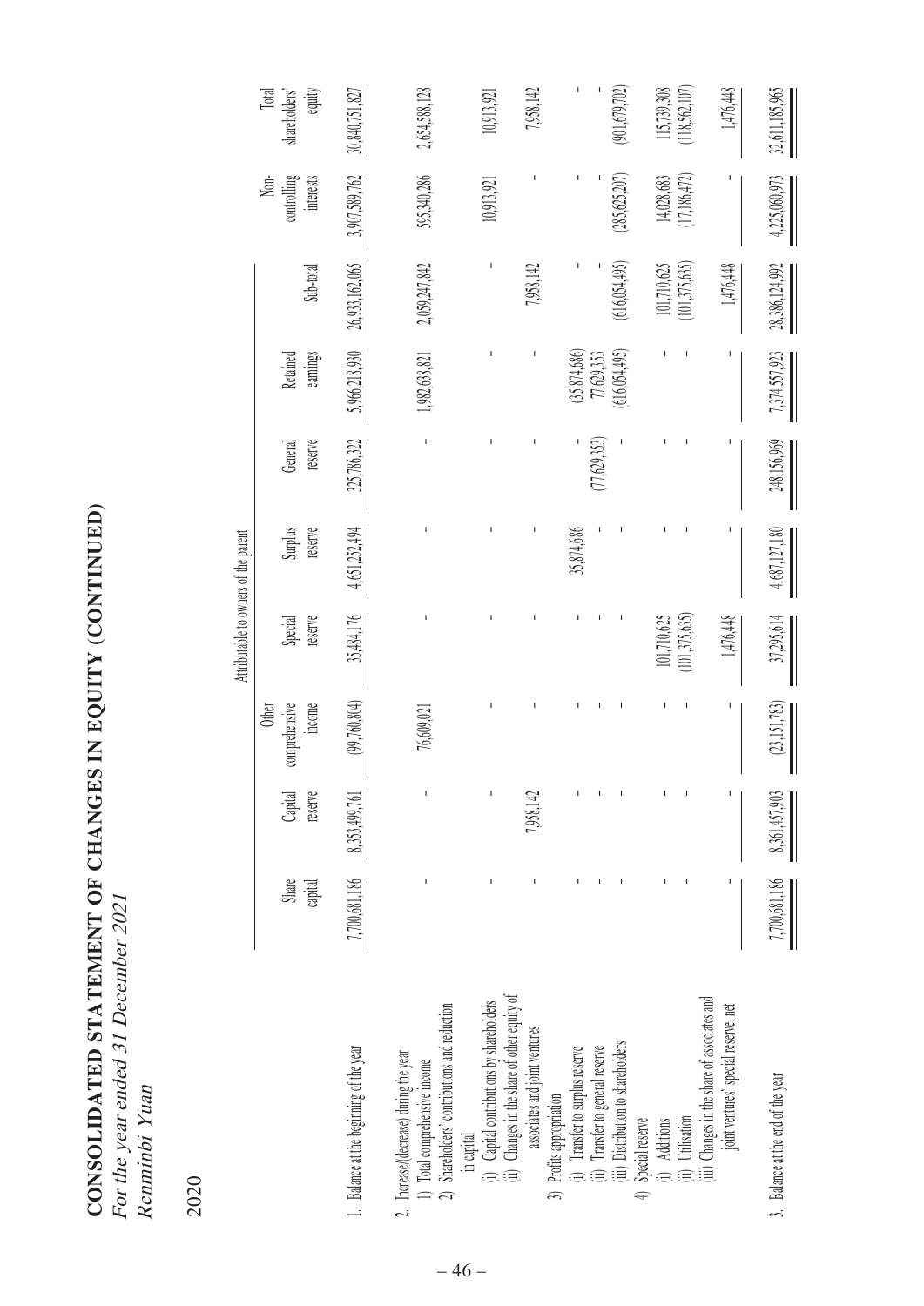# CONSOLIDATED STATEMENT OF CHANGES IN EQUITY (CONTINUED)

*For the year ended 31 December 2021*

*Renminbi Yuan*

2020

| | Attributable to owners of the parent | | | | | | | | | Non-controlling interests | Total shareholders' equity |
|---|---|---|---|---|---|---|---|---|---|---|---|
| | Share capital | Capital reserve | Other comprehensive income | Special reserve | Surplus reserve | General reserve | Retained earnings | Sub-total | | | |
| 1. Balance at the beginning of the year | 7,700,681,186 | 8,353,499,761 | (99,760,804) | 35,484,176 | 4,651,252,494 | 325,786,322 | 5,966,218,930 | 26,933,162,065 | | 3,907,589,762 | 30,840,751,827 |
| 2. Increase/(decrease) during the year | | | | | | | | | | | |
| 1) Total comprehensive income | - | - | 76,609,021 | - | - | - | 1,982,638,821 | 2,059,247,842 | | 595,340,286 | 2,654,588,128 |
| 2) Shareholders' contributions and reduction in capital | | | | | | | | | | | |
| (i) Capital contributions by shareholders | - | - | - | - | - | - | - | - | | 10,913,921 | 10,913,921 |
| (ii) Changes in the share of other equity of associates and joint ventures | - | 7,958,142 | - | - | - | - | - | 7,958,142 | | - | 7,958,142 |
| 3) Profits appropriation | | | | | | | | | | | |
| (i) Transfer to surplus reserve | - | - | - | - | 35,874,686 | - | (35,874,686) | - | | - | - |
| (ii) Transfer to general reserve | - | - | - | - | - | (77,629,353) | 77,629,353 | - | | - | - |
| (iii) Distribution to shareholders | - | - | - | - | - | - | (616,054,495) | (616,054,495) | | (285,625,207) | (901,679,702) |
| 4) Special reserve | | | | | | | | | | | |
| (i) Additions | - | - | - | 101,710,625 | - | - | - | 101,710,625 | | 14,028,683 | 115,739,308 |
| (ii) Utilisation | - | - | - | (101,375,635) | - | - | - | (101,375,635) | | (17,186,472) | (118,562,107) |
| (iii) Changes in the share of associates and joint ventures' special reserve, net | - | - | - | 1,476,448 | - | - | - | 1,476,448 | | - | 1,476,448 |
| 3. Balance at the end of the year | 7,700,681,186 | 8,361,457,903 | (23,151,783) | 37,295,614 | 4,687,127,180 | 248,156,969 | 7,374,557,923 | 28,386,124,992 | | 4,225,060,973 | 32,611,185,965 |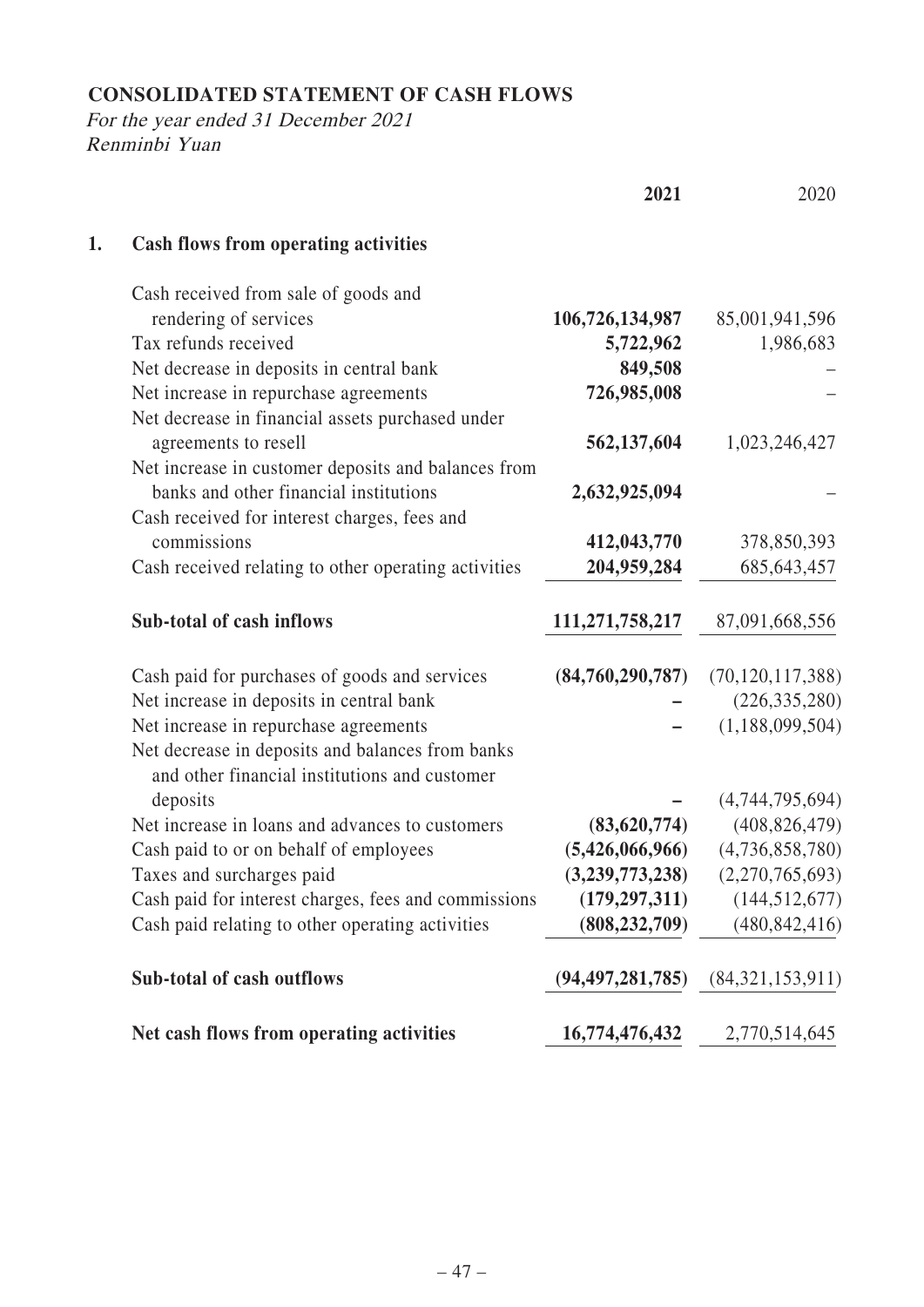# CONSOLIDATED STATEMENT OF CASH FLOWS

*For the year ended 31 December 2021*
*Renminbi Yuan*

| | **2021** | 2020 |
|---|---|---|
| **1. Cash flows from operating activities** | | |
| Cash received from sale of goods and rendering of services | **106,726,134,987** | 85,001,941,596 |
| Tax refunds received | **5,722,962** | 1,986,683 |
| Net decrease in deposits in central bank | **849,508** | – |
| Net increase in repurchase agreements | **726,985,008** | – |
| Net decrease in financial assets purchased under agreements to resell | **562,137,604** | 1,023,246,427 |
| Net increase in customer deposits and balances from banks and other financial institutions | **2,632,925,094** | – |
| Cash received for interest charges, fees and commissions | **412,043,770** | 378,850,393 |
| Cash received relating to other operating activities | **204,959,284** | 685,643,457 |
| **Sub-total of cash inflows** | **111,271,758,217** | 87,091,668,556 |
| Cash paid for purchases of goods and services | **(84,760,290,787)** | (70,120,117,388) |
| Net increase in deposits in central bank | **–** | (226,335,280) |
| Net increase in repurchase agreements | **–** | (1,188,099,504) |
| Net decrease in deposits and balances from banks and other financial institutions and customer deposits | **–** | (4,744,795,694) |
| Net increase in loans and advances to customers | **(83,620,774)** | (408,826,479) |
| Cash paid to or on behalf of employees | **(5,426,066,966)** | (4,736,858,780) |
| Taxes and surcharges paid | **(3,239,773,238)** | (2,270,765,693) |
| Cash paid for interest charges, fees and commissions | **(179,297,311)** | (144,512,677) |
| Cash paid relating to other operating activities | **(808,232,709)** | (480,842,416) |
| **Sub-total of cash outflows** | **(94,497,281,785)** | (84,321,153,911) |
| **Net cash flows from operating activities** | **16,774,476,432** | 2,770,514,645 |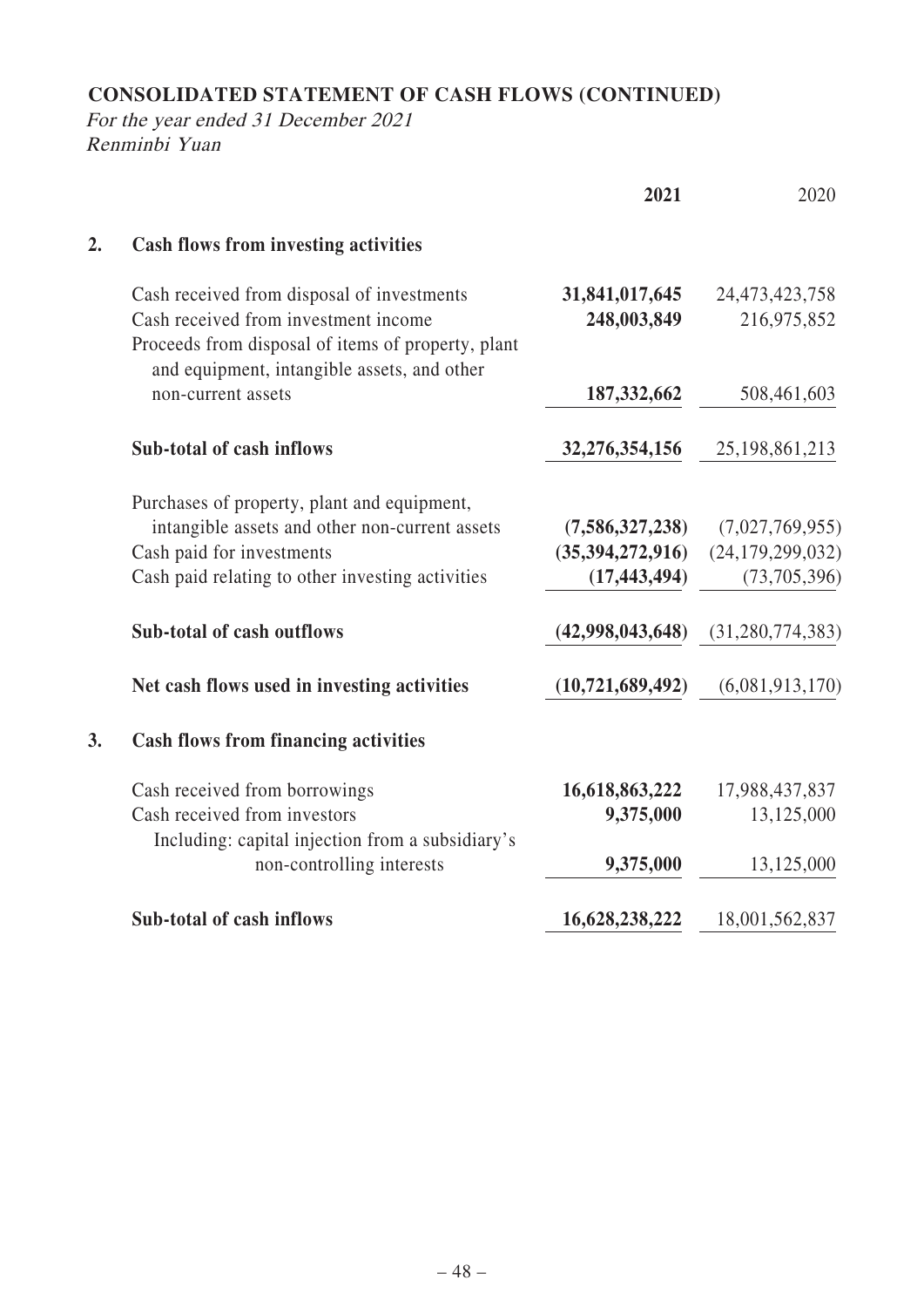## CONSOLIDATED STATEMENT OF CASH FLOWS (CONTINUED)

*For the year ended 31 December 2021*
*Renminbi Yuan*

| | | 2021 | 2020 |
|---|---|---|---|
| **2.** | **Cash flows from investing activities** | | |
| | Cash received from disposal of investments | **31,841,017,645** | 24,473,423,758 |
| | Cash received from investment income | **248,003,849** | 216,975,852 |
| | Proceeds from disposal of items of property, plant and equipment, intangible assets, and other non-current assets | **187,332,662** | 508,461,603 |
| | **Sub-total of cash inflows** | **32,276,354,156** | 25,198,861,213 |
| | Purchases of property, plant and equipment, intangible assets and other non-current assets | **(7,586,327,238)** | (7,027,769,955) |
| | Cash paid for investments | **(35,394,272,916)** | (24,179,299,032) |
| | Cash paid relating to other investing activities | **(17,443,494)** | (73,705,396) |
| | **Sub-total of cash outflows** | **(42,998,043,648)** | (31,280,774,383) |
| | **Net cash flows used in investing activities** | **(10,721,689,492)** | (6,081,913,170) |
| **3.** | **Cash flows from financing activities** | | |
| | Cash received from borrowings | **16,618,863,222** | 17,988,437,837 |
| | Cash received from investors | **9,375,000** | 13,125,000 |
| | Including: capital injection from a subsidiary's non-controlling interests | **9,375,000** | 13,125,000 |
| | **Sub-total of cash inflows** | **16,628,238,222** | 18,001,562,837 |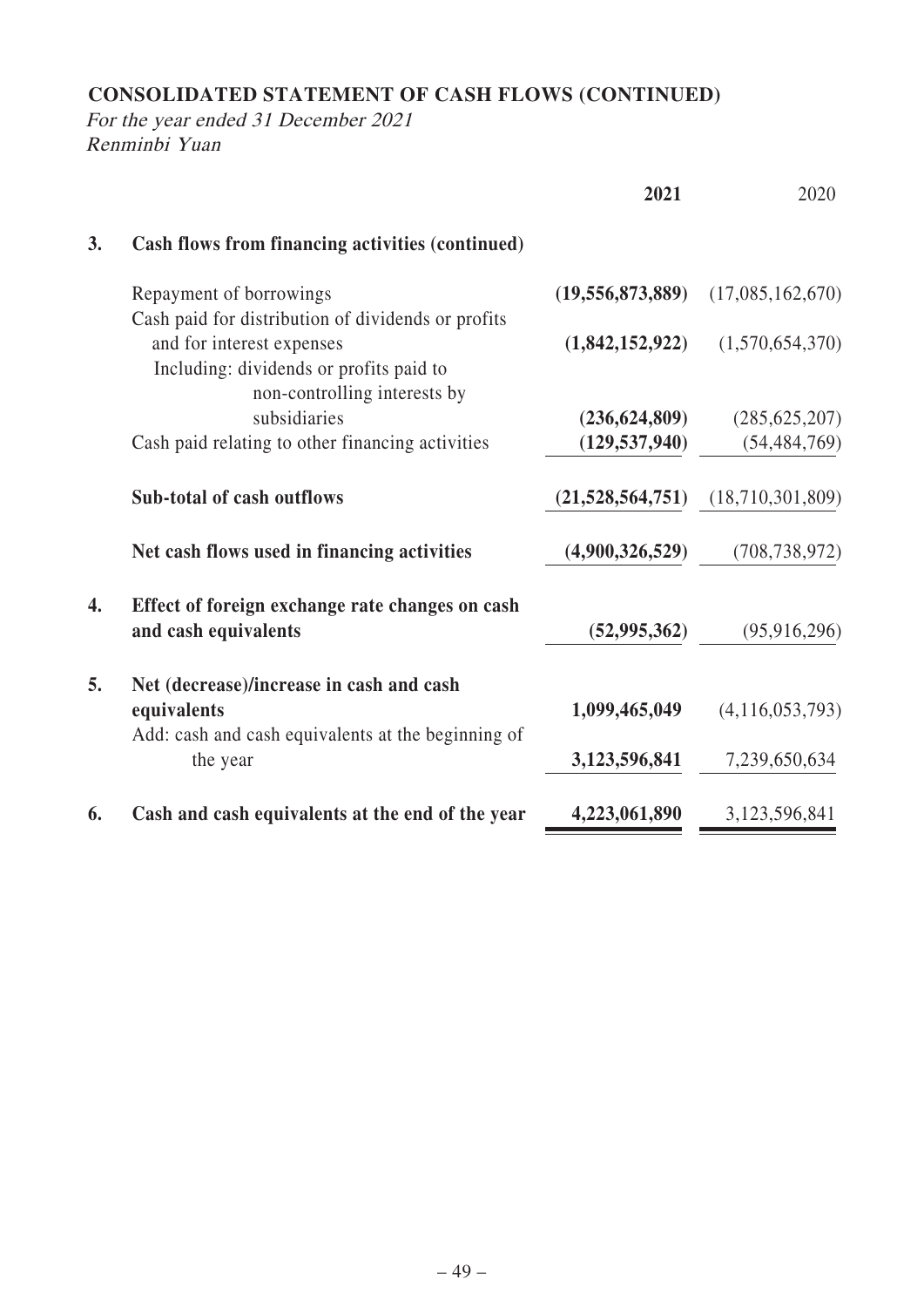## CONSOLIDATED STATEMENT OF CASH FLOWS (CONTINUED)

*For the year ended 31 December 2021*
*Renminbi Yuan*

| | | 2021 | 2020 |
|---|---|---|---|
| **3.** | **Cash flows from financing activities (continued)** | | |
| | Repayment of borrowings | **(19,556,873,889)** | (17,085,162,670) |
| | Cash paid for distribution of dividends or profits and for interest expenses | **(1,842,152,922)** | (1,570,654,370) |
| | Including: dividends or profits paid to non-controlling interests by subsidiaries | **(236,624,809)** | (285,625,207) |
| | Cash paid relating to other financing activities | **(129,537,940)** | (54,484,769) |
| | **Sub-total of cash outflows** | **(21,528,564,751)** | (18,710,301,809) |
| | **Net cash flows used in financing activities** | **(4,900,326,529)** | (708,738,972) |
| **4.** | **Effect of foreign exchange rate changes on cash and cash equivalents** | **(52,995,362)** | (95,916,296) |
| **5.** | **Net (decrease)/increase in cash and cash equivalents** | **1,099,465,049** | (4,116,053,793) |
| | Add: cash and cash equivalents at the beginning of the year | **3,123,596,841** | 7,239,650,634 |
| **6.** | **Cash and cash equivalents at the end of the year** | **4,223,061,890** | 3,123,596,841 |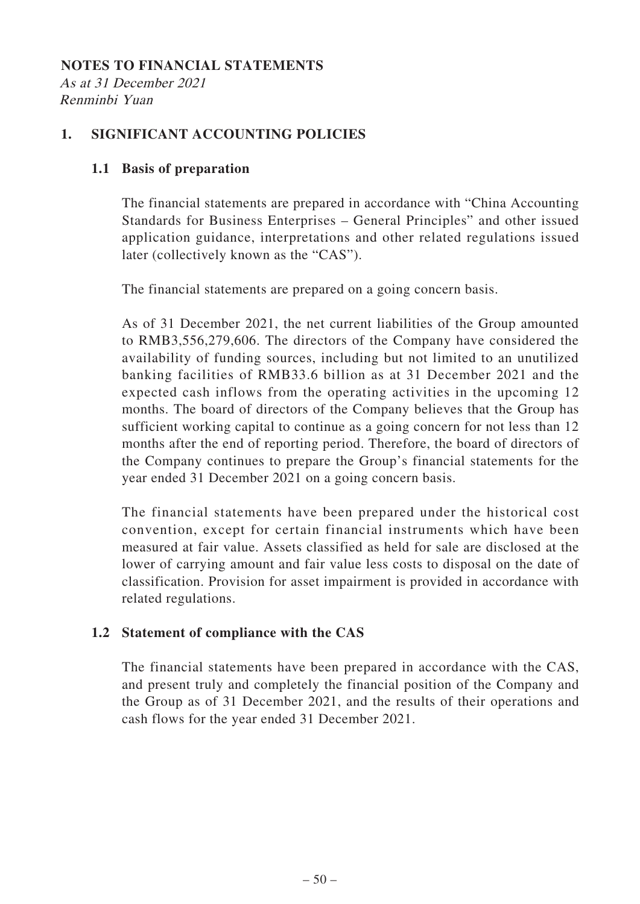**NOTES TO FINANCIAL STATEMENTS**

*As at 31 December 2021*
*Renminbi Yuan*

## 1. SIGNIFICANT ACCOUNTING POLICIES

### 1.1 Basis of preparation

The financial statements are prepared in accordance with "China Accounting Standards for Business Enterprises – General Principles" and other issued application guidance, interpretations and other related regulations issued later (collectively known as the "CAS").

The financial statements are prepared on a going concern basis.

As of 31 December 2021, the net current liabilities of the Group amounted to RMB3,556,279,606. The directors of the Company have considered the availability of funding sources, including but not limited to an unutilized banking facilities of RMB33.6 billion as at 31 December 2021 and the expected cash inflows from the operating activities in the upcoming 12 months. The board of directors of the Company believes that the Group has sufficient working capital to continue as a going concern for not less than 12 months after the end of reporting period. Therefore, the board of directors of the Company continues to prepare the Group's financial statements for the year ended 31 December 2021 on a going concern basis.

The financial statements have been prepared under the historical cost convention, except for certain financial instruments which have been measured at fair value. Assets classified as held for sale are disclosed at the lower of carrying amount and fair value less costs to disposal on the date of classification. Provision for asset impairment is provided in accordance with related regulations.

### 1.2 Statement of compliance with the CAS

The financial statements have been prepared in accordance with the CAS, and present truly and completely the financial position of the Company and the Group as of 31 December 2021, and the results of their operations and cash flows for the year ended 31 December 2021.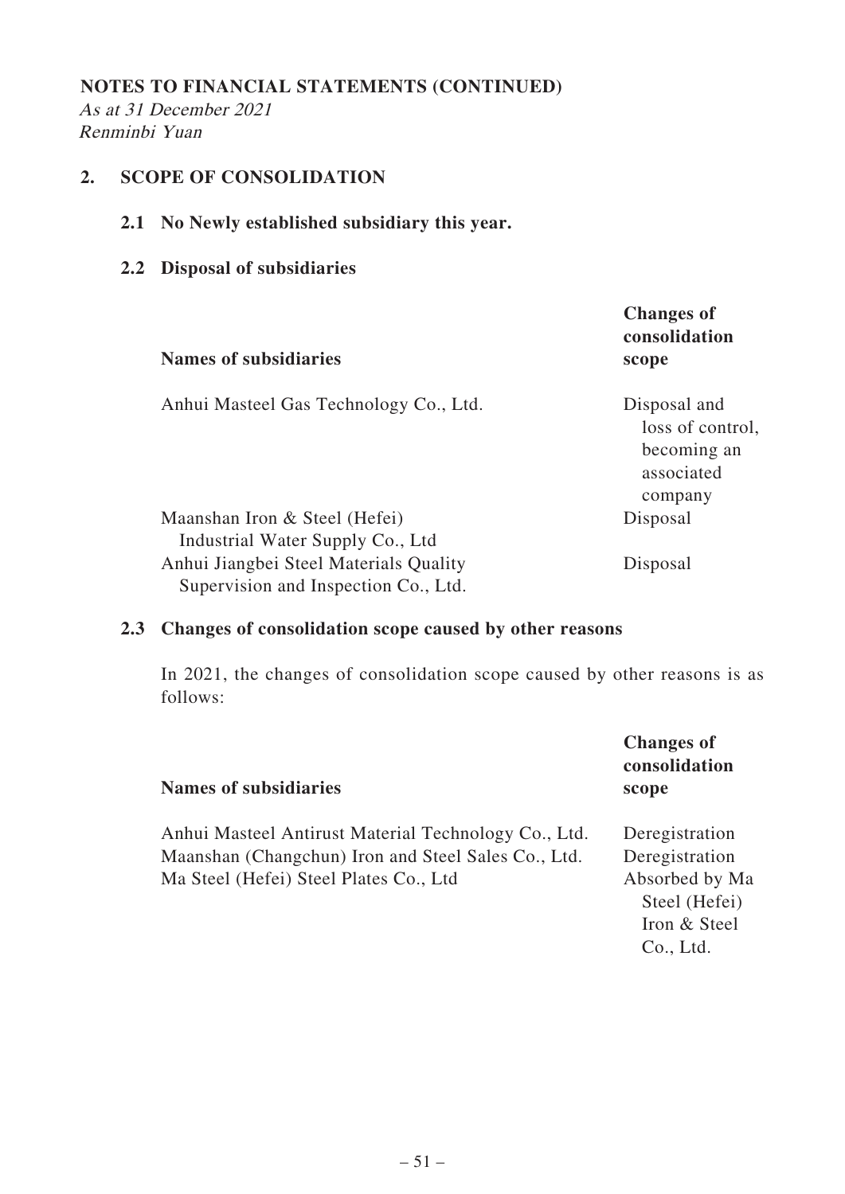**NOTES TO FINANCIAL STATEMENTS (CONTINUED)**

*As at 31 December 2021*
*Renminbi Yuan*

## 2. SCOPE OF CONSOLIDATION

### 2.1 No Newly established subsidiary this year.

### 2.2 Disposal of subsidiaries

| Names of subsidiaries | Changes of consolidation scope |
|---|---|
| Anhui Masteel Gas Technology Co., Ltd. | Disposal and loss of control, becoming an associated company |
| Maanshan Iron & Steel (Hefei) Industrial Water Supply Co., Ltd | Disposal |
| Anhui Jiangbei Steel Materials Quality Supervision and Inspection Co., Ltd. | Disposal |

### 2.3 Changes of consolidation scope caused by other reasons

In 2021, the changes of consolidation scope caused by other reasons is as follows:

| Names of subsidiaries | Changes of consolidation scope |
|---|---|
| Anhui Masteel Antirust Material Technology Co., Ltd. | Deregistration |
| Maanshan (Changchun) Iron and Steel Sales Co., Ltd. | Deregistration |
| Ma Steel (Hefei) Steel Plates Co., Ltd | Absorbed by Ma Steel (Hefei) Iron & Steel Co., Ltd. |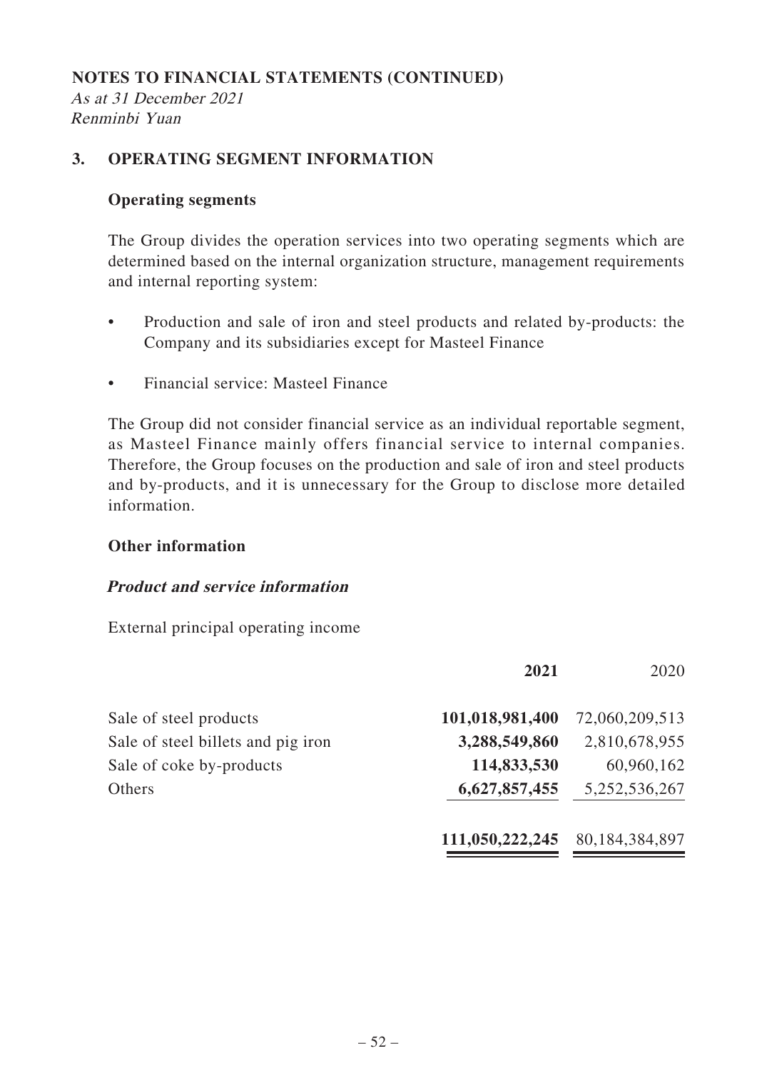**NOTES TO FINANCIAL STATEMENTS (CONTINUED)**

*As at 31 December 2021*
*Renminbi Yuan*

## 3. OPERATING SEGMENT INFORMATION

### Operating segments

The Group divides the operation services into two operating segments which are determined based on the internal organization structure, management requirements and internal reporting system:

- Production and sale of iron and steel products and related by-products: the Company and its subsidiaries except for Masteel Finance
- Financial service: Masteel Finance

The Group did not consider financial service as an individual reportable segment, as Masteel Finance mainly offers financial service to internal companies. Therefore, the Group focuses on the production and sale of iron and steel products and by-products, and it is unnecessary for the Group to disclose more detailed information.

### Other information

#### ***Product and service information***

External principal operating income

| | **2021** | 2020 |
|---|---|---|
| Sale of steel products | **101,018,981,400** | 72,060,209,513 |
| Sale of steel billets and pig iron | **3,288,549,860** | 2,810,678,955 |
| Sale of coke by-products | **114,833,530** | 60,960,162 |
| Others | **6,627,857,455** | 5,252,536,267 |
| | **111,050,222,245** | 80,184,384,897 |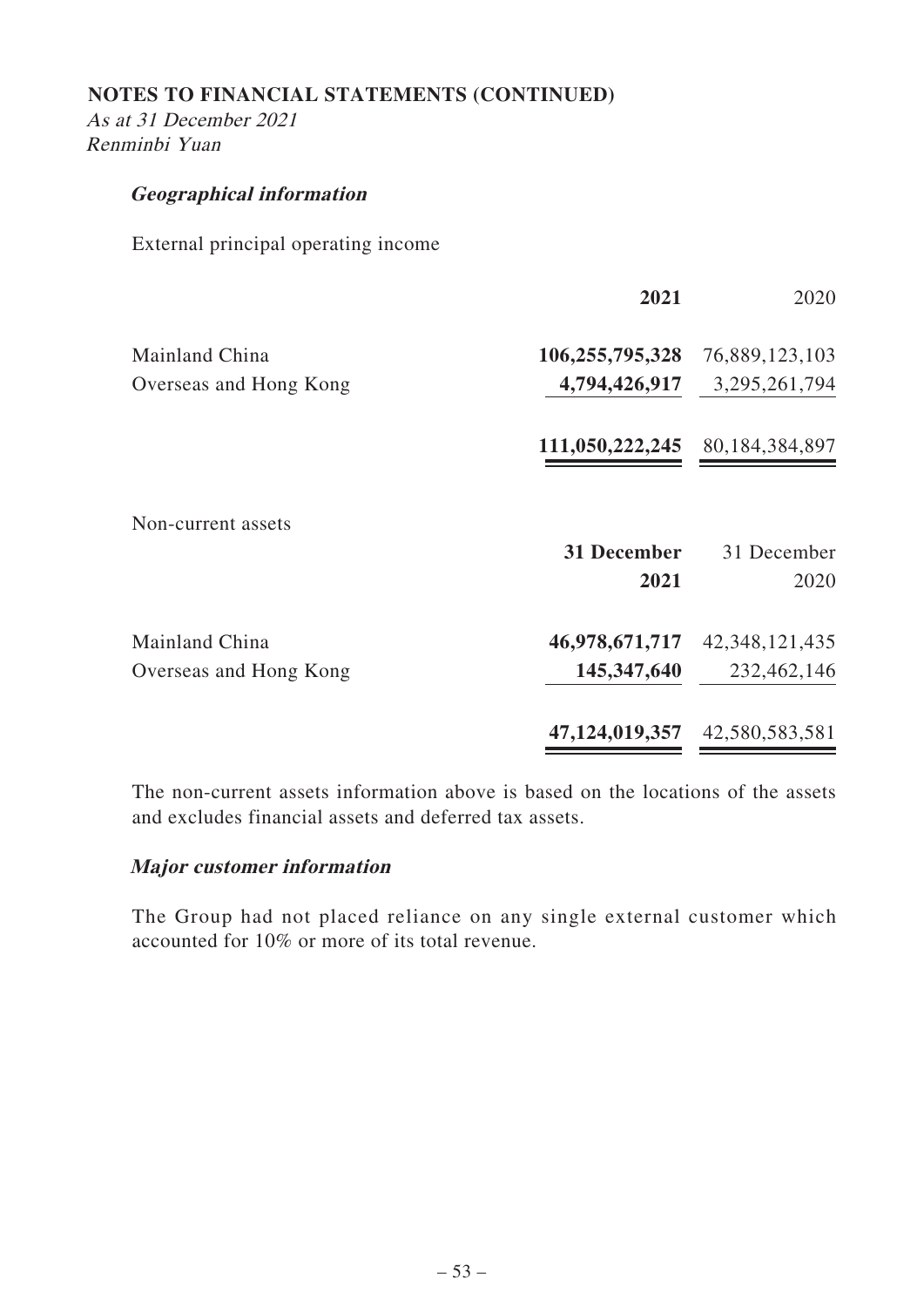**NOTES TO FINANCIAL STATEMENTS (CONTINUED)**

*As at 31 December 2021*
*Renminbi Yuan*

***Geographical information***

External principal operating income

| | **2021** | 2020 |
|---|---|---|
| Mainland China | **106,255,795,328** | 76,889,123,103 |
| Overseas and Hong Kong | **4,794,426,917** | 3,295,261,794 |
| | **111,050,222,245** | 80,184,384,897 |

Non-current assets

| | **31 December 2021** | 31 December 2020 |
|---|---|---|
| Mainland China | **46,978,671,717** | 42,348,121,435 |
| Overseas and Hong Kong | **145,347,640** | 232,462,146 |
| | **47,124,019,357** | 42,580,583,581 |

The non-current assets information above is based on the locations of the assets and excludes financial assets and deferred tax assets.

***Major customer information***

The Group had not placed reliance on any single external customer which accounted for 10% or more of its total revenue.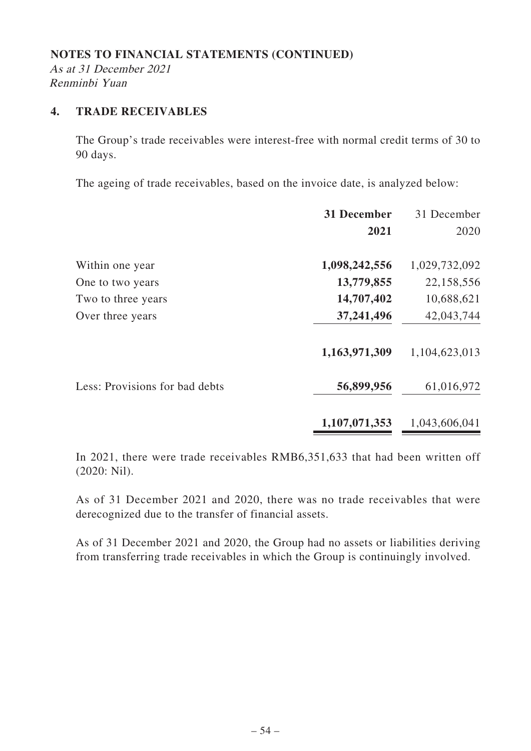**NOTES TO FINANCIAL STATEMENTS (CONTINUED)**

*As at 31 December 2021*
*Renminbi Yuan*

## 4. TRADE RECEIVABLES

The Group's trade receivables were interest-free with normal credit terms of 30 to 90 days.

The ageing of trade receivables, based on the invoice date, is analyzed below:

| | **31 December 2021** | 31 December 2020 |
|---|---|---|
| Within one year | **1,098,242,556** | 1,029,732,092 |
| One to two years | **13,779,855** | 22,158,556 |
| Two to three years | **14,707,402** | 10,688,621 |
| Over three years | **37,241,496** | 42,043,744 |
| | **1,163,971,309** | 1,104,623,013 |
| Less: Provisions for bad debts | **56,899,956** | 61,016,972 |
| | **1,107,071,353** | 1,043,606,041 |

In 2021, there were trade receivables RMB6,351,633 that had been written off (2020: Nil).

As of 31 December 2021 and 2020, there was no trade receivables that were derecognized due to the transfer of financial assets.

As of 31 December 2021 and 2020, the Group had no assets or liabilities deriving from transferring trade receivables in which the Group is continuingly involved.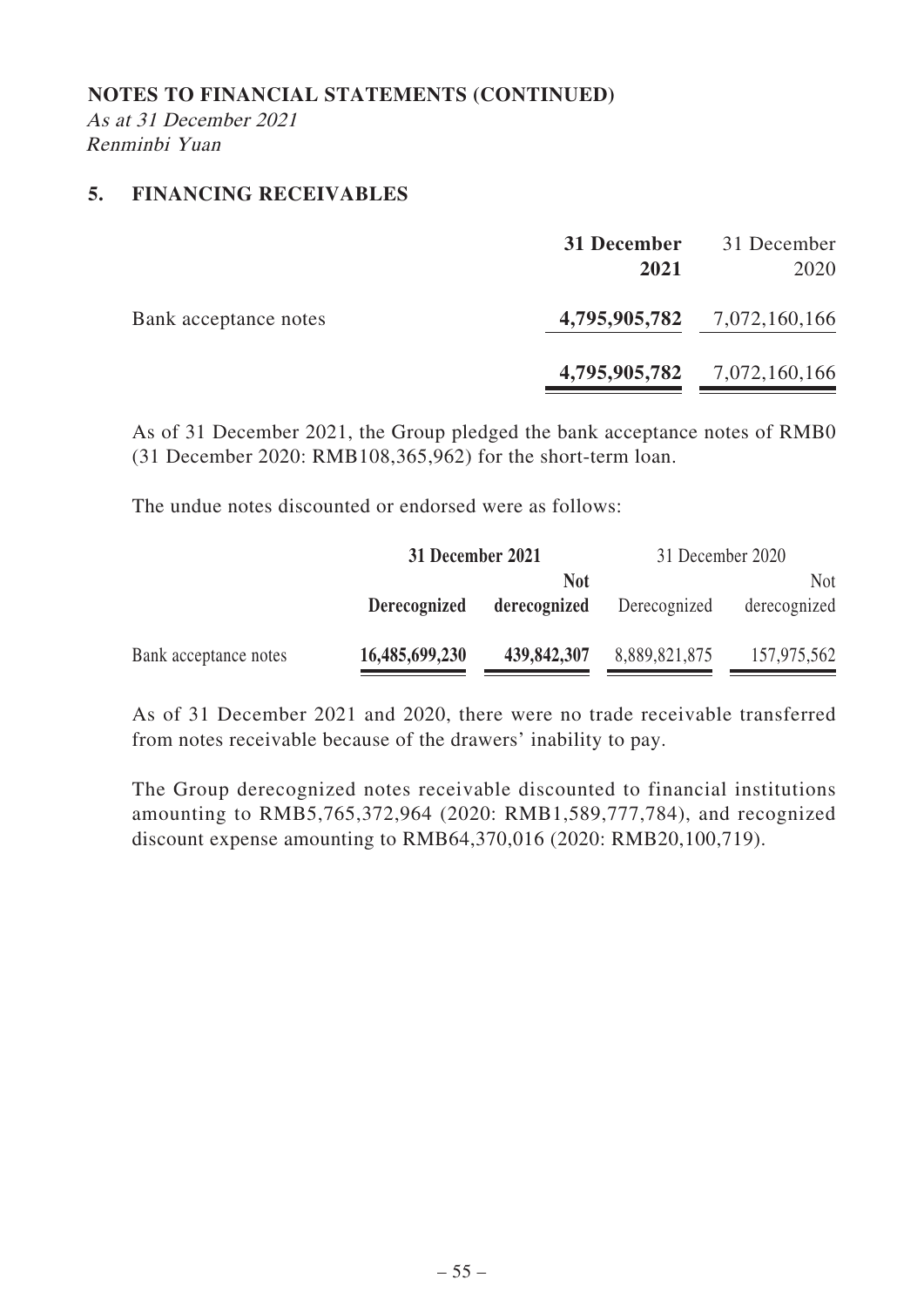**NOTES TO FINANCIAL STATEMENTS (CONTINUED)**

*As at 31 December 2021*
*Renminbi Yuan*

## 5. FINANCING RECEIVABLES

| | **31 December 2021** | 31 December 2020 |
|---|---|---|
| Bank acceptance notes | **4,795,905,782** | 7,072,160,166 |
| | **4,795,905,782** | 7,072,160,166 |

As of 31 December 2021, the Group pledged the bank acceptance notes of RMB0 (31 December 2020: RMB108,365,962) for the short-term loan.

The undue notes discounted or endorsed were as follows:

| | **31 December 2021** | | 31 December 2020 | |
|---|---|---|---|---|
| | **Derecognized** | **Not derecognized** | Derecognized | Not derecognized |
| Bank acceptance notes | **16,485,699,230** | **439,842,307** | 8,889,821,875 | 157,975,562 |

As of 31 December 2021 and 2020, there were no trade receivable transferred from notes receivable because of the drawers' inability to pay.

The Group derecognized notes receivable discounted to financial institutions amounting to RMB5,765,372,964 (2020: RMB1,589,777,784), and recognized discount expense amounting to RMB64,370,016 (2020: RMB20,100,719).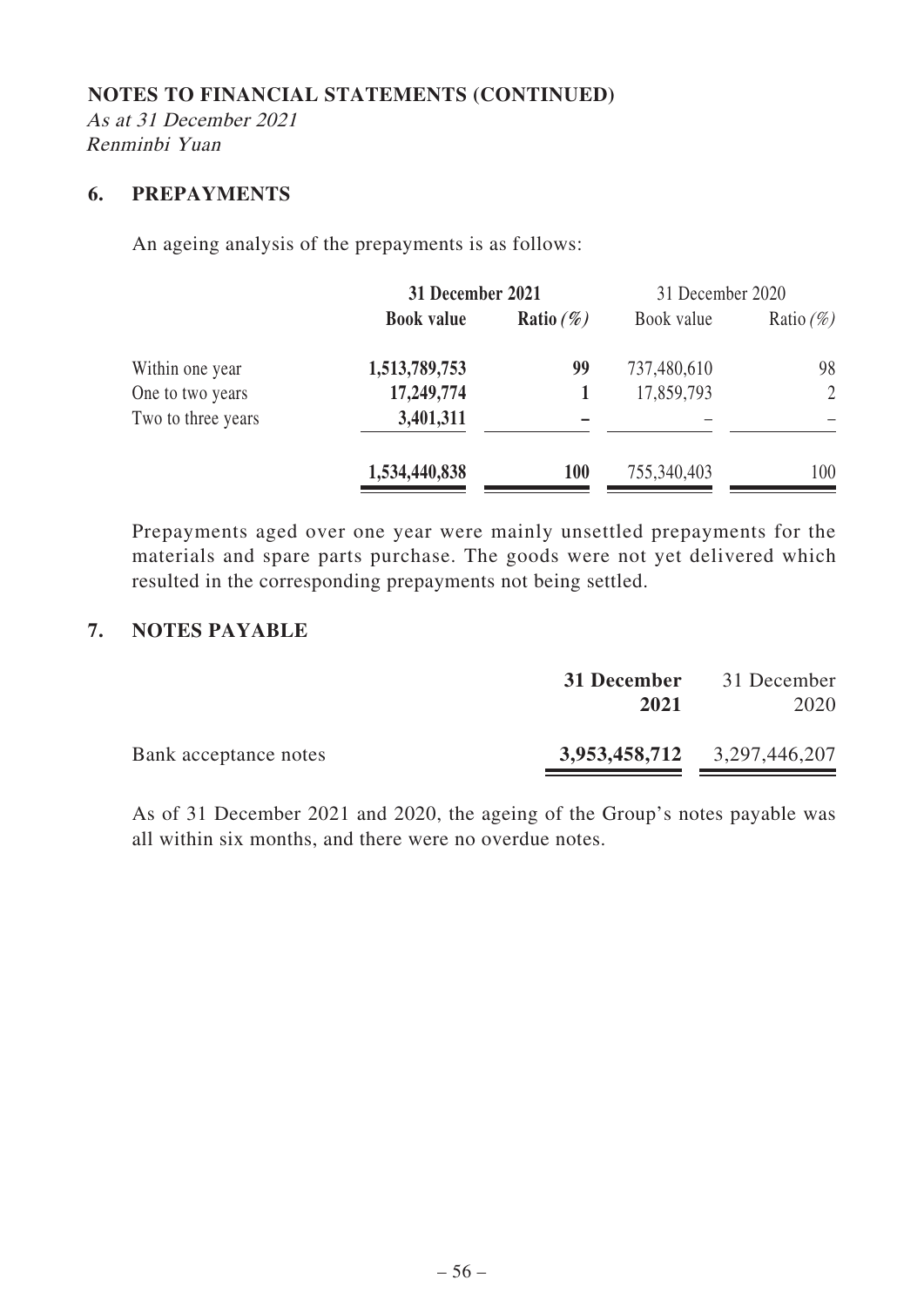**NOTES TO FINANCIAL STATEMENTS (CONTINUED)**

*As at 31 December 2021*
*Renminbi Yuan*

## 6. PREPAYMENTS

An ageing analysis of the prepayments is as follows:

| | **31 December 2021** | | 31 December 2020 | |
|---|---|---|---|---|
| | **Book value** | **Ratio (%)** | Book value | Ratio (%) |
| Within one year | **1,513,789,753** | **99** | 737,480,610 | 98 |
| One to two years | **17,249,774** | **1** | 17,859,793 | 2 |
| Two to three years | **3,401,311** | **–** | – | – |
| | **1,534,440,838** | **100** | 755,340,403 | 100 |

Prepayments aged over one year were mainly unsettled prepayments for the materials and spare parts purchase. The goods were not yet delivered which resulted in the corresponding prepayments not being settled.

## 7. NOTES PAYABLE

| | **31 December 2021** | 31 December 2020 |
|---|---|---|
| Bank acceptance notes | **3,953,458,712** | 3,297,446,207 |

As of 31 December 2021 and 2020, the ageing of the Group's notes payable was all within six months, and there were no overdue notes.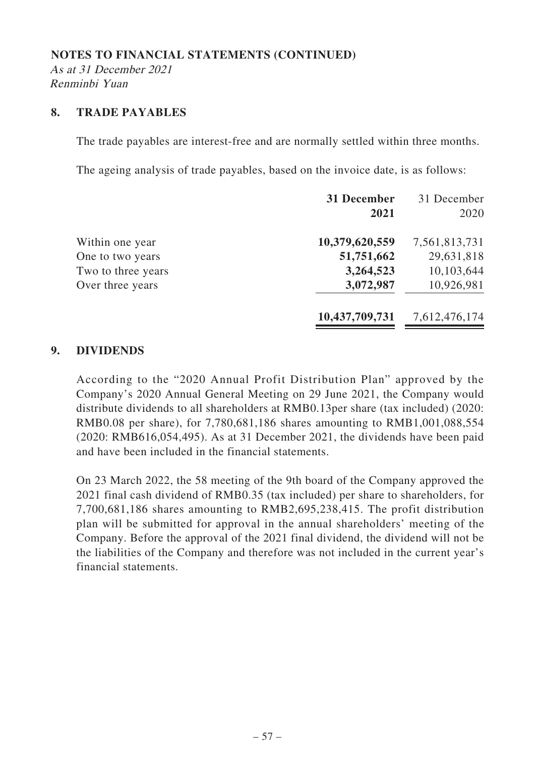**NOTES TO FINANCIAL STATEMENTS (CONTINUED)**

*As at 31 December 2021*
*Renminbi Yuan*

## 8. TRADE PAYABLES

The trade payables are interest-free and are normally settled within three months.

The ageing analysis of trade payables, based on the invoice date, is as follows:

| | **31 December 2021** | 31 December 2020 |
|---|---|---|
| Within one year | **10,379,620,559** | 7,561,813,731 |
| One to two years | **51,751,662** | 29,631,818 |
| Two to three years | **3,264,523** | 10,103,644 |
| Over three years | **3,072,987** | 10,926,981 |
| | **10,437,709,731** | 7,612,476,174 |

## 9. DIVIDENDS

According to the "2020 Annual Profit Distribution Plan" approved by the Company's 2020 Annual General Meeting on 29 June 2021, the Company would distribute dividends to all shareholders at RMB0.13per share (tax included) (2020: RMB0.08 per share), for 7,780,681,186 shares amounting to RMB1,001,088,554 (2020: RMB616,054,495). As at 31 December 2021, the dividends have been paid and have been included in the financial statements.

On 23 March 2022, the 58 meeting of the 9th board of the Company approved the 2021 final cash dividend of RMB0.35 (tax included) per share to shareholders, for 7,700,681,186 shares amounting to RMB2,695,238,415. The profit distribution plan will be submitted for approval in the annual shareholders' meeting of the Company. Before the approval of the 2021 final dividend, the dividend will not be the liabilities of the Company and therefore was not included in the current year's financial statements.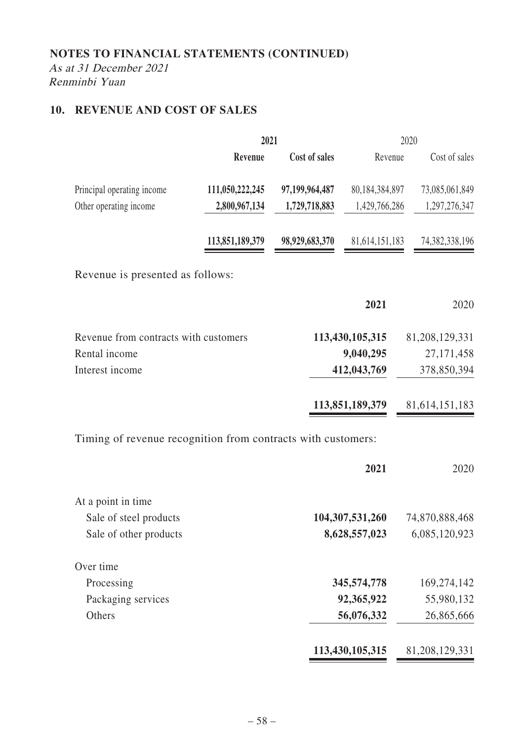**NOTES TO FINANCIAL STATEMENTS (CONTINUED)**

*As at 31 December 2021*
*Renminbi Yuan*

## 10. REVENUE AND COST OF SALES

| | 2021 | | 2020 | |
|---|---|---|---|---|
| | **Revenue** | **Cost of sales** | Revenue | Cost of sales |
| Principal operating income | **111,050,222,245** | **97,199,964,487** | 80,184,384,897 | 73,085,061,849 |
| Other operating income | **2,800,967,134** | **1,729,718,883** | 1,429,766,286 | 1,297,276,347 |
| | **113,851,189,379** | **98,929,683,370** | 81,614,151,183 | 74,382,338,196 |

Revenue is presented as follows:

| | **2021** | 2020 |
|---|---|---|
| Revenue from contracts with customers | **113,430,105,315** | 81,208,129,331 |
| Rental income | **9,040,295** | 27,171,458 |
| Interest income | **412,043,769** | 378,850,394 |
| | **113,851,189,379** | 81,614,151,183 |

Timing of revenue recognition from contracts with customers:

| | **2021** | 2020 |
|---|---|---|
| At a point in time | | |
| Sale of steel products | **104,307,531,260** | 74,870,888,468 |
| Sale of other products | **8,628,557,023** | 6,085,120,923 |
| Over time | | |
| Processing | **345,574,778** | 169,274,142 |
| Packaging services | **92,365,922** | 55,980,132 |
| Others | **56,076,332** | 26,865,666 |
| | **113,430,105,315** | 81,208,129,331 |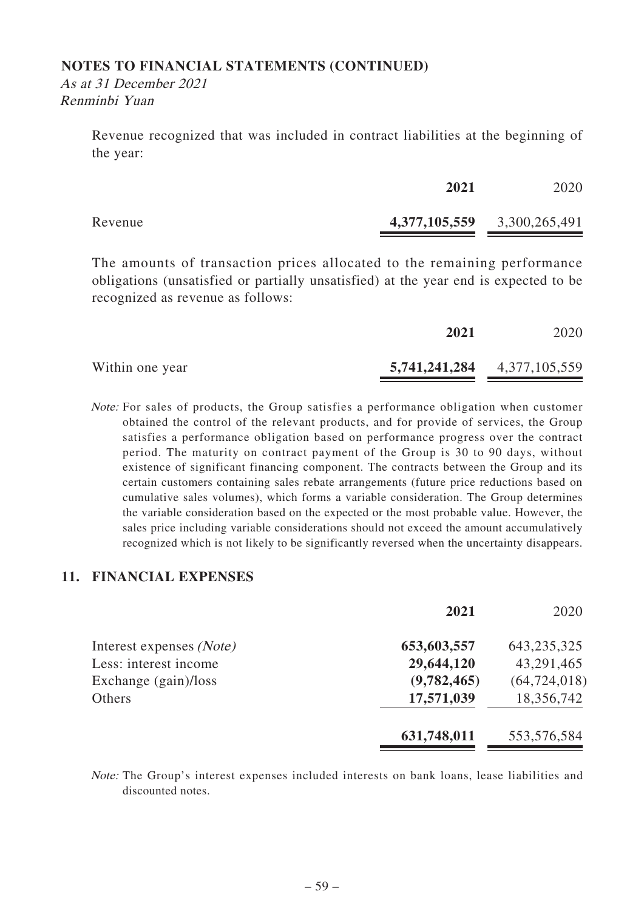**NOTES TO FINANCIAL STATEMENTS (CONTINUED)**

*As at 31 December 2021*
*Renminbi Yuan*

Revenue recognized that was included in contract liabilities at the beginning of the year:

| | **2021** | 2020 |
|---|---|---|
| Revenue | **4,377,105,559** | 3,300,265,491 |

The amounts of transaction prices allocated to the remaining performance obligations (unsatisfied or partially unsatisfied) at the year end is expected to be recognized as revenue as follows:

| | **2021** | 2020 |
|---|---|---|
| Within one year | **5,741,241,284** | 4,377,105,559 |

*Note:* For sales of products, the Group satisfies a performance obligation when customer obtained the control of the relevant products, and for provide of services, the Group satisfies a performance obligation based on performance progress over the contract period. The maturity on contract payment of the Group is 30 to 90 days, without existence of significant financing component. The contracts between the Group and its certain customers containing sales rebate arrangements (future price reductions based on cumulative sales volumes), which forms a variable consideration. The Group determines the variable consideration based on the expected or the most probable value. However, the sales price including variable considerations should not exceed the amount accumulatively recognized which is not likely to be significantly reversed when the uncertainty disappears.

## 11. FINANCIAL EXPENSES

| | **2021** | 2020 |
|---|---|---|
| Interest expenses *(Note)* | **653,603,557** | 643,235,325 |
| Less: interest income | **29,644,120** | 43,291,465 |
| Exchange (gain)/loss | **(9,782,465)** | (64,724,018) |
| Others | **17,571,039** | 18,356,742 |
| | **631,748,011** | 553,576,584 |

*Note:* The Group's interest expenses included interests on bank loans, lease liabilities and discounted notes.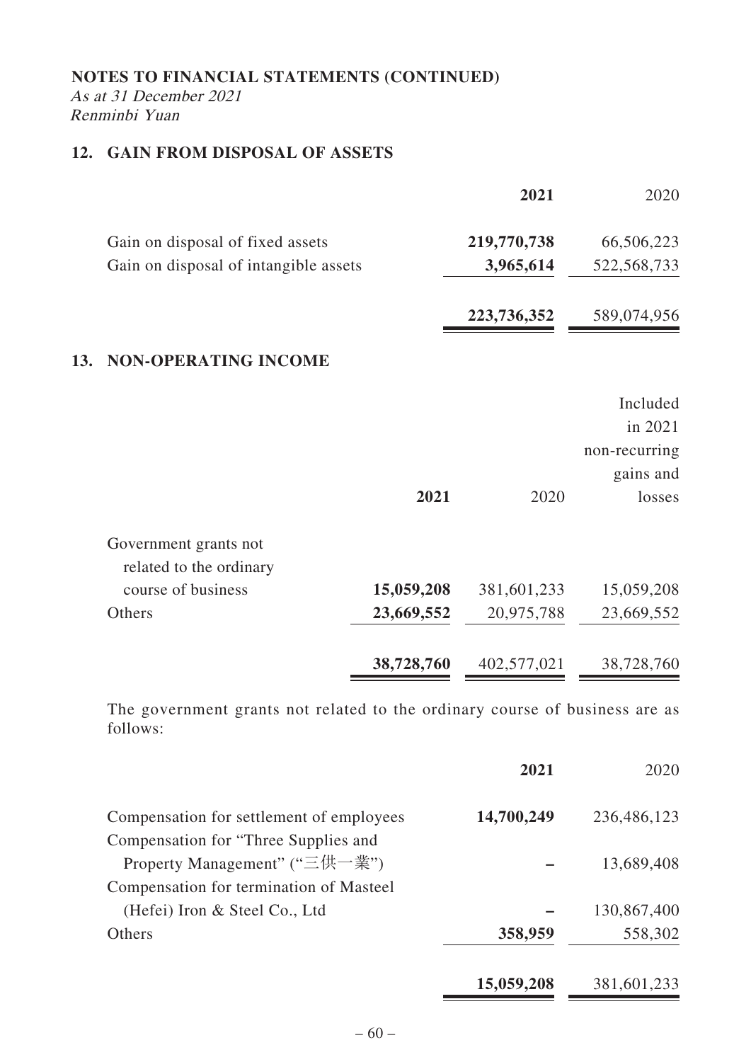**NOTES TO FINANCIAL STATEMENTS (CONTINUED)**

*As at 31 December 2021*

*Renminbi Yuan*

## 12. GAIN FROM DISPOSAL OF ASSETS

| | **2021** | 2020 |
|---|---|---|
| Gain on disposal of fixed assets | **219,770,738** | 66,506,223 |
| Gain on disposal of intangible assets | **3,965,614** | 522,568,733 |
| | **223,736,352** | 589,074,956 |

## 13. NON-OPERATING INCOME

| | **2021** | 2020 | Included in 2021 non-recurring gains and losses |
|---|---|---|---|
| Government grants not related to the ordinary course of business | **15,059,208** | 381,601,233 | 15,059,208 |
| Others | **23,669,552** | 20,975,788 | 23,669,552 |
| | **38,728,760** | 402,577,021 | 38,728,760 |

The government grants not related to the ordinary course of business are as follows:

| | **2021** | 2020 |
|---|---|---|
| Compensation for settlement of employees | **14,700,249** | 236,486,123 |
| Compensation for "Three Supplies and Property Management" ("三供一業") | **–** | 13,689,408 |
| Compensation for termination of Masteel (Hefei) Iron & Steel Co., Ltd | **–** | 130,867,400 |
| Others | **358,959** | 558,302 |
| | **15,059,208** | 381,601,233 |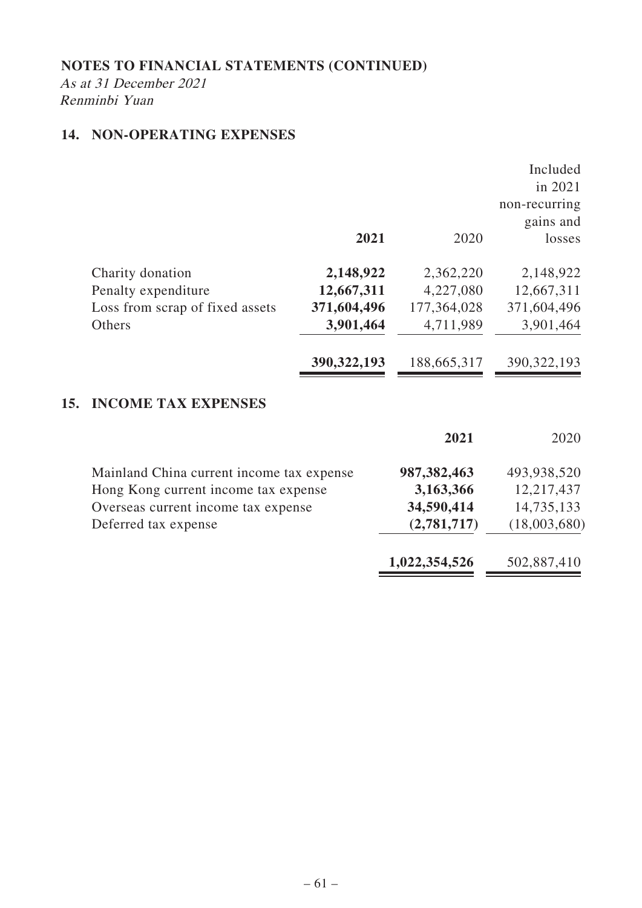**NOTES TO FINANCIAL STATEMENTS (CONTINUED)**

*As at 31 December 2021*

*Renminbi Yuan*

## 14. NON-OPERATING EXPENSES

| | **2021** | 2020 | Included in 2021 non-recurring gains and losses |
|---|---|---|---|
| Charity donation | **2,148,922** | 2,362,220 | 2,148,922 |
| Penalty expenditure | **12,667,311** | 4,227,080 | 12,667,311 |
| Loss from scrap of fixed assets | **371,604,496** | 177,364,028 | 371,604,496 |
| Others | **3,901,464** | 4,711,989 | 3,901,464 |
| | **390,322,193** | 188,665,317 | 390,322,193 |

## 15. INCOME TAX EXPENSES

| | **2021** | 2020 |
|---|---|---|
| Mainland China current income tax expense | **987,382,463** | 493,938,520 |
| Hong Kong current income tax expense | **3,163,366** | 12,217,437 |
| Overseas current income tax expense | **34,590,414** | 14,735,133 |
| Deferred tax expense | **(2,781,717)** | (18,003,680) |
| | **1,022,354,526** | 502,887,410 |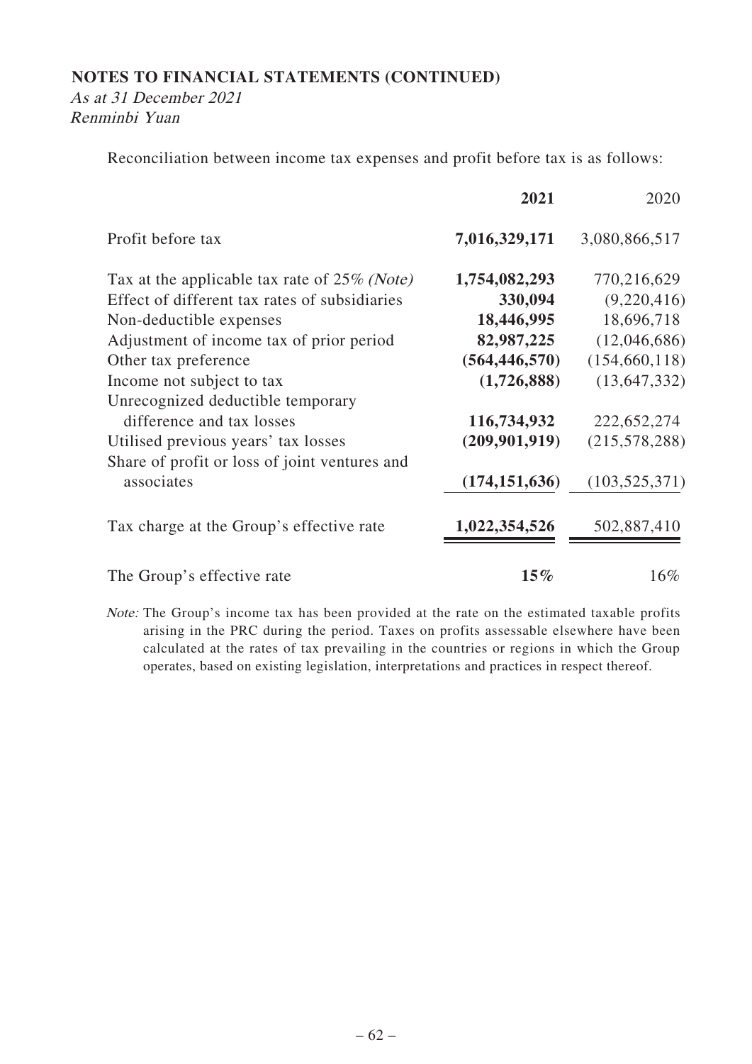**NOTES TO FINANCIAL STATEMENTS (CONTINUED)**

*As at 31 December 2021*
*Renminbi Yuan*

Reconciliation between income tax expenses and profit before tax is as follows:

| | **2021** | 2020 |
|---|---|---|
| Profit before tax | **7,016,329,171** | 3,080,866,517 |
| Tax at the applicable tax rate of 25% *(Note)* | **1,754,082,293** | 770,216,629 |
| Effect of different tax rates of subsidiaries | **330,094** | (9,220,416) |
| Non-deductible expenses | **18,446,995** | 18,696,718 |
| Adjustment of income tax of prior period | **82,987,225** | (12,046,686) |
| Other tax preference | **(564,446,570)** | (154,660,118) |
| Income not subject to tax | **(1,726,888)** | (13,647,332) |
| Unrecognized deductible temporary difference and tax losses | **116,734,932** | 222,652,274 |
| Utilised previous years' tax losses | **(209,901,919)** | (215,578,288) |
| Share of profit or loss of joint ventures and associates | **(174,151,636)** | (103,525,371) |
| Tax charge at the Group's effective rate | **1,022,354,526** | 502,887,410 |
| The Group's effective rate | **15%** | 16% |

*Note:* The Group's income tax has been provided at the rate on the estimated taxable profits arising in the PRC during the period. Taxes on profits assessable elsewhere have been calculated at the rates of tax prevailing in the countries or regions in which the Group operates, based on existing legislation, interpretations and practices in respect thereof.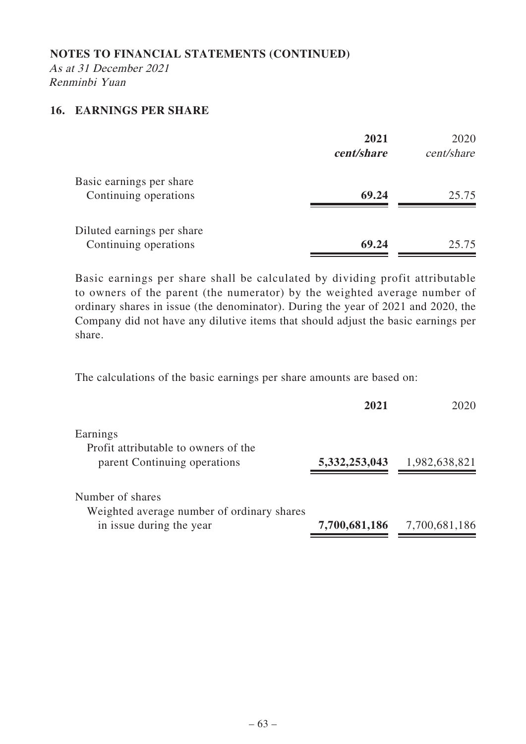**NOTES TO FINANCIAL STATEMENTS (CONTINUED)**

*As at 31 December 2021*
*Renminbi Yuan*

## 16. EARNINGS PER SHARE

| | **2021** | 2020 |
|---|---|---|
| | ***cent/share*** | *cent/share* |
| Basic earnings per share | | |
| Continuing operations | **69.24** | 25.75 |
| Diluted earnings per share | | |
| Continuing operations | **69.24** | 25.75 |

Basic earnings per share shall be calculated by dividing profit attributable to owners of the parent (the numerator) by the weighted average number of ordinary shares in issue (the denominator). During the year of 2021 and 2020, the Company did not have any dilutive items that should adjust the basic earnings per share.

The calculations of the basic earnings per share amounts are based on:

| | **2021** | 2020 |
|---|---|---|
| Earnings | | |
| Profit attributable to owners of the parent Continuing operations | **5,332,253,043** | 1,982,638,821 |
| Number of shares | | |
| Weighted average number of ordinary shares in issue during the year | **7,700,681,186** | 7,700,681,186 |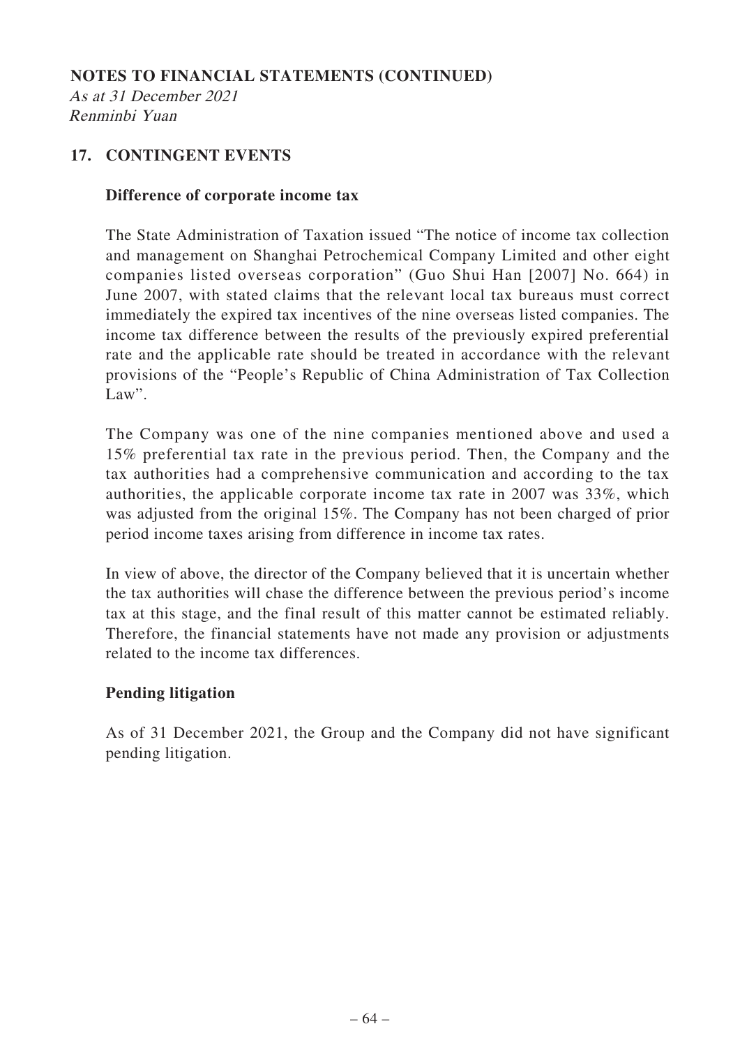**NOTES TO FINANCIAL STATEMENTS (CONTINUED)**

*As at 31 December 2021*
*Renminbi Yuan*

## 17. CONTINGENT EVENTS

### Difference of corporate income tax

The State Administration of Taxation issued "The notice of income tax collection and management on Shanghai Petrochemical Company Limited and other eight companies listed overseas corporation" (Guo Shui Han [2007] No. 664) in June 2007, with stated claims that the relevant local tax bureaus must correct immediately the expired tax incentives of the nine overseas listed companies. The income tax difference between the results of the previously expired preferential rate and the applicable rate should be treated in accordance with the relevant provisions of the "People's Republic of China Administration of Tax Collection Law".

The Company was one of the nine companies mentioned above and used a 15% preferential tax rate in the previous period. Then, the Company and the tax authorities had a comprehensive communication and according to the tax authorities, the applicable corporate income tax rate in 2007 was 33%, which was adjusted from the original 15%. The Company has not been charged of prior period income taxes arising from difference in income tax rates.

In view of above, the director of the Company believed that it is uncertain whether the tax authorities will chase the difference between the previous period's income tax at this stage, and the final result of this matter cannot be estimated reliably. Therefore, the financial statements have not made any provision or adjustments related to the income tax differences.

### Pending litigation

As of 31 December 2021, the Group and the Company did not have significant pending litigation.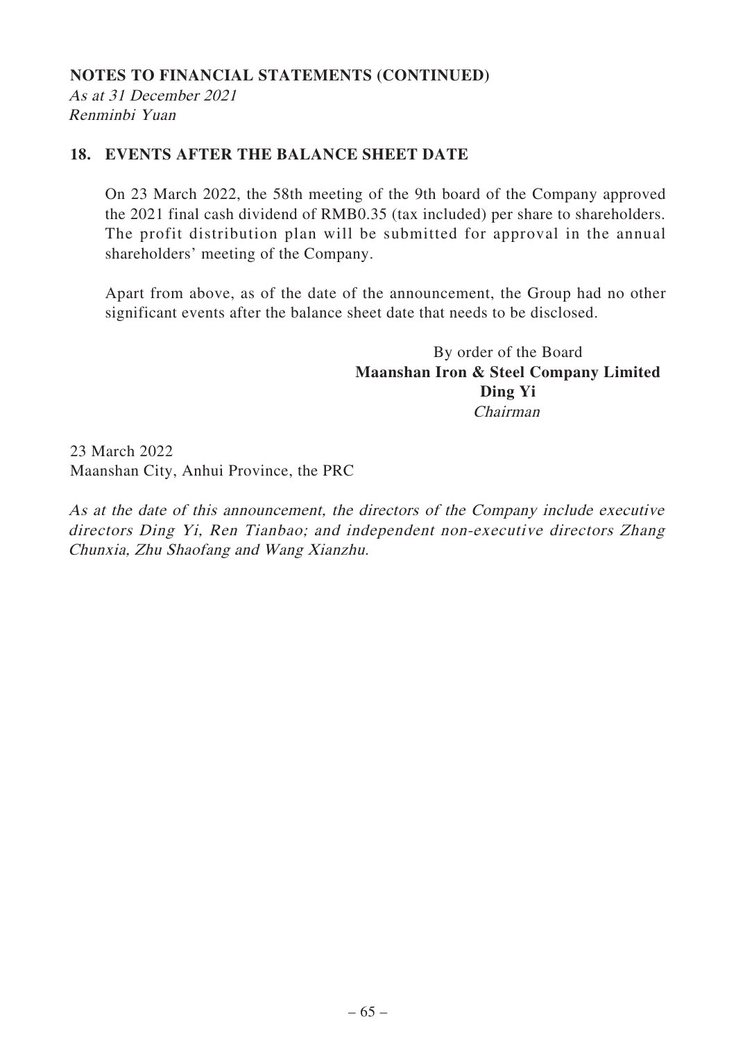**NOTES TO FINANCIAL STATEMENTS (CONTINUED)**

*As at 31 December 2021*
*Renminbi Yuan*

## 18. EVENTS AFTER THE BALANCE SHEET DATE

On 23 March 2022, the 58th meeting of the 9th board of the Company approved the 2021 final cash dividend of RMB0.35 (tax included) per share to shareholders. The profit distribution plan will be submitted for approval in the annual shareholders' meeting of the Company.

Apart from above, as of the date of the announcement, the Group had no other significant events after the balance sheet date that needs to be disclosed.

By order of the Board
**Maanshan Iron & Steel Company Limited**
**Ding Yi**
*Chairman*

23 March 2022
Maanshan City, Anhui Province, the PRC

*As at the date of this announcement, the directors of the Company include executive directors Ding Yi, Ren Tianbao; and independent non-executive directors Zhang Chunxia, Zhu Shaofang and Wang Xianzhu.*